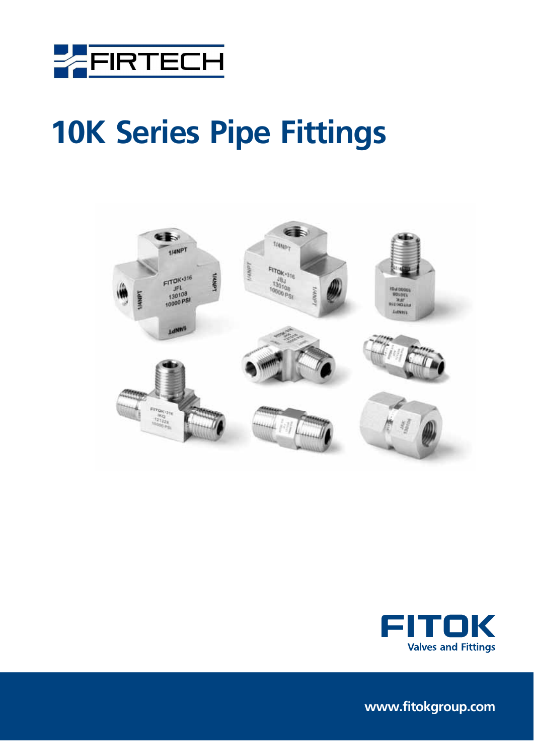FIRTECH

# 10K Series Pipe Fittings

FITOK
Valves and Fittings

www.fitokgroup.com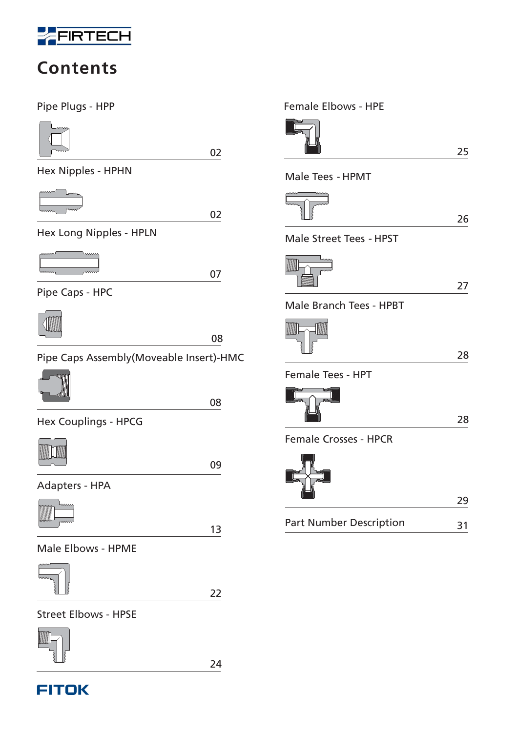# Contents

| Item | Page |
|---|---|
| Pipe Plugs - HPP | 02 |
| Hex Nipples - HPHN | 02 |
| Hex Long Nipples - HPLN | 07 |
| Pipe Caps - HPC | 08 |
| Pipe Caps Assembly(Moveable Insert)-HMC | 08 |
| Hex Couplings - HPCG | 09 |
| Adapters - HPA | 13 |
| Male Elbows - HPME | 22 |
| Street Elbows - HPSE | 24 |
| Female Elbows - HPE | 25 |
| Male Tees - HPMT | 26 |
| Male Street Tees - HPST | 27 |
| Male Branch Tees - HPBT | 28 |
| Female Tees - HPT | 28 |
| Female Crosses - HPCR | 29 |
| Part Number Description | 31 |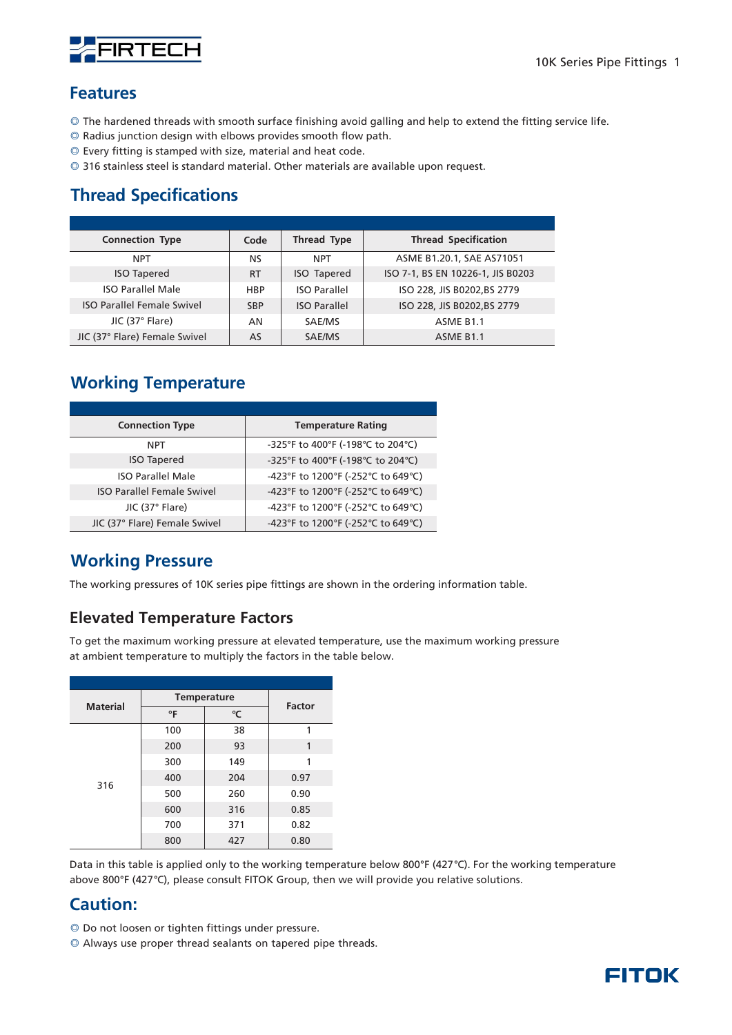## Features

◎ The hardened threads with smooth surface finishing avoid galling and help to extend the fitting service life.
◎ Radius junction design with elbows provides smooth flow path.
◎ Every fitting is stamped with size, material and heat code.
◎ 316 stainless steel is standard material. Other materials are available upon request.

## Thread Specifications

| Connection Type | Code | Thread Type | Thread Specification |
|---|---|---|---|
| NPT | NS | NPT | ASME B1.20.1, SAE AS71051 |
| ISO Tapered | RT | ISO Tapered | ISO 7-1, BS EN 10226-1, JIS B0203 |
| ISO Parallel Male | HBP | ISO Parallel | ISO 228, JIS B0202,BS 2779 |
| ISO Parallel Female Swivel | SBP | ISO Parallel | ISO 228, JIS B0202,BS 2779 |
| JIC (37° Flare) | AN | SAE/MS | ASME B1.1 |
| JIC (37° Flare) Female Swivel | AS | SAE/MS | ASME B1.1 |

## Working Temperature

| Connection Type | Temperature Rating |
|---|---|
| NPT | -325°F to 400°F (-198℃ to 204℃) |
| ISO Tapered | -325°F to 400°F (-198℃ to 204℃) |
| ISO Parallel Male | -423°F to 1200°F (-252℃ to 649℃) |
| ISO Parallel Female Swivel | -423°F to 1200°F (-252℃ to 649℃) |
| JIC (37° Flare) | -423°F to 1200°F (-252℃ to 649℃) |
| JIC (37° Flare) Female Swivel | -423°F to 1200°F (-252℃ to 649℃) |

## Working Pressure

The working pressures of 10K series pipe fittings are shown in the ordering information table.

### Elevated Temperature Factors

To get the maximum working pressure at elevated temperature, use the maximum working pressure at ambient temperature to multiply the factors in the table below.

| Material | Temperature | | Factor |
|---|---|---|---|
| | °F | ℃ | |
| 316 | 100 | 38 | 1 |
| | 200 | 93 | 1 |
| | 300 | 149 | 1 |
| | 400 | 204 | 0.97 |
| | 500 | 260 | 0.90 |
| | 600 | 316 | 0.85 |
| | 700 | 371 | 0.82 |
| | 800 | 427 | 0.80 |

Data in this table is applied only to the working temperature below 800°F (427℃). For the working temperature above 800°F (427℃), please consult FITOK Group, then we will provide you relative solutions.

## Caution:

◎ Do not loosen or tighten fittings under pressure.
◎ Always use proper thread sealants on tapered pipe threads.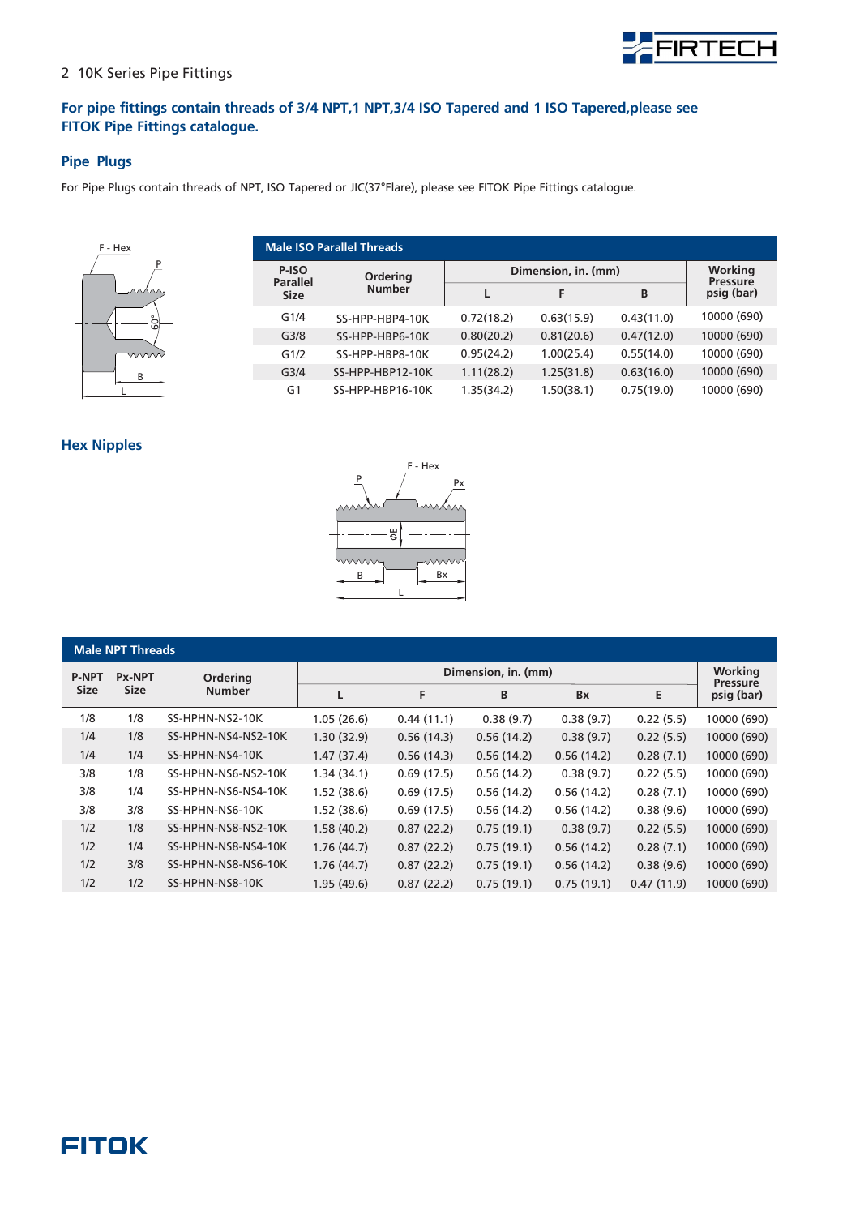**For pipe fittings contain threads of 3/4 NPT,1 NPT,3/4 ISO Tapered and 1 ISO Tapered,please see FITOK Pipe Fittings catalogue.**

## Pipe Plugs

For Pipe Plugs contain threads of NPT, ISO Tapered or JIC(37°Flare), please see FITOK Pipe Fittings catalogue.

| Male ISO Parallel Threads | | | | | |
|---|---|---|---|---|---|
| P-ISO Parallel Size | Ordering Number | Dimension, in. (mm) | | | Working Pressure psig (bar) |
| | | L | F | B | |
| G1/4 | SS-HPP-HBP4-10K | 0.72(18.2) | 0.63(15.9) | 0.43(11.0) | 10000 (690) |
| G3/8 | SS-HPP-HBP6-10K | 0.80(20.2) | 0.81(20.6) | 0.47(12.0) | 10000 (690) |
| G1/2 | SS-HPP-HBP8-10K | 0.95(24.2) | 1.00(25.4) | 0.55(14.0) | 10000 (690) |
| G3/4 | SS-HPP-HBP12-10K | 1.11(28.2) | 1.25(31.8) | 0.63(16.0) | 10000 (690) |
| G1 | SS-HPP-HBP16-10K | 1.35(34.2) | 1.50(38.1) | 0.75(19.0) | 10000 (690) |

## Hex Nipples

| Male NPT Threads | | | | | | | | | |
|---|---|---|---|---|---|---|---|---|---|
| P-NPT Size | Px-NPT Size | Ordering Number | Dimension, in. (mm) | | | | | Working Pressure psig (bar) |
| | | | L | F | B | Bx | E | |
| 1/8 | 1/8 | SS-HPHN-NS2-10K | 1.05 (26.6) | 0.44 (11.1) | 0.38 (9.7) | 0.38 (9.7) | 0.22 (5.5) | 10000 (690) |
| 1/4 | 1/8 | SS-HPHN-NS4-NS2-10K | 1.30 (32.9) | 0.56 (14.3) | 0.56 (14.2) | 0.38 (9.7) | 0.22 (5.5) | 10000 (690) |
| 1/4 | 1/4 | SS-HPHN-NS4-10K | 1.47 (37.4) | 0.56 (14.3) | 0.56 (14.2) | 0.56 (14.2) | 0.28 (7.1) | 10000 (690) |
| 3/8 | 1/8 | SS-HPHN-NS6-NS2-10K | 1.34 (34.1) | 0.69 (17.5) | 0.56 (14.2) | 0.38 (9.7) | 0.22 (5.5) | 10000 (690) |
| 3/8 | 1/4 | SS-HPHN-NS6-NS4-10K | 1.52 (38.6) | 0.69 (17.5) | 0.56 (14.2) | 0.56 (14.2) | 0.28 (7.1) | 10000 (690) |
| 3/8 | 3/8 | SS-HPHN-NS6-10K | 1.52 (38.6) | 0.69 (17.5) | 0.56 (14.2) | 0.56 (14.2) | 0.38 (9.6) | 10000 (690) |
| 1/2 | 1/8 | SS-HPHN-NS8-NS2-10K | 1.58 (40.2) | 0.87 (22.2) | 0.75 (19.1) | 0.38 (9.7) | 0.22 (5.5) | 10000 (690) |
| 1/2 | 1/4 | SS-HPHN-NS8-NS4-10K | 1.76 (44.7) | 0.87 (22.2) | 0.75 (19.1) | 0.56 (14.2) | 0.28 (7.1) | 10000 (690) |
| 1/2 | 3/8 | SS-HPHN-NS8-NS6-10K | 1.76 (44.7) | 0.87 (22.2) | 0.75 (19.1) | 0.56 (14.2) | 0.38 (9.6) | 10000 (690) |
| 1/2 | 1/2 | SS-HPHN-NS8-10K | 1.95 (49.6) | 0.87 (22.2) | 0.75 (19.1) | 0.75 (19.1) | 0.47 (11.9) | 10000 (690) |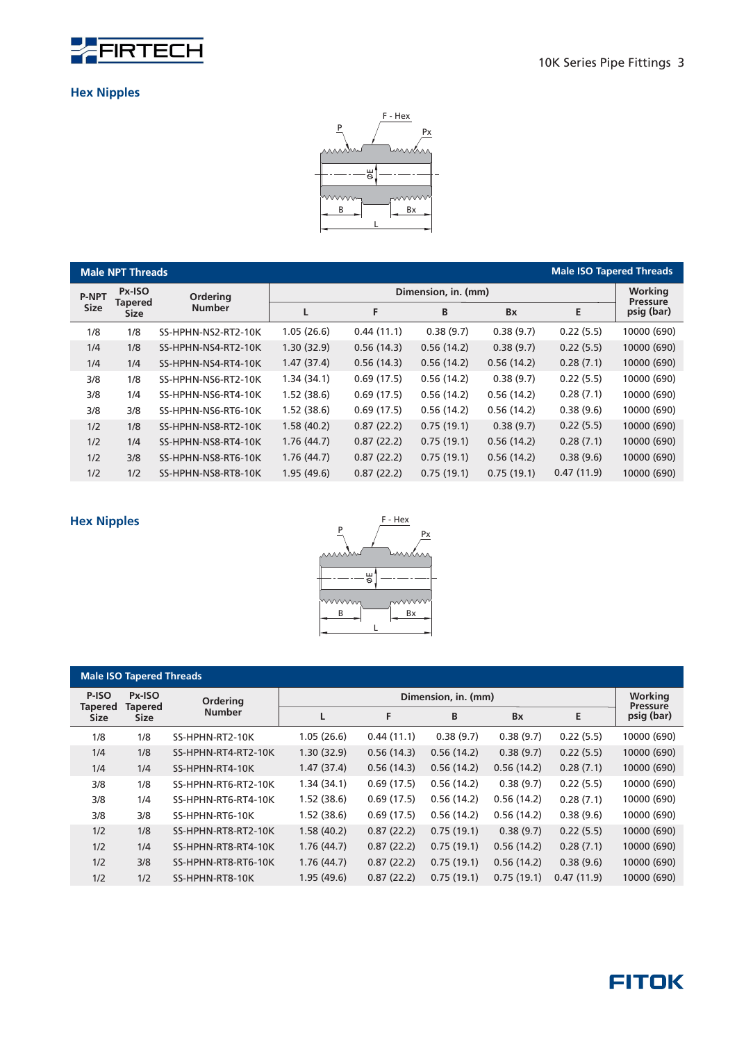## Hex Nipples

| Male NPT Threads | | | | | | | | Male ISO Tapered Threads |
|---|---|---|---|---|---|---|---|---|
| P-NPT Size | Px-ISO Tapered Size | Ordering Number | Dimension, in. (mm) | | | | | Working Pressure psig (bar) |
| | | | L | F | B | Bx | E | |
| 1/8 | 1/8 | SS-HPHN-NS2-RT2-10K | 1.05 (26.6) | 0.44 (11.1) | 0.38 (9.7) | 0.38 (9.7) | 0.22 (5.5) | 10000 (690) |
| 1/4 | 1/8 | SS-HPHN-NS4-RT2-10K | 1.30 (32.9) | 0.56 (14.3) | 0.56 (14.2) | 0.38 (9.7) | 0.22 (5.5) | 10000 (690) |
| 1/4 | 1/4 | SS-HPHN-NS4-RT4-10K | 1.47 (37.4) | 0.56 (14.3) | 0.56 (14.2) | 0.56 (14.2) | 0.28 (7.1) | 10000 (690) |
| 3/8 | 1/8 | SS-HPHN-NS6-RT2-10K | 1.34 (34.1) | 0.69 (17.5) | 0.56 (14.2) | 0.38 (9.7) | 0.22 (5.5) | 10000 (690) |
| 3/8 | 1/4 | SS-HPHN-NS6-RT4-10K | 1.52 (38.6) | 0.69 (17.5) | 0.56 (14.2) | 0.56 (14.2) | 0.28 (7.1) | 10000 (690) |
| 3/8 | 3/8 | SS-HPHN-NS6-RT6-10K | 1.52 (38.6) | 0.69 (17.5) | 0.56 (14.2) | 0.56 (14.2) | 0.38 (9.6) | 10000 (690) |
| 1/2 | 1/8 | SS-HPHN-NS8-RT2-10K | 1.58 (40.2) | 0.87 (22.2) | 0.75 (19.1) | 0.38 (9.7) | 0.22 (5.5) | 10000 (690) |
| 1/2 | 1/4 | SS-HPHN-NS8-RT4-10K | 1.76 (44.7) | 0.87 (22.2) | 0.75 (19.1) | 0.56 (14.2) | 0.28 (7.1) | 10000 (690) |
| 1/2 | 3/8 | SS-HPHN-NS8-RT6-10K | 1.76 (44.7) | 0.87 (22.2) | 0.75 (19.1) | 0.56 (14.2) | 0.38 (9.6) | 10000 (690) |
| 1/2 | 1/2 | SS-HPHN-NS8-RT8-10K | 1.95 (49.6) | 0.87 (22.2) | 0.75 (19.1) | 0.75 (19.1) | 0.47 (11.9) | 10000 (690) |

## Hex Nipples

| Male ISO Tapered Threads | | | | | | | | |
|---|---|---|---|---|---|---|---|---|
| P-ISO Tapered Size | Px-ISO Tapered Size | Ordering Number | Dimension, in. (mm) | | | | | Working Pressure psig (bar) |
| | | | L | F | B | Bx | E | |
| 1/8 | 1/8 | SS-HPHN-RT2-10K | 1.05 (26.6) | 0.44 (11.1) | 0.38 (9.7) | 0.38 (9.7) | 0.22 (5.5) | 10000 (690) |
| 1/4 | 1/8 | SS-HPHN-RT4-RT2-10K | 1.30 (32.9) | 0.56 (14.3) | 0.56 (14.2) | 0.38 (9.7) | 0.22 (5.5) | 10000 (690) |
| 1/4 | 1/4 | SS-HPHN-RT4-10K | 1.47 (37.4) | 0.56 (14.3) | 0.56 (14.2) | 0.56 (14.2) | 0.28 (7.1) | 10000 (690) |
| 3/8 | 1/8 | SS-HPHN-RT6-RT2-10K | 1.34 (34.1) | 0.69 (17.5) | 0.56 (14.2) | 0.38 (9.7) | 0.22 (5.5) | 10000 (690) |
| 3/8 | 1/4 | SS-HPHN-RT6-RT4-10K | 1.52 (38.6) | 0.69 (17.5) | 0.56 (14.2) | 0.56 (14.2) | 0.28 (7.1) | 10000 (690) |
| 3/8 | 3/8 | SS-HPHN-RT6-10K | 1.52 (38.6) | 0.69 (17.5) | 0.56 (14.2) | 0.56 (14.2) | 0.38 (9.6) | 10000 (690) |
| 1/2 | 1/8 | SS-HPHN-RT8-RT2-10K | 1.58 (40.2) | 0.87 (22.2) | 0.75 (19.1) | 0.38 (9.7) | 0.22 (5.5) | 10000 (690) |
| 1/2 | 1/4 | SS-HPHN-RT8-RT4-10K | 1.76 (44.7) | 0.87 (22.2) | 0.75 (19.1) | 0.56 (14.2) | 0.28 (7.1) | 10000 (690) |
| 1/2 | 3/8 | SS-HPHN-RT8-RT6-10K | 1.76 (44.7) | 0.87 (22.2) | 0.75 (19.1) | 0.56 (14.2) | 0.38 (9.6) | 10000 (690) |
| 1/2 | 1/2 | SS-HPHN-RT8-10K | 1.95 (49.6) | 0.87 (22.2) | 0.75 (19.1) | 0.75 (19.1) | 0.47 (11.9) | 10000 (690) |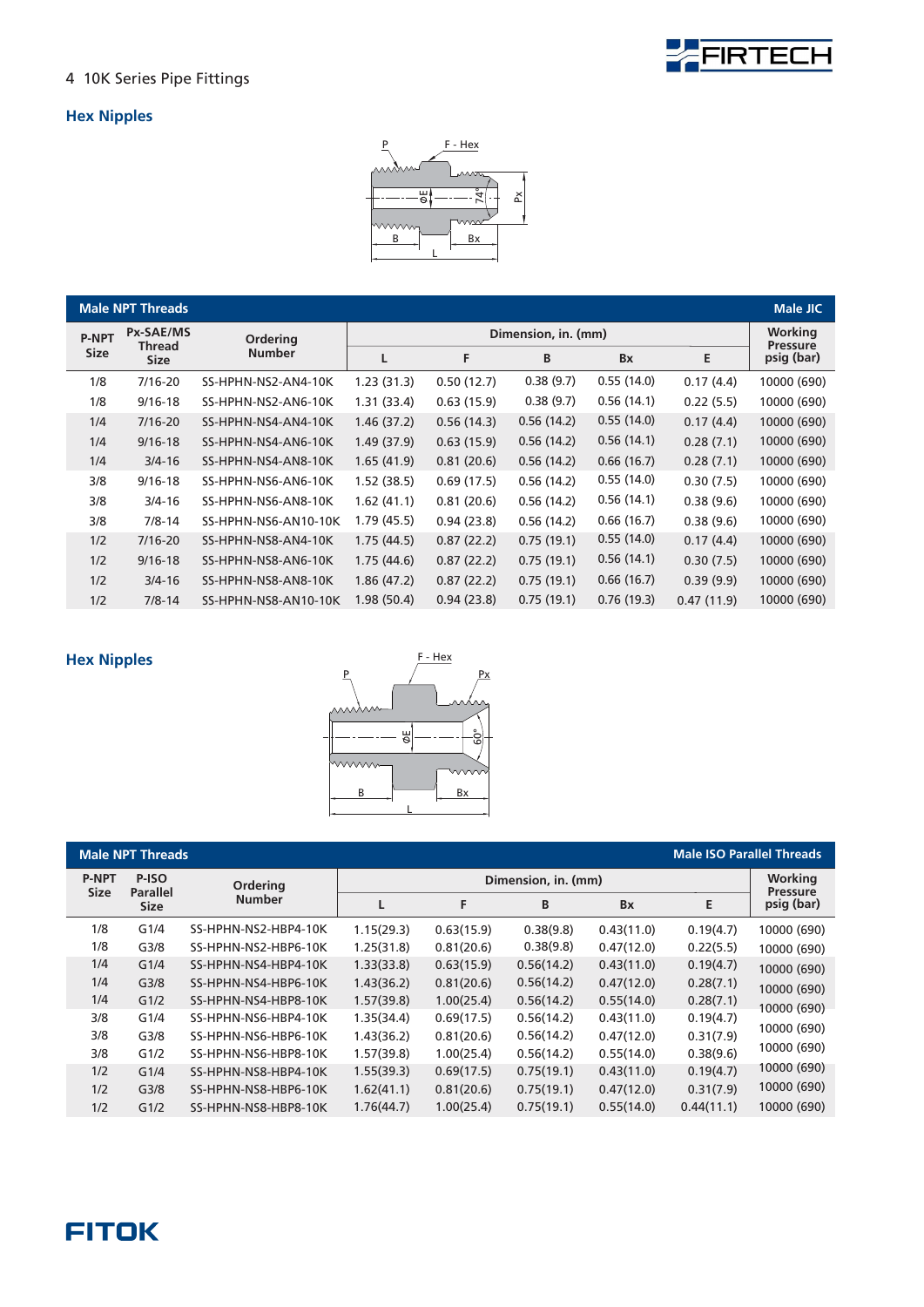## Hex Nipples

| Male NPT Threads | | | | | | | | Male JIC |
|---|---|---|---|---|---|---|---|---|
| P-NPT Size | Px-SAE/MS Thread Size | Ordering Number | Dimension, in. (mm) | | | | | Working Pressure psig (bar) |
| | | | L | F | B | Bx | E | |
| 1/8 | 7/16-20 | SS-HPHN-NS2-AN4-10K | 1.23 (31.3) | 0.50 (12.7) | 0.38 (9.7) | 0.55 (14.0) | 0.17 (4.4) | 10000 (690) |
| 1/8 | 9/16-18 | SS-HPHN-NS2-AN6-10K | 1.31 (33.4) | 0.63 (15.9) | 0.38 (9.7) | 0.56 (14.1) | 0.22 (5.5) | 10000 (690) |
| 1/4 | 7/16-20 | SS-HPHN-NS4-AN4-10K | 1.46 (37.2) | 0.56 (14.3) | 0.56 (14.2) | 0.55 (14.0) | 0.17 (4.4) | 10000 (690) |
| 1/4 | 9/16-18 | SS-HPHN-NS4-AN6-10K | 1.49 (37.9) | 0.63 (15.9) | 0.56 (14.2) | 0.56 (14.1) | 0.28 (7.1) | 10000 (690) |
| 1/4 | 3/4-16 | SS-HPHN-NS4-AN8-10K | 1.65 (41.9) | 0.81 (20.6) | 0.56 (14.2) | 0.66 (16.7) | 0.28 (7.1) | 10000 (690) |
| 3/8 | 9/16-18 | SS-HPHN-NS6-AN6-10K | 1.52 (38.5) | 0.69 (17.5) | 0.56 (14.2) | 0.55 (14.0) | 0.30 (7.5) | 10000 (690) |
| 3/8 | 3/4-16 | SS-HPHN-NS6-AN8-10K | 1.62 (41.1) | 0.81 (20.6) | 0.56 (14.2) | 0.56 (14.1) | 0.38 (9.6) | 10000 (690) |
| 3/8 | 7/8-14 | SS-HPHN-NS6-AN10-10K | 1.79 (45.5) | 0.94 (23.8) | 0.56 (14.2) | 0.66 (16.7) | 0.38 (9.6) | 10000 (690) |
| 1/2 | 7/16-20 | SS-HPHN-NS8-AN4-10K | 1.75 (44.5) | 0.87 (22.2) | 0.75 (19.1) | 0.55 (14.0) | 0.17 (4.4) | 10000 (690) |
| 1/2 | 9/16-18 | SS-HPHN-NS8-AN6-10K | 1.75 (44.6) | 0.87 (22.2) | 0.75 (19.1) | 0.56 (14.1) | 0.30 (7.5) | 10000 (690) |
| 1/2 | 3/4-16 | SS-HPHN-NS8-AN8-10K | 1.86 (47.2) | 0.87 (22.2) | 0.75 (19.1) | 0.66 (16.7) | 0.39 (9.9) | 10000 (690) |
| 1/2 | 7/8-14 | SS-HPHN-NS8-AN10-10K | 1.98 (50.4) | 0.94 (23.8) | 0.75 (19.1) | 0.76 (19.3) | 0.47 (11.9) | 10000 (690) |

## Hex Nipples

| Male NPT Threads | | | | | | | | Male ISO Parallel Threads |
|---|---|---|---|---|---|---|---|---|
| P-NPT Size | P-ISO Parallel Size | Ordering Number | Dimension, in. (mm) | | | | | Working Pressure psig (bar) |
| | | | L | F | B | Bx | E | |
| 1/8 | G1/4 | SS-HPHN-NS2-HBP4-10K | 1.15(29.3) | 0.63(15.9) | 0.38(9.8) | 0.43(11.0) | 0.19(4.7) | 10000 (690) |
| 1/8 | G3/8 | SS-HPHN-NS2-HBP6-10K | 1.25(31.8) | 0.81(20.6) | 0.38(9.8) | 0.47(12.0) | 0.22(5.5) | 10000 (690) |
| 1/4 | G1/4 | SS-HPHN-NS4-HBP4-10K | 1.33(33.8) | 0.63(15.9) | 0.56(14.2) | 0.43(11.0) | 0.19(4.7) | 10000 (690) |
| 1/4 | G3/8 | SS-HPHN-NS4-HBP6-10K | 1.43(36.2) | 0.81(20.6) | 0.56(14.2) | 0.47(12.0) | 0.28(7.1) | 10000 (690) |
| 1/4 | G1/2 | SS-HPHN-NS4-HBP8-10K | 1.57(39.8) | 1.00(25.4) | 0.56(14.2) | 0.55(14.0) | 0.28(7.1) | 10000 (690) |
| 3/8 | G1/4 | SS-HPHN-NS6-HBP4-10K | 1.35(34.4) | 0.69(17.5) | 0.56(14.2) | 0.43(11.0) | 0.19(4.7) | 10000 (690) |
| 3/8 | G3/8 | SS-HPHN-NS6-HBP6-10K | 1.43(36.2) | 0.81(20.6) | 0.56(14.2) | 0.47(12.0) | 0.31(7.9) | 10000 (690) |
| 3/8 | G1/2 | SS-HPHN-NS6-HBP8-10K | 1.57(39.8) | 1.00(25.4) | 0.56(14.2) | 0.55(14.0) | 0.38(9.6) | 10000 (690) |
| 1/2 | G1/4 | SS-HPHN-NS8-HBP4-10K | 1.55(39.3) | 0.69(17.5) | 0.75(19.1) | 0.43(11.0) | 0.19(4.7) | 10000 (690) |
| 1/2 | G3/8 | SS-HPHN-NS8-HBP6-10K | 1.62(41.1) | 0.81(20.6) | 0.75(19.1) | 0.47(12.0) | 0.31(7.9) | 10000 (690) |
| 1/2 | G1/2 | SS-HPHN-NS8-HBP8-10K | 1.76(44.7) | 1.00(25.4) | 0.75(19.1) | 0.55(14.0) | 0.44(11.1) | 10000 (690) |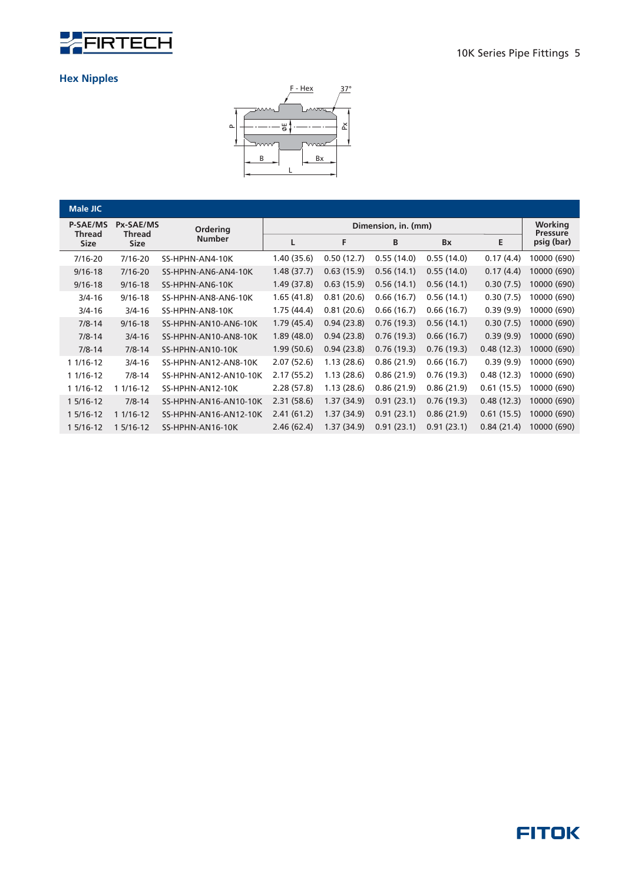## Hex Nipples

| Male JIC | | | | | | | | |
|---|---|---|---|---|---|---|---|---|
| P-SAE/MS Thread Size | Px-SAE/MS Thread Size | Ordering Number | Dimension, in. (mm) | | | | | Working Pressure psig (bar) |
| | | | L | F | B | Bx | E | |
| 7/16-20 | 7/16-20 | SS-HPHN-AN4-10K | 1.40 (35.6) | 0.50 (12.7) | 0.55 (14.0) | 0.55 (14.0) | 0.17 (4.4) | 10000 (690) |
| 9/16-18 | 7/16-20 | SS-HPHN-AN6-AN4-10K | 1.48 (37.7) | 0.63 (15.9) | 0.56 (14.1) | 0.55 (14.0) | 0.17 (4.4) | 10000 (690) |
| 9/16-18 | 9/16-18 | SS-HPHN-AN6-10K | 1.49 (37.8) | 0.63 (15.9) | 0.56 (14.1) | 0.56 (14.1) | 0.30 (7.5) | 10000 (690) |
| 3/4-16 | 9/16-18 | SS-HPHN-AN8-AN6-10K | 1.65 (41.8) | 0.81 (20.6) | 0.66 (16.7) | 0.56 (14.1) | 0.30 (7.5) | 10000 (690) |
| 3/4-16 | 3/4-16 | SS-HPHN-AN8-10K | 1.75 (44.4) | 0.81 (20.6) | 0.66 (16.7) | 0.66 (16.7) | 0.39 (9.9) | 10000 (690) |
| 7/8-14 | 9/16-18 | SS-HPHN-AN10-AN6-10K | 1.79 (45.4) | 0.94 (23.8) | 0.76 (19.3) | 0.56 (14.1) | 0.30 (7.5) | 10000 (690) |
| 7/8-14 | 3/4-16 | SS-HPHN-AN10-AN8-10K | 1.89 (48.0) | 0.94 (23.8) | 0.76 (19.3) | 0.66 (16.7) | 0.39 (9.9) | 10000 (690) |
| 7/8-14 | 7/8-14 | SS-HPHN-AN10-10K | 1.99 (50.6) | 0.94 (23.8) | 0.76 (19.3) | 0.76 (19.3) | 0.48 (12.3) | 10000 (690) |
| 1 1/16-12 | 3/4-16 | SS-HPHN-AN12-AN8-10K | 2.07 (52.6) | 1.13 (28.6) | 0.86 (21.9) | 0.66 (16.7) | 0.39 (9.9) | 10000 (690) |
| 1 1/16-12 | 7/8-14 | SS-HPHN-AN12-AN10-10K | 2.17 (55.2) | 1.13 (28.6) | 0.86 (21.9) | 0.76 (19.3) | 0.48 (12.3) | 10000 (690) |
| 1 1/16-12 | 1 1/16-12 | SS-HPHN-AN12-10K | 2.28 (57.8) | 1.13 (28.6) | 0.86 (21.9) | 0.86 (21.9) | 0.61 (15.5) | 10000 (690) |
| 1 5/16-12 | 7/8-14 | SS-HPHN-AN16-AN10-10K | 2.31 (58.6) | 1.37 (34.9) | 0.91 (23.1) | 0.76 (19.3) | 0.48 (12.3) | 10000 (690) |
| 1 5/16-12 | 1 1/16-12 | SS-HPHN-AN16-AN12-10K | 2.41 (61.2) | 1.37 (34.9) | 0.91 (23.1) | 0.86 (21.9) | 0.61 (15.5) | 10000 (690) |
| 1 5/16-12 | 1 5/16-12 | SS-HPHN-AN16-10K | 2.46 (62.4) | 1.37 (34.9) | 0.91 (23.1) | 0.91 (23.1) | 0.84 (21.4) | 10000 (690) |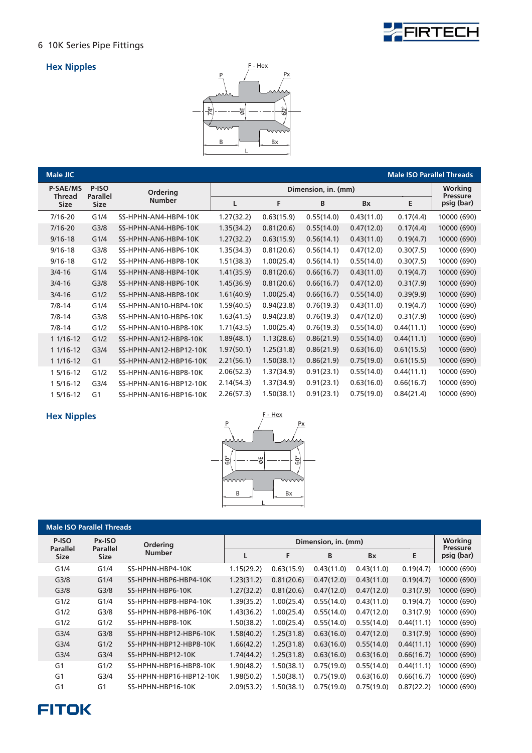## Hex Nipples

| Male JIC | | | | | | | | Male ISO Parallel Threads |
|---|---|---|---|---|---|---|---|---|
| P-SAE/MS Thread Size | P-ISO Parallel Size | Ordering Number | Dimension, in. (mm) | | | | | Working Pressure psig (bar) |
| | | | L | F | B | Bx | E | |
| 7/16-20 | G1/4 | SS-HPHN-AN4-HBP4-10K | 1.27(32.2) | 0.63(15.9) | 0.55(14.0) | 0.43(11.0) | 0.17(4.4) | 10000 (690) |
| 7/16-20 | G3/8 | SS-HPHN-AN4-HBP6-10K | 1.35(34.2) | 0.81(20.6) | 0.55(14.0) | 0.47(12.0) | 0.17(4.4) | 10000 (690) |
| 9/16-18 | G1/4 | SS-HPHN-AN6-HBP4-10K | 1.27(32.2) | 0.63(15.9) | 0.56(14.1) | 0.43(11.0) | 0.19(4.7) | 10000 (690) |
| 9/16-18 | G3/8 | SS-HPHN-AN6-HBP6-10K | 1.35(34.3) | 0.81(20.6) | 0.56(14.1) | 0.47(12.0) | 0.30(7.5) | 10000 (690) |
| 9/16-18 | G1/2 | SS-HPHN-AN6-HBP8-10K | 1.51(38.3) | 1.00(25.4) | 0.56(14.1) | 0.55(14.0) | 0.30(7.5) | 10000 (690) |
| 3/4-16 | G1/4 | SS-HPHN-AN8-HBP4-10K | 1.41(35.9) | 0.81(20.6) | 0.66(16.7) | 0.43(11.0) | 0.19(4.7) | 10000 (690) |
| 3/4-16 | G3/8 | SS-HPHN-AN8-HBP6-10K | 1.45(36.9) | 0.81(20.6) | 0.66(16.7) | 0.47(12.0) | 0.31(7.9) | 10000 (690) |
| 3/4-16 | G1/2 | SS-HPHN-AN8-HBP8-10K | 1.61(40.9) | 1.00(25.4) | 0.66(16.7) | 0.55(14.0) | 0.39(9.9) | 10000 (690) |
| 7/8-14 | G1/4 | SS-HPHN-AN10-HBP4-10K | 1.59(40.5) | 0.94(23.8) | 0.76(19.3) | 0.43(11.0) | 0.19(4.7) | 10000 (690) |
| 7/8-14 | G3/8 | SS-HPHN-AN10-HBP6-10K | 1.63(41.5) | 0.94(23.8) | 0.76(19.3) | 0.47(12.0) | 0.31(7.9) | 10000 (690) |
| 7/8-14 | G1/2 | SS-HPHN-AN10-HBP8-10K | 1.71(43.5) | 1.00(25.4) | 0.76(19.3) | 0.55(14.0) | 0.44(11.1) | 10000 (690) |
| 1 1/16-12 | G1/2 | SS-HPHN-AN12-HBP8-10K | 1.89(48.1) | 1.13(28.6) | 0.86(21.9) | 0.55(14.0) | 0.44(11.1) | 10000 (690) |
| 1 1/16-12 | G3/4 | SS-HPHN-AN12-HBP12-10K | 1.97(50.1) | 1.25(31.8) | 0.86(21.9) | 0.63(16.0) | 0.61(15.5) | 10000 (690) |
| 1 1/16-12 | G1 | SS-HPHN-AN12-HBP16-10K | 2.21(56.1) | 1.50(38.1) | 0.86(21.9) | 0.75(19.0) | 0.61(15.5) | 10000 (690) |
| 1 5/16-12 | G1/2 | SS-HPHN-AN16-HBP8-10K | 2.06(52.3) | 1.37(34.9) | 0.91(23.1) | 0.55(14.0) | 0.44(11.1) | 10000 (690) |
| 1 5/16-12 | G3/4 | SS-HPHN-AN16-HBP12-10K | 2.14(54.3) | 1.37(34.9) | 0.91(23.1) | 0.63(16.0) | 0.66(16.7) | 10000 (690) |
| 1 5/16-12 | G1 | SS-HPHN-AN16-HBP16-10K | 2.26(57.3) | 1.50(38.1) | 0.91(23.1) | 0.75(19.0) | 0.84(21.4) | 10000 (690) |

## Hex Nipples

| Male ISO Parallel Threads | | | | | | | | |
|---|---|---|---|---|---|---|---|---|
| P-ISO Parallel Size | Px-ISO Parallel Size | Ordering Number | Dimension, in. (mm) | | | | | Working Pressure psig (bar) |
| | | | L | F | B | Bx | E | |
| G1/4 | G1/4 | SS-HPHN-HBP4-10K | 1.15(29.2) | 0.63(15.9) | 0.43(11.0) | 0.43(11.0) | 0.19(4.7) | 10000 (690) |
| G3/8 | G1/4 | SS-HPHN-HBP6-HBP4-10K | 1.23(31.2) | 0.81(20.6) | 0.47(12.0) | 0.43(11.0) | 0.19(4.7) | 10000 (690) |
| G3/8 | G3/8 | SS-HPHN-HBP6-10K | 1.27(32.2) | 0.81(20.6) | 0.47(12.0) | 0.47(12.0) | 0.31(7.9) | 10000 (690) |
| G1/2 | G1/4 | SS-HPHN-HBP8-HBP4-10K | 1.39(35.2) | 1.00(25.4) | 0.55(14.0) | 0.43(11.0) | 0.19(4.7) | 10000 (690) |
| G1/2 | G3/8 | SS-HPHN-HBP8-HBP6-10K | 1.43(36.2) | 1.00(25.4) | 0.55(14.0) | 0.47(12.0) | 0.31(7.9) | 10000 (690) |
| G1/2 | G1/2 | SS-HPHN-HBP8-10K | 1.50(38.2) | 1.00(25.4) | 0.55(14.0) | 0.55(14.0) | 0.44(11.1) | 10000 (690) |
| G3/4 | G3/8 | SS-HPHN-HBP12-HBP6-10K | 1.58(40.2) | 1.25(31.8) | 0.63(16.0) | 0.47(12.0) | 0.31(7.9) | 10000 (690) |
| G3/4 | G1/2 | SS-HPHN-HBP12-HBP8-10K | 1.66(42.2) | 1.25(31.8) | 0.63(16.0) | 0.55(14.0) | 0.44(11.1) | 10000 (690) |
| G3/4 | G3/4 | SS-HPHN-HBP12-10K | 1.74(44.2) | 1.25(31.8) | 0.63(16.0) | 0.63(16.0) | 0.66(16.7) | 10000 (690) |
| G1 | G1/2 | SS-HPHN-HBP16-HBP8-10K | 1.90(48.2) | 1.50(38.1) | 0.75(19.0) | 0.55(14.0) | 0.44(11.1) | 10000 (690) |
| G1 | G3/4 | SS-HPHN-HBP16-HBP12-10K | 1.98(50.2) | 1.50(38.1) | 0.75(19.0) | 0.63(16.0) | 0.66(16.7) | 10000 (690) |
| G1 | G1 | SS-HPHN-HBP16-10K | 2.09(53.2) | 1.50(38.1) | 0.75(19.0) | 0.75(19.0) | 0.87(22.2) | 10000 (690) |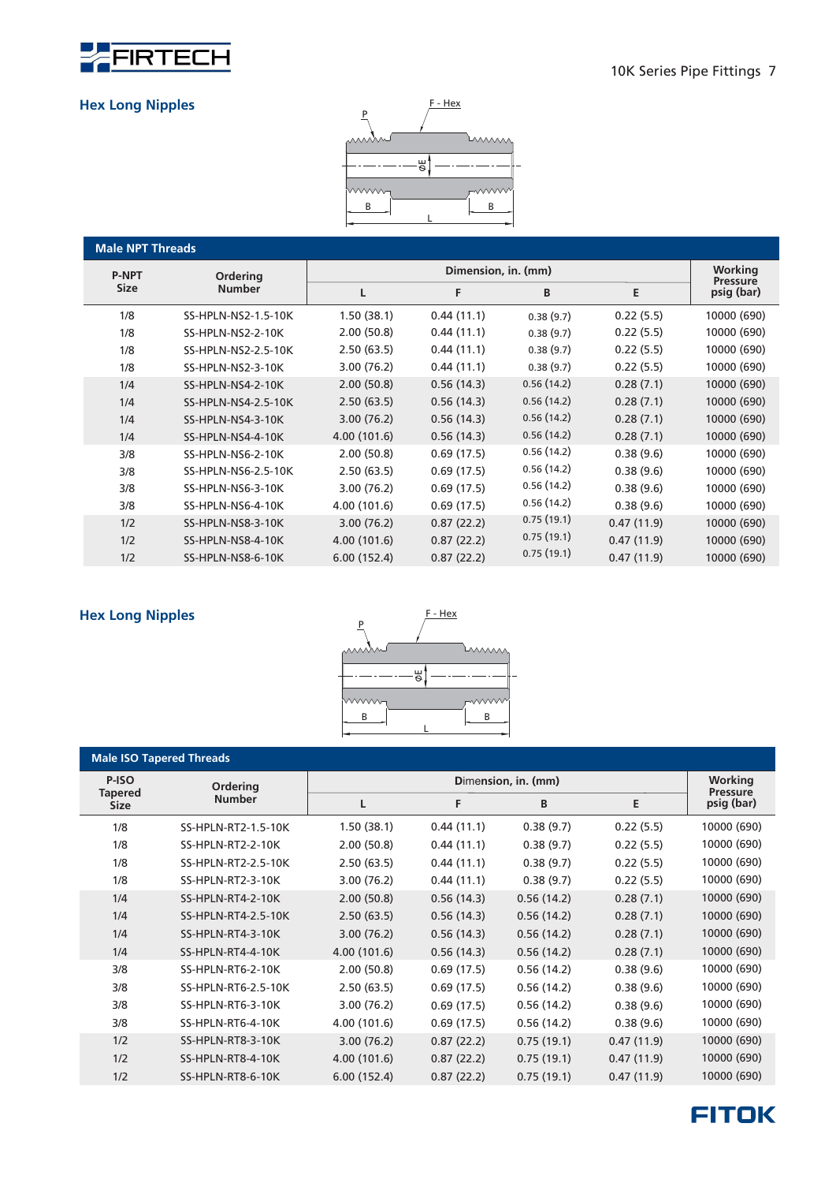## Hex Long Nipples

| P-NPT Size | Ordering Number | Dimension, in. (mm) | | | | Working Pressure psig (bar) |
|---|---|---|---|---|---|---|
| | | L | F | B | E | |
| **Male NPT Threads** | | | | | | |
| 1/8 | SS-HPLN-NS2-1.5-10K | 1.50 (38.1) | 0.44 (11.1) | 0.38 (9.7) | 0.22 (5.5) | 10000 (690) |
| 1/8 | SS-HPLN-NS2-2-10K | 2.00 (50.8) | 0.44 (11.1) | 0.38 (9.7) | 0.22 (5.5) | 10000 (690) |
| 1/8 | SS-HPLN-NS2-2.5-10K | 2.50 (63.5) | 0.44 (11.1) | 0.38 (9.7) | 0.22 (5.5) | 10000 (690) |
| 1/8 | SS-HPLN-NS2-3-10K | 3.00 (76.2) | 0.44 (11.1) | 0.38 (9.7) | 0.22 (5.5) | 10000 (690) |
| 1/4 | SS-HPLN-NS4-2-10K | 2.00 (50.8) | 0.56 (14.3) | 0.56 (14.2) | 0.28 (7.1) | 10000 (690) |
| 1/4 | SS-HPLN-NS4-2.5-10K | 2.50 (63.5) | 0.56 (14.3) | 0.56 (14.2) | 0.28 (7.1) | 10000 (690) |
| 1/4 | SS-HPLN-NS4-3-10K | 3.00 (76.2) | 0.56 (14.3) | 0.56 (14.2) | 0.28 (7.1) | 10000 (690) |
| 1/4 | SS-HPLN-NS4-4-10K | 4.00 (101.6) | 0.56 (14.3) | 0.56 (14.2) | 0.28 (7.1) | 10000 (690) |
| 3/8 | SS-HPLN-NS6-2-10K | 2.00 (50.8) | 0.69 (17.5) | 0.56 (14.2) | 0.38 (9.6) | 10000 (690) |
| 3/8 | SS-HPLN-NS6-2.5-10K | 2.50 (63.5) | 0.69 (17.5) | 0.56 (14.2) | 0.38 (9.6) | 10000 (690) |
| 3/8 | SS-HPLN-NS6-3-10K | 3.00 (76.2) | 0.69 (17.5) | 0.56 (14.2) | 0.38 (9.6) | 10000 (690) |
| 3/8 | SS-HPLN-NS6-4-10K | 4.00 (101.6) | 0.69 (17.5) | 0.56 (14.2) | 0.38 (9.6) | 10000 (690) |
| 1/2 | SS-HPLN-NS8-3-10K | 3.00 (76.2) | 0.87 (22.2) | 0.75 (19.1) | 0.47 (11.9) | 10000 (690) |
| 1/2 | SS-HPLN-NS8-4-10K | 4.00 (101.6) | 0.87 (22.2) | 0.75 (19.1) | 0.47 (11.9) | 10000 (690) |
| 1/2 | SS-HPLN-NS8-6-10K | 6.00 (152.4) | 0.87 (22.2) | 0.75 (19.1) | 0.47 (11.9) | 10000 (690) |

## Hex Long Nipples

| P-ISO Tapered Size | Ordering Number | Dimension, in. (mm) | | | | Working Pressure psig (bar) |
|---|---|---|---|---|---|---|
| | | L | F | B | E | |
| **Male ISO Tapered Threads** | | | | | | |
| 1/8 | SS-HPLN-RT2-1.5-10K | 1.50 (38.1) | 0.44 (11.1) | 0.38 (9.7) | 0.22 (5.5) | 10000 (690) |
| 1/8 | SS-HPLN-RT2-2-10K | 2.00 (50.8) | 0.44 (11.1) | 0.38 (9.7) | 0.22 (5.5) | 10000 (690) |
| 1/8 | SS-HPLN-RT2-2.5-10K | 2.50 (63.5) | 0.44 (11.1) | 0.38 (9.7) | 0.22 (5.5) | 10000 (690) |
| 1/8 | SS-HPLN-RT2-3-10K | 3.00 (76.2) | 0.44 (11.1) | 0.38 (9.7) | 0.22 (5.5) | 10000 (690) |
| 1/4 | SS-HPLN-RT4-2-10K | 2.00 (50.8) | 0.56 (14.3) | 0.56 (14.2) | 0.28 (7.1) | 10000 (690) |
| 1/4 | SS-HPLN-RT4-2.5-10K | 2.50 (63.5) | 0.56 (14.3) | 0.56 (14.2) | 0.28 (7.1) | 10000 (690) |
| 1/4 | SS-HPLN-RT4-3-10K | 3.00 (76.2) | 0.56 (14.3) | 0.56 (14.2) | 0.28 (7.1) | 10000 (690) |
| 1/4 | SS-HPLN-RT4-4-10K | 4.00 (101.6) | 0.56 (14.3) | 0.56 (14.2) | 0.28 (7.1) | 10000 (690) |
| 3/8 | SS-HPLN-RT6-2-10K | 2.00 (50.8) | 0.69 (17.5) | 0.56 (14.2) | 0.38 (9.6) | 10000 (690) |
| 3/8 | SS-HPLN-RT6-2.5-10K | 2.50 (63.5) | 0.69 (17.5) | 0.56 (14.2) | 0.38 (9.6) | 10000 (690) |
| 3/8 | SS-HPLN-RT6-3-10K | 3.00 (76.2) | 0.69 (17.5) | 0.56 (14.2) | 0.38 (9.6) | 10000 (690) |
| 3/8 | SS-HPLN-RT6-4-10K | 4.00 (101.6) | 0.69 (17.5) | 0.56 (14.2) | 0.38 (9.6) | 10000 (690) |
| 1/2 | SS-HPLN-RT8-3-10K | 3.00 (76.2) | 0.87 (22.2) | 0.75 (19.1) | 0.47 (11.9) | 10000 (690) |
| 1/2 | SS-HPLN-RT8-4-10K | 4.00 (101.6) | 0.87 (22.2) | 0.75 (19.1) | 0.47 (11.9) | 10000 (690) |
| 1/2 | SS-HPLN-RT8-6-10K | 6.00 (152.4) | 0.87 (22.2) | 0.75 (19.1) | 0.47 (11.9) | 10000 (690) |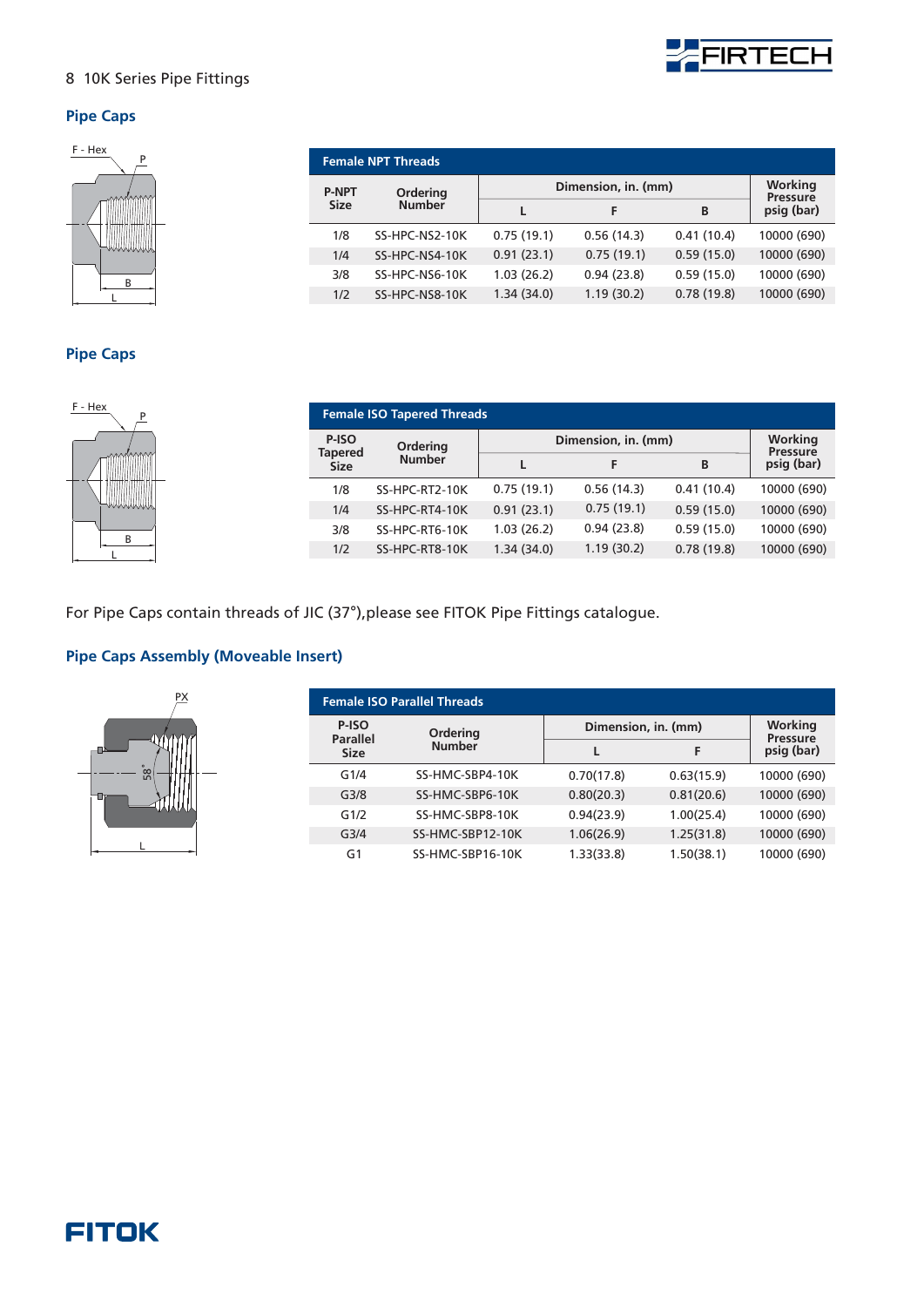## Pipe Caps

| Female NPT Threads | | | | | |
|---|---|---|---|---|---|
| P-NPT Size | Ordering Number | Dimension, in. (mm) | | | Working Pressure psig (bar) |
| | | L | F | B | |
| 1/8 | SS-HPC-NS2-10K | 0.75 (19.1) | 0.56 (14.3) | 0.41 (10.4) | 10000 (690) |
| 1/4 | SS-HPC-NS4-10K | 0.91 (23.1) | 0.75 (19.1) | 0.59 (15.0) | 10000 (690) |
| 3/8 | SS-HPC-NS6-10K | 1.03 (26.2) | 0.94 (23.8) | 0.59 (15.0) | 10000 (690) |
| 1/2 | SS-HPC-NS8-10K | 1.34 (34.0) | 1.19 (30.2) | 0.78 (19.8) | 10000 (690) |

## Pipe Caps

| Female ISO Tapered Threads | | | | | |
|---|---|---|---|---|---|
| P-ISO Tapered Size | Ordering Number | Dimension, in. (mm) | | | Working Pressure psig (bar) |
| | | L | F | B | |
| 1/8 | SS-HPC-RT2-10K | 0.75 (19.1) | 0.56 (14.3) | 0.41 (10.4) | 10000 (690) |
| 1/4 | SS-HPC-RT4-10K | 0.91 (23.1) | 0.75 (19.1) | 0.59 (15.0) | 10000 (690) |
| 3/8 | SS-HPC-RT6-10K | 1.03 (26.2) | 0.94 (23.8) | 0.59 (15.0) | 10000 (690) |
| 1/2 | SS-HPC-RT8-10K | 1.34 (34.0) | 1.19 (30.2) | 0.78 (19.8) | 10000 (690) |

For Pipe Caps contain threads of JIC (37°),please see FITOK Pipe Fittings catalogue.

## Pipe Caps Assembly (Moveable Insert)

| Female ISO Parallel Threads | | | | |
|---|---|---|---|---|
| P-ISO Parallel Size | Ordering Number | Dimension, in. (mm) | | Working Pressure psig (bar) |
| | | L | F | |
| G1/4 | SS-HMC-SBP4-10K | 0.70(17.8) | 0.63(15.9) | 10000 (690) |
| G3/8 | SS-HMC-SBP6-10K | 0.80(20.3) | 0.81(20.6) | 10000 (690) |
| G1/2 | SS-HMC-SBP8-10K | 0.94(23.9) | 1.00(25.4) | 10000 (690) |
| G3/4 | SS-HMC-SBP12-10K | 1.06(26.9) | 1.25(31.8) | 10000 (690) |
| G1 | SS-HMC-SBP16-10K | 1.33(33.8) | 1.50(38.1) | 10000 (690) |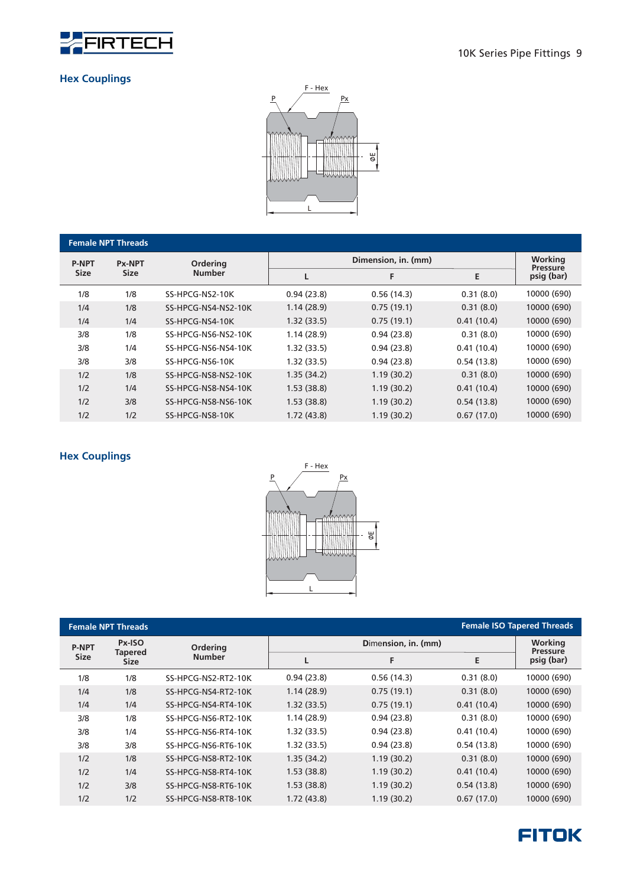## Hex Couplings

F - Hex, P, Px, ØE, L

| Female NPT Threads | | | | | | |
|---|---|---|---|---|---|---|
| P-NPT Size | Px-NPT Size | Ordering Number | Dimension, in. (mm) | | | Working Pressure psig (bar) |
| | | | L | F | E | |
| 1/8 | 1/8 | SS-HPCG-NS2-10K | 0.94 (23.8) | 0.56 (14.3) | 0.31 (8.0) | 10000 (690) |
| 1/4 | 1/8 | SS-HPCG-NS4-NS2-10K | 1.14 (28.9) | 0.75 (19.1) | 0.31 (8.0) | 10000 (690) |
| 1/4 | 1/4 | SS-HPCG-NS4-10K | 1.32 (33.5) | 0.75 (19.1) | 0.41 (10.4) | 10000 (690) |
| 3/8 | 1/8 | SS-HPCG-NS6-NS2-10K | 1.14 (28.9) | 0.94 (23.8) | 0.31 (8.0) | 10000 (690) |
| 3/8 | 1/4 | SS-HPCG-NS6-NS4-10K | 1.32 (33.5) | 0.94 (23.8) | 0.41 (10.4) | 10000 (690) |
| 3/8 | 3/8 | SS-HPCG-NS6-10K | 1.32 (33.5) | 0.94 (23.8) | 0.54 (13.8) | 10000 (690) |
| 1/2 | 1/8 | SS-HPCG-NS8-NS2-10K | 1.35 (34.2) | 1.19 (30.2) | 0.31 (8.0) | 10000 (690) |
| 1/2 | 1/4 | SS-HPCG-NS8-NS4-10K | 1.53 (38.8) | 1.19 (30.2) | 0.41 (10.4) | 10000 (690) |
| 1/2 | 3/8 | SS-HPCG-NS8-NS6-10K | 1.53 (38.8) | 1.19 (30.2) | 0.54 (13.8) | 10000 (690) |
| 1/2 | 1/2 | SS-HPCG-NS8-10K | 1.72 (43.8) | 1.19 (30.2) | 0.67 (17.0) | 10000 (690) |

## Hex Couplings

F - Hex, P, Px, ØE, L

| Female NPT Threads | | | | | | Female ISO Tapered Threads |
|---|---|---|---|---|---|---|
| P-NPT Size | Px-ISO Tapered Size | Ordering Number | Dimension, in. (mm) | | | Working Pressure psig (bar) |
| | | | L | F | E | |
| 1/8 | 1/8 | SS-HPCG-NS2-RT2-10K | 0.94 (23.8) | 0.56 (14.3) | 0.31 (8.0) | 10000 (690) |
| 1/4 | 1/8 | SS-HPCG-NS4-RT2-10K | 1.14 (28.9) | 0.75 (19.1) | 0.31 (8.0) | 10000 (690) |
| 1/4 | 1/4 | SS-HPCG-NS4-RT4-10K | 1.32 (33.5) | 0.75 (19.1) | 0.41 (10.4) | 10000 (690) |
| 3/8 | 1/8 | SS-HPCG-NS6-RT2-10K | 1.14 (28.9) | 0.94 (23.8) | 0.31 (8.0) | 10000 (690) |
| 3/8 | 1/4 | SS-HPCG-NS6-RT4-10K | 1.32 (33.5) | 0.94 (23.8) | 0.41 (10.4) | 10000 (690) |
| 3/8 | 3/8 | SS-HPCG-NS6-RT6-10K | 1.32 (33.5) | 0.94 (23.8) | 0.54 (13.8) | 10000 (690) |
| 1/2 | 1/8 | SS-HPCG-NS8-RT2-10K | 1.35 (34.2) | 1.19 (30.2) | 0.31 (8.0) | 10000 (690) |
| 1/2 | 1/4 | SS-HPCG-NS8-RT4-10K | 1.53 (38.8) | 1.19 (30.2) | 0.41 (10.4) | 10000 (690) |
| 1/2 | 3/8 | SS-HPCG-NS8-RT6-10K | 1.53 (38.8) | 1.19 (30.2) | 0.54 (13.8) | 10000 (690) |
| 1/2 | 1/2 | SS-HPCG-NS8-RT8-10K | 1.72 (43.8) | 1.19 (30.2) | 0.67 (17.0) | 10000 (690) |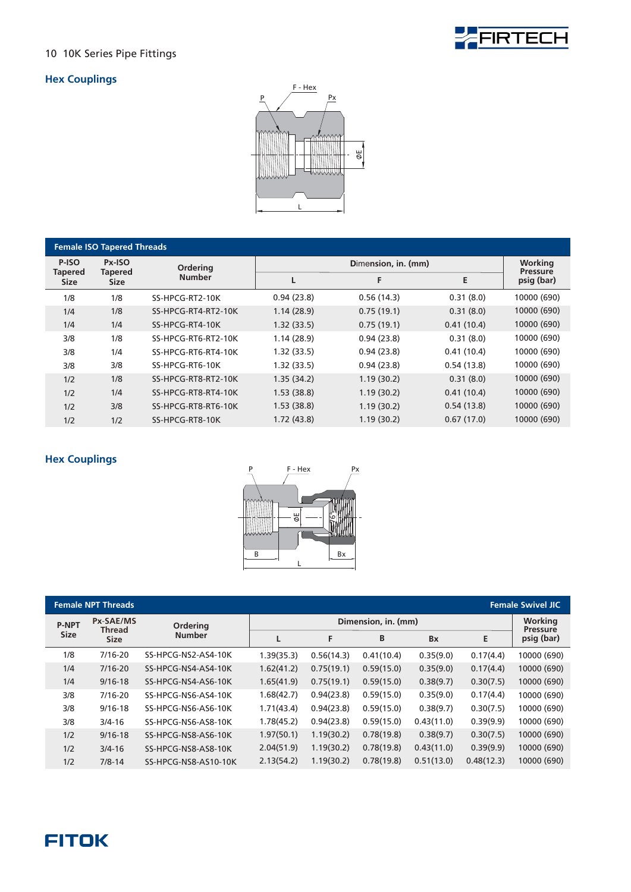## Hex Couplings

| Female ISO Tapered Threads | | | | | | |
|---|---|---|---|---|---|---|
| P-ISO Tapered Size | Px-ISO Tapered Size | Ordering Number | Dimension, in. (mm) | | | Working Pressure psig (bar) |
| | | | L | F | E | |
| 1/8 | 1/8 | SS-HPCG-RT2-10K | 0.94 (23.8) | 0.56 (14.3) | 0.31 (8.0) | 10000 (690) |
| 1/4 | 1/8 | SS-HPCG-RT4-RT2-10K | 1.14 (28.9) | 0.75 (19.1) | 0.31 (8.0) | 10000 (690) |
| 1/4 | 1/4 | SS-HPCG-RT4-10K | 1.32 (33.5) | 0.75 (19.1) | 0.41 (10.4) | 10000 (690) |
| 3/8 | 1/8 | SS-HPCG-RT6-RT2-10K | 1.14 (28.9) | 0.94 (23.8) | 0.31 (8.0) | 10000 (690) |
| 3/8 | 1/4 | SS-HPCG-RT6-RT4-10K | 1.32 (33.5) | 0.94 (23.8) | 0.41 (10.4) | 10000 (690) |
| 3/8 | 3/8 | SS-HPCG-RT6-10K | 1.32 (33.5) | 0.94 (23.8) | 0.54 (13.8) | 10000 (690) |
| 1/2 | 1/8 | SS-HPCG-RT8-RT2-10K | 1.35 (34.2) | 1.19 (30.2) | 0.31 (8.0) | 10000 (690) |
| 1/2 | 1/4 | SS-HPCG-RT8-RT4-10K | 1.53 (38.8) | 1.19 (30.2) | 0.41 (10.4) | 10000 (690) |
| 1/2 | 3/8 | SS-HPCG-RT8-RT6-10K | 1.53 (38.8) | 1.19 (30.2) | 0.54 (13.8) | 10000 (690) |
| 1/2 | 1/2 | SS-HPCG-RT8-10K | 1.72 (43.8) | 1.19 (30.2) | 0.67 (17.0) | 10000 (690) |

## Hex Couplings

| Female NPT Threads | | | | | | | | Female Swivel JIC |
|---|---|---|---|---|---|---|---|---|
| P-NPT Size | Px-SAE/MS Thread Size | Ordering Number | Dimension, in. (mm) | | | | | Working Pressure psig (bar) |
| | | | L | F | B | Bx | E | |
| 1/8 | 7/16-20 | SS-HPCG-NS2-AS4-10K | 1.39(35.3) | 0.56(14.3) | 0.41(10.4) | 0.35(9.0) | 0.17(4.4) | 10000 (690) |
| 1/4 | 7/16-20 | SS-HPCG-NS4-AS4-10K | 1.62(41.2) | 0.75(19.1) | 0.59(15.0) | 0.35(9.0) | 0.17(4.4) | 10000 (690) |
| 1/4 | 9/16-18 | SS-HPCG-NS4-AS6-10K | 1.65(41.9) | 0.75(19.1) | 0.59(15.0) | 0.38(9.7) | 0.30(7.5) | 10000 (690) |
| 3/8 | 7/16-20 | SS-HPCG-NS6-AS4-10K | 1.68(42.7) | 0.94(23.8) | 0.59(15.0) | 0.35(9.0) | 0.17(4.4) | 10000 (690) |
| 3/8 | 9/16-18 | SS-HPCG-NS6-AS6-10K | 1.71(43.4) | 0.94(23.8) | 0.59(15.0) | 0.38(9.7) | 0.30(7.5) | 10000 (690) |
| 3/8 | 3/4-16 | SS-HPCG-NS6-AS8-10K | 1.78(45.2) | 0.94(23.8) | 0.59(15.0) | 0.43(11.0) | 0.39(9.9) | 10000 (690) |
| 1/2 | 9/16-18 | SS-HPCG-NS8-AS6-10K | 1.97(50.1) | 1.19(30.2) | 0.78(19.8) | 0.38(9.7) | 0.30(7.5) | 10000 (690) |
| 1/2 | 3/4-16 | SS-HPCG-NS8-AS8-10K | 2.04(51.9) | 1.19(30.2) | 0.78(19.8) | 0.43(11.0) | 0.39(9.9) | 10000 (690) |
| 1/2 | 7/8-14 | SS-HPCG-NS8-AS10-10K | 2.13(54.2) | 1.19(30.2) | 0.78(19.8) | 0.51(13.0) | 0.48(12.3) | 10000 (690) |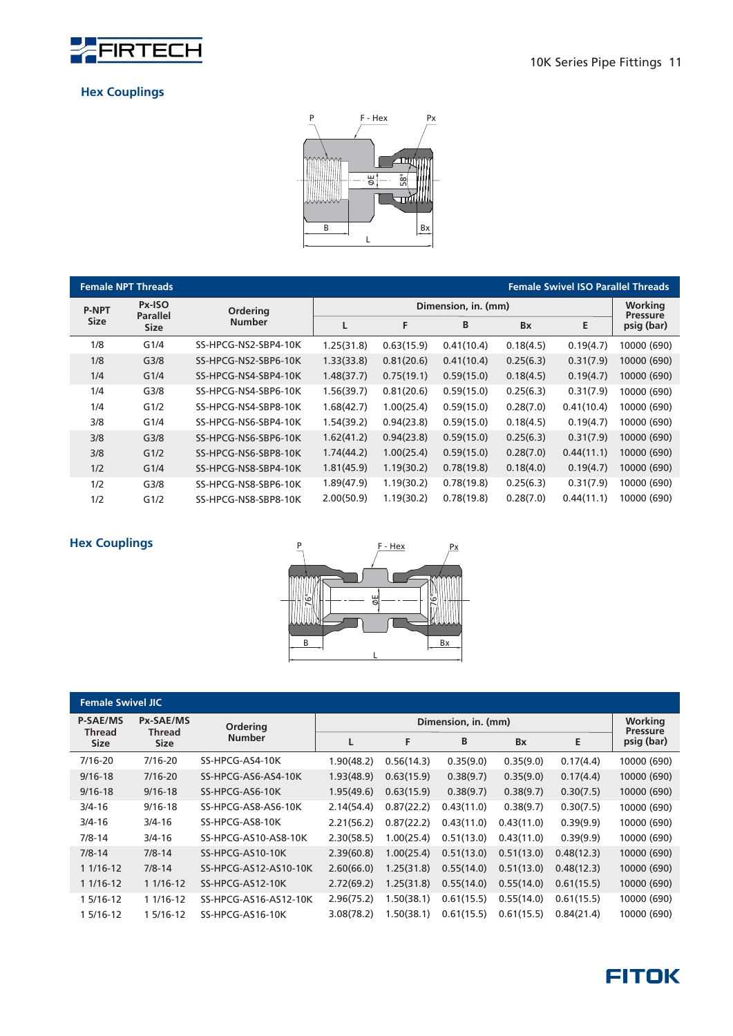## Hex Couplings

| Female NPT Threads | | | | | | | | Female Swivel ISO Parallel Threads |
|---|---|---|---|---|---|---|---|---|
| P-NPT Size | Px-ISO Parallel Size | Ordering Number | Dimension, in. (mm) | | | | | Working Pressure psig (bar) |
| | | | L | F | B | Bx | E | |
| 1/8 | G1/4 | SS-HPCG-NS2-SBP4-10K | 1.25(31.8) | 0.63(15.9) | 0.41(10.4) | 0.18(4.5) | 0.19(4.7) | 10000 (690) |
| 1/8 | G3/8 | SS-HPCG-NS2-SBP6-10K | 1.33(33.8) | 0.81(20.6) | 0.41(10.4) | 0.25(6.3) | 0.31(7.9) | 10000 (690) |
| 1/4 | G1/4 | SS-HPCG-NS4-SBP4-10K | 1.48(37.7) | 0.75(19.1) | 0.59(15.0) | 0.18(4.5) | 0.19(4.7) | 10000 (690) |
| 1/4 | G3/8 | SS-HPCG-NS4-SBP6-10K | 1.56(39.7) | 0.81(20.6) | 0.59(15.0) | 0.25(6.3) | 0.31(7.9) | 10000 (690) |
| 1/4 | G1/2 | SS-HPCG-NS4-SBP8-10K | 1.68(42.7) | 1.00(25.4) | 0.59(15.0) | 0.28(7.0) | 0.41(10.4) | 10000 (690) |
| 3/8 | G1/4 | SS-HPCG-NS6-SBP4-10K | 1.54(39.2) | 0.94(23.8) | 0.59(15.0) | 0.18(4.5) | 0.19(4.7) | 10000 (690) |
| 3/8 | G3/8 | SS-HPCG-NS6-SBP6-10K | 1.62(41.2) | 0.94(23.8) | 0.59(15.0) | 0.25(6.3) | 0.31(7.9) | 10000 (690) |
| 3/8 | G1/2 | SS-HPCG-NS6-SBP8-10K | 1.74(44.2) | 1.00(25.4) | 0.59(15.0) | 0.28(7.0) | 0.44(11.1) | 10000 (690) |
| 1/2 | G1/4 | SS-HPCG-NS8-SBP4-10K | 1.81(45.9) | 1.19(30.2) | 0.78(19.8) | 0.18(4.0) | 0.19(4.7) | 10000 (690) |
| 1/2 | G3/8 | SS-HPCG-NS8-SBP6-10K | 1.89(47.9) | 1.19(30.2) | 0.78(19.8) | 0.25(6.3) | 0.31(7.9) | 10000 (690) |
| 1/2 | G1/2 | SS-HPCG-NS8-SBP8-10K | 2.00(50.9) | 1.19(30.2) | 0.78(19.8) | 0.28(7.0) | 0.44(11.1) | 10000 (690) |

## Hex Couplings

| Female Swivel JIC | | | | | | | | |
|---|---|---|---|---|---|---|---|---|
| P-SAE/MS Thread Size | Px-SAE/MS Thread Size | Ordering Number | Dimension, in. (mm) | | | | | Working Pressure psig (bar) |
| | | | L | F | B | Bx | E | |
| 7/16-20 | 7/16-20 | SS-HPCG-AS4-10K | 1.90(48.2) | 0.56(14.3) | 0.35(9.0) | 0.35(9.0) | 0.17(4.4) | 10000 (690) |
| 9/16-18 | 7/16-20 | SS-HPCG-AS6-AS4-10K | 1.93(48.9) | 0.63(15.9) | 0.38(9.7) | 0.35(9.0) | 0.17(4.4) | 10000 (690) |
| 9/16-18 | 9/16-18 | SS-HPCG-AS6-10K | 1.95(49.6) | 0.63(15.9) | 0.38(9.7) | 0.38(9.7) | 0.30(7.5) | 10000 (690) |
| 3/4-16 | 9/16-18 | SS-HPCG-AS8-AS6-10K | 2.14(54.4) | 0.87(22.2) | 0.43(11.0) | 0.38(9.7) | 0.30(7.5) | 10000 (690) |
| 3/4-16 | 3/4-16 | SS-HPCG-AS8-10K | 2.21(56.2) | 0.87(22.2) | 0.43(11.0) | 0.43(11.0) | 0.39(9.9) | 10000 (690) |
| 7/8-14 | 3/4-16 | SS-HPCG-AS10-AS8-10K | 2.30(58.5) | 1.00(25.4) | 0.51(13.0) | 0.43(11.0) | 0.39(9.9) | 10000 (690) |
| 7/8-14 | 7/8-14 | SS-HPCG-AS10-10K | 2.39(60.8) | 1.00(25.4) | 0.51(13.0) | 0.51(13.0) | 0.48(12.3) | 10000 (690) |
| 1 1/16-12 | 7/8-14 | SS-HPCG-AS12-AS10-10K | 2.60(66.0) | 1.25(31.8) | 0.55(14.0) | 0.51(13.0) | 0.48(12.3) | 10000 (690) |
| 1 1/16-12 | 1 1/16-12 | SS-HPCG-AS12-10K | 2.72(69.2) | 1.25(31.8) | 0.55(14.0) | 0.55(14.0) | 0.61(15.5) | 10000 (690) |
| 1 5/16-12 | 1 1/16-12 | SS-HPCG-AS16-AS12-10K | 2.96(75.2) | 1.50(38.1) | 0.61(15.5) | 0.55(14.0) | 0.61(15.5) | 10000 (690) |
| 1 5/16-12 | 1 5/16-12 | SS-HPCG-AS16-10K | 3.08(78.2) | 1.50(38.1) | 0.61(15.5) | 0.61(15.5) | 0.84(21.4) | 10000 (690) |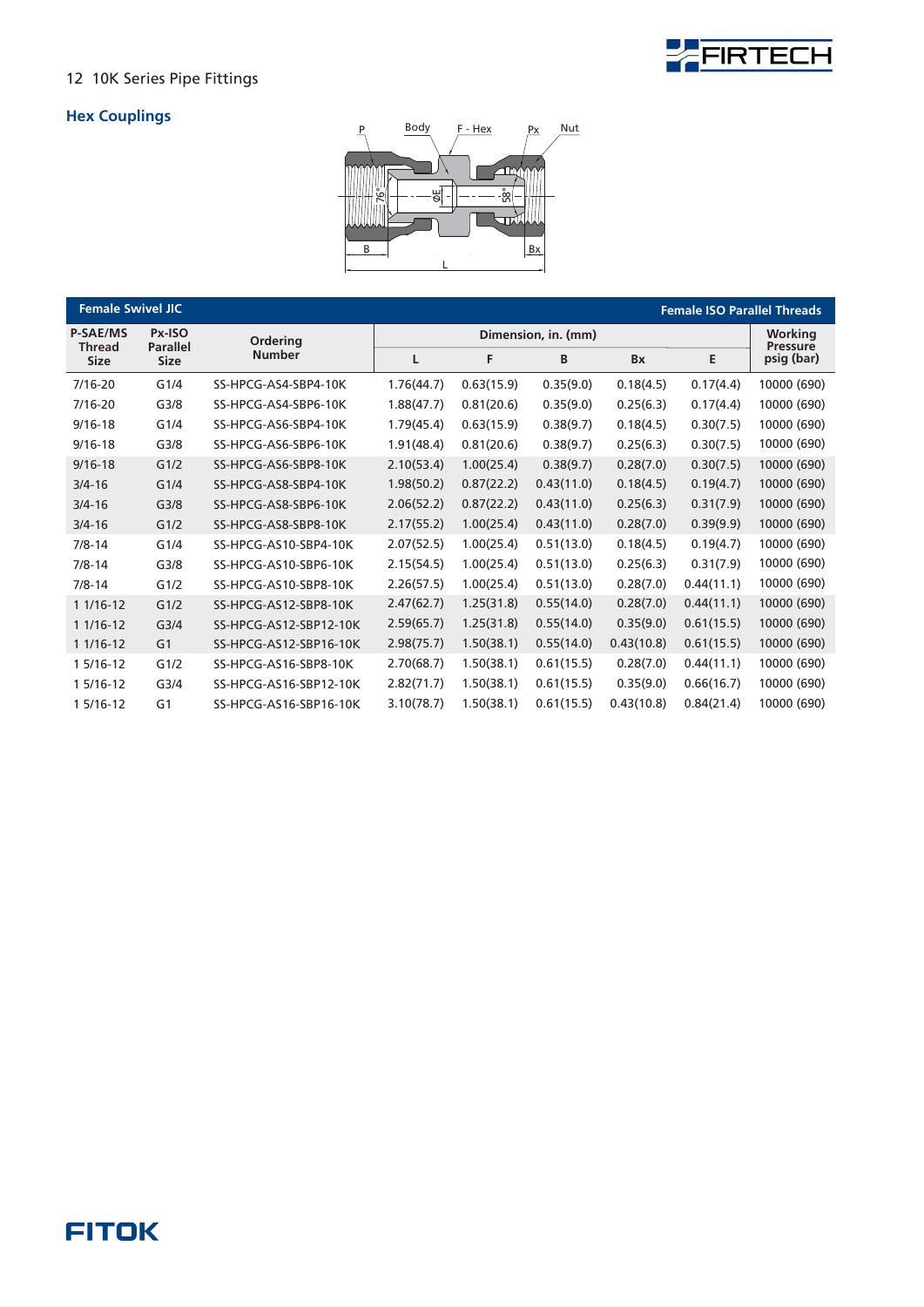## Hex Couplings

| Female Swivel JIC | | | | | | | | Female ISO Parallel Threads |
|---|---|---|---|---|---|---|---|---|
| P-SAE/MS Thread Size | Px-ISO Parallel Size | Ordering Number | Dimension, in. (mm) | | | | | Working Pressure psig (bar) |
| | | | L | F | B | Bx | E | |
| 7/16-20 | G1/4 | SS-HPCG-AS4-SBP4-10K | 1.76(44.7) | 0.63(15.9) | 0.35(9.0) | 0.18(4.5) | 0.17(4.4) | 10000 (690) |
| 7/16-20 | G3/8 | SS-HPCG-AS4-SBP6-10K | 1.88(47.7) | 0.81(20.6) | 0.35(9.0) | 0.25(6.3) | 0.17(4.4) | 10000 (690) |
| 9/16-18 | G1/4 | SS-HPCG-AS6-SBP4-10K | 1.79(45.4) | 0.63(15.9) | 0.38(9.7) | 0.18(4.5) | 0.30(7.5) | 10000 (690) |
| 9/16-18 | G3/8 | SS-HPCG-AS6-SBP6-10K | 1.91(48.4) | 0.81(20.6) | 0.38(9.7) | 0.25(6.3) | 0.30(7.5) | 10000 (690) |
| 9/16-18 | G1/2 | SS-HPCG-AS6-SBP8-10K | 2.10(53.4) | 1.00(25.4) | 0.38(9.7) | 0.28(7.0) | 0.30(7.5) | 10000 (690) |
| 3/4-16 | G1/4 | SS-HPCG-AS8-SBP4-10K | 1.98(50.2) | 0.87(22.2) | 0.43(11.0) | 0.18(4.5) | 0.19(4.7) | 10000 (690) |
| 3/4-16 | G3/8 | SS-HPCG-AS8-SBP6-10K | 2.06(52.2) | 0.87(22.2) | 0.43(11.0) | 0.25(6.3) | 0.31(7.9) | 10000 (690) |
| 3/4-16 | G1/2 | SS-HPCG-AS8-SBP8-10K | 2.17(55.2) | 1.00(25.4) | 0.43(11.0) | 0.28(7.0) | 0.39(9.9) | 10000 (690) |
| 7/8-14 | G1/4 | SS-HPCG-AS10-SBP4-10K | 2.07(52.5) | 1.00(25.4) | 0.51(13.0) | 0.18(4.5) | 0.19(4.7) | 10000 (690) |
| 7/8-14 | G3/8 | SS-HPCG-AS10-SBP6-10K | 2.15(54.5) | 1.00(25.4) | 0.51(13.0) | 0.25(6.3) | 0.31(7.9) | 10000 (690) |
| 7/8-14 | G1/2 | SS-HPCG-AS10-SBP8-10K | 2.26(57.5) | 1.00(25.4) | 0.51(13.0) | 0.28(7.0) | 0.44(11.1) | 10000 (690) |
| 1 1/16-12 | G1/2 | SS-HPCG-AS12-SBP8-10K | 2.47(62.7) | 1.25(31.8) | 0.55(14.0) | 0.28(7.0) | 0.44(11.1) | 10000 (690) |
| 1 1/16-12 | G3/4 | SS-HPCG-AS12-SBP12-10K | 2.59(65.7) | 1.25(31.8) | 0.55(14.0) | 0.35(9.0) | 0.61(15.5) | 10000 (690) |
| 1 1/16-12 | G1 | SS-HPCG-AS12-SBP16-10K | 2.98(75.7) | 1.50(38.1) | 0.55(14.0) | 0.43(10.8) | 0.61(15.5) | 10000 (690) |
| 1 5/16-12 | G1/2 | SS-HPCG-AS16-SBP8-10K | 2.70(68.7) | 1.50(38.1) | 0.61(15.5) | 0.28(7.0) | 0.44(11.1) | 10000 (690) |
| 1 5/16-12 | G3/4 | SS-HPCG-AS16-SBP12-10K | 2.82(71.7) | 1.50(38.1) | 0.61(15.5) | 0.35(9.0) | 0.66(16.7) | 10000 (690) |
| 1 5/16-12 | G1 | SS-HPCG-AS16-SBP16-10K | 3.10(78.7) | 1.50(38.1) | 0.61(15.5) | 0.43(10.8) | 0.84(21.4) | 10000 (690) |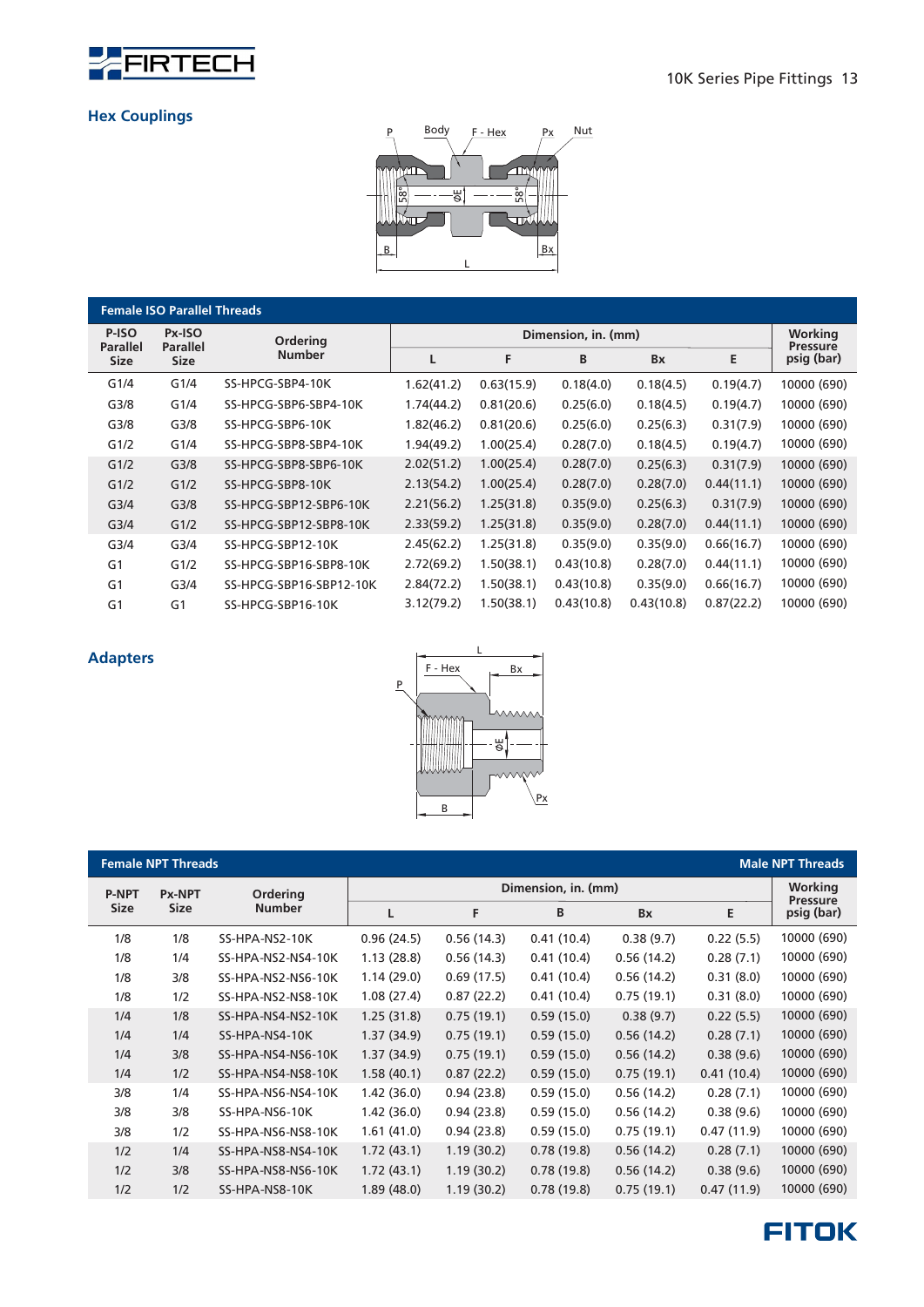## Hex Couplings

| Female ISO Parallel Threads | | | | | | | | |
|---|---|---|---|---|---|---|---|---|
| P-ISO Parallel Size | Px-ISO Parallel Size | Ordering Number | Dimension, in. (mm) | | | | | Working Pressure psig (bar) |
| | | | L | F | B | Bx | E | |
| G1/4 | G1/4 | SS-HPCG-SBP4-10K | 1.62(41.2) | 0.63(15.9) | 0.18(4.0) | 0.18(4.5) | 0.19(4.7) | 10000 (690) |
| G3/8 | G1/4 | SS-HPCG-SBP6-SBP4-10K | 1.74(44.2) | 0.81(20.6) | 0.25(6.0) | 0.18(4.5) | 0.19(4.7) | 10000 (690) |
| G3/8 | G3/8 | SS-HPCG-SBP6-10K | 1.82(46.2) | 0.81(20.6) | 0.25(6.0) | 0.25(6.3) | 0.31(7.9) | 10000 (690) |
| G1/2 | G1/4 | SS-HPCG-SBP8-SBP4-10K | 1.94(49.2) | 1.00(25.4) | 0.28(7.0) | 0.18(4.5) | 0.19(4.7) | 10000 (690) |
| G1/2 | G3/8 | SS-HPCG-SBP8-SBP6-10K | 2.02(51.2) | 1.00(25.4) | 0.28(7.0) | 0.25(6.3) | 0.31(7.9) | 10000 (690) |
| G1/2 | G1/2 | SS-HPCG-SBP8-10K | 2.13(54.2) | 1.00(25.4) | 0.28(7.0) | 0.28(7.0) | 0.44(11.1) | 10000 (690) |
| G3/4 | G3/8 | SS-HPCG-SBP12-SBP6-10K | 2.21(56.2) | 1.25(31.8) | 0.35(9.0) | 0.25(6.3) | 0.31(7.9) | 10000 (690) |
| G3/4 | G1/2 | SS-HPCG-SBP12-SBP8-10K | 2.33(59.2) | 1.25(31.8) | 0.35(9.0) | 0.28(7.0) | 0.44(11.1) | 10000 (690) |
| G3/4 | G3/4 | SS-HPCG-SBP12-10K | 2.45(62.2) | 1.25(31.8) | 0.35(9.0) | 0.35(9.0) | 0.66(16.7) | 10000 (690) |
| G1 | G1/2 | SS-HPCG-SBP16-SBP8-10K | 2.72(69.2) | 1.50(38.1) | 0.43(10.8) | 0.28(7.0) | 0.44(11.1) | 10000 (690) |
| G1 | G3/4 | SS-HPCG-SBP16-SBP12-10K | 2.84(72.2) | 1.50(38.1) | 0.43(10.8) | 0.35(9.0) | 0.66(16.7) | 10000 (690) |
| G1 | G1 | SS-HPCG-SBP16-10K | 3.12(79.2) | 1.50(38.1) | 0.43(10.8) | 0.43(10.8) | 0.87(22.2) | 10000 (690) |

## Adapters

| Female NPT Threads | | | | | | | Male NPT Threads | |
|---|---|---|---|---|---|---|---|---|
| P-NPT Size | Px-NPT Size | Ordering Number | Dimension, in. (mm) | | | | | Working Pressure psig (bar) |
| | | | L | F | B | Bx | E | |
| 1/8 | 1/8 | SS-HPA-NS2-10K | 0.96 (24.5) | 0.56 (14.3) | 0.41 (10.4) | 0.38 (9.7) | 0.22 (5.5) | 10000 (690) |
| 1/8 | 1/4 | SS-HPA-NS2-NS4-10K | 1.13 (28.8) | 0.56 (14.3) | 0.41 (10.4) | 0.56 (14.2) | 0.28 (7.1) | 10000 (690) |
| 1/8 | 3/8 | SS-HPA-NS2-NS6-10K | 1.14 (29.0) | 0.69 (17.5) | 0.41 (10.4) | 0.56 (14.2) | 0.31 (8.0) | 10000 (690) |
| 1/8 | 1/2 | SS-HPA-NS2-NS8-10K | 1.08 (27.4) | 0.87 (22.2) | 0.41 (10.4) | 0.75 (19.1) | 0.31 (8.0) | 10000 (690) |
| 1/4 | 1/8 | SS-HPA-NS4-NS2-10K | 1.25 (31.8) | 0.75 (19.1) | 0.59 (15.0) | 0.38 (9.7) | 0.22 (5.5) | 10000 (690) |
| 1/4 | 1/4 | SS-HPA-NS4-10K | 1.37 (34.9) | 0.75 (19.1) | 0.59 (15.0) | 0.56 (14.2) | 0.28 (7.1) | 10000 (690) |
| 1/4 | 3/8 | SS-HPA-NS4-NS6-10K | 1.37 (34.9) | 0.75 (19.1) | 0.59 (15.0) | 0.56 (14.2) | 0.38 (9.6) | 10000 (690) |
| 1/4 | 1/2 | SS-HPA-NS4-NS8-10K | 1.58 (40.1) | 0.87 (22.2) | 0.59 (15.0) | 0.75 (19.1) | 0.41 (10.4) | 10000 (690) |
| 3/8 | 1/4 | SS-HPA-NS6-NS4-10K | 1.42 (36.0) | 0.94 (23.8) | 0.59 (15.0) | 0.56 (14.2) | 0.28 (7.1) | 10000 (690) |
| 3/8 | 3/8 | SS-HPA-NS6-10K | 1.42 (36.0) | 0.94 (23.8) | 0.59 (15.0) | 0.56 (14.2) | 0.38 (9.6) | 10000 (690) |
| 3/8 | 1/2 | SS-HPA-NS6-NS8-10K | 1.61 (41.0) | 0.94 (23.8) | 0.59 (15.0) | 0.75 (19.1) | 0.47 (11.9) | 10000 (690) |
| 1/2 | 1/4 | SS-HPA-NS8-NS4-10K | 1.72 (43.1) | 1.19 (30.2) | 0.78 (19.8) | 0.56 (14.2) | 0.28 (7.1) | 10000 (690) |
| 1/2 | 3/8 | SS-HPA-NS8-NS6-10K | 1.72 (43.1) | 1.19 (30.2) | 0.78 (19.8) | 0.56 (14.2) | 0.38 (9.6) | 10000 (690) |
| 1/2 | 1/2 | SS-HPA-NS8-10K | 1.89 (48.0) | 1.19 (30.2) | 0.78 (19.8) | 0.75 (19.1) | 0.47 (11.9) | 10000 (690) |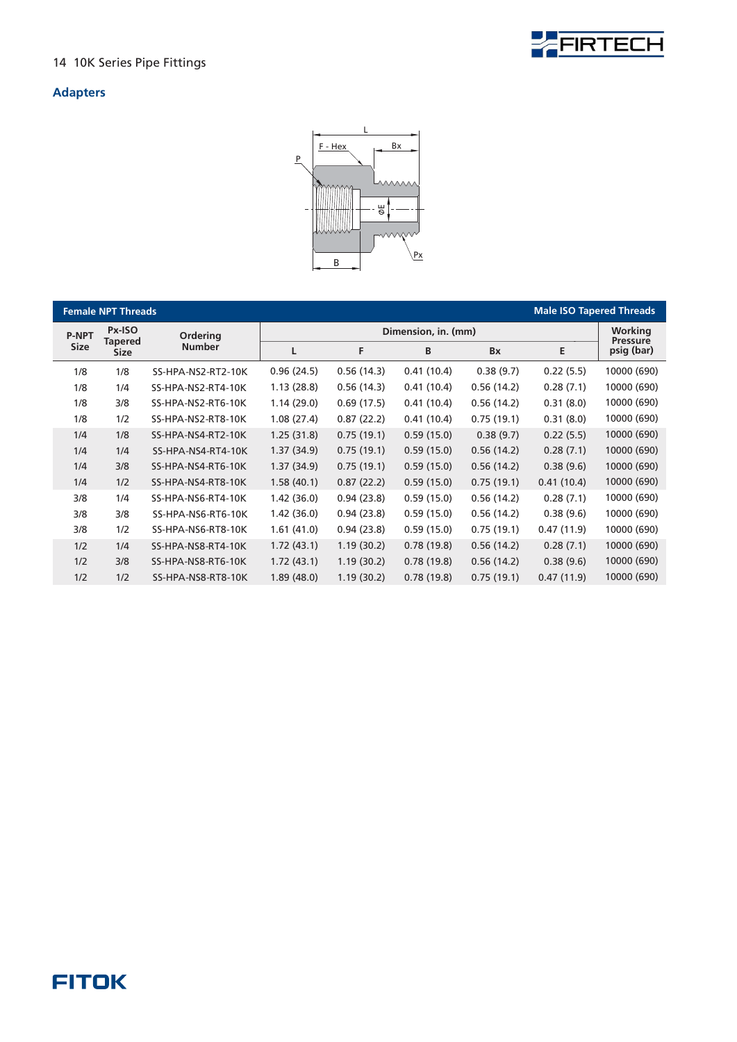## Adapters

| Female NPT Threads | | | | | | | | Male ISO Tapered Threads |
|---|---|---|---|---|---|---|---|---|
| P-NPT Size | Px-ISO Tapered Size | Ordering Number | Dimension, in. (mm) | | | | | Working Pressure psig (bar) |
| | | | L | F | B | Bx | E | |
| 1/8 | 1/8 | SS-HPA-NS2-RT2-10K | 0.96 (24.5) | 0.56 (14.3) | 0.41 (10.4) | 0.38 (9.7) | 0.22 (5.5) | 10000 (690) |
| 1/8 | 1/4 | SS-HPA-NS2-RT4-10K | 1.13 (28.8) | 0.56 (14.3) | 0.41 (10.4) | 0.56 (14.2) | 0.28 (7.1) | 10000 (690) |
| 1/8 | 3/8 | SS-HPA-NS2-RT6-10K | 1.14 (29.0) | 0.69 (17.5) | 0.41 (10.4) | 0.56 (14.2) | 0.31 (8.0) | 10000 (690) |
| 1/8 | 1/2 | SS-HPA-NS2-RT8-10K | 1.08 (27.4) | 0.87 (22.2) | 0.41 (10.4) | 0.75 (19.1) | 0.31 (8.0) | 10000 (690) |
| 1/4 | 1/8 | SS-HPA-NS4-RT2-10K | 1.25 (31.8) | 0.75 (19.1) | 0.59 (15.0) | 0.38 (9.7) | 0.22 (5.5) | 10000 (690) |
| 1/4 | 1/4 | SS-HPA-NS4-RT4-10K | 1.37 (34.9) | 0.75 (19.1) | 0.59 (15.0) | 0.56 (14.2) | 0.28 (7.1) | 10000 (690) |
| 1/4 | 3/8 | SS-HPA-NS4-RT6-10K | 1.37 (34.9) | 0.75 (19.1) | 0.59 (15.0) | 0.56 (14.2) | 0.38 (9.6) | 10000 (690) |
| 1/4 | 1/2 | SS-HPA-NS4-RT8-10K | 1.58 (40.1) | 0.87 (22.2) | 0.59 (15.0) | 0.75 (19.1) | 0.41 (10.4) | 10000 (690) |
| 3/8 | 1/4 | SS-HPA-NS6-RT4-10K | 1.42 (36.0) | 0.94 (23.8) | 0.59 (15.0) | 0.56 (14.2) | 0.28 (7.1) | 10000 (690) |
| 3/8 | 3/8 | SS-HPA-NS6-RT6-10K | 1.42 (36.0) | 0.94 (23.8) | 0.59 (15.0) | 0.56 (14.2) | 0.38 (9.6) | 10000 (690) |
| 3/8 | 1/2 | SS-HPA-NS6-RT8-10K | 1.61 (41.0) | 0.94 (23.8) | 0.59 (15.0) | 0.75 (19.1) | 0.47 (11.9) | 10000 (690) |
| 1/2 | 1/4 | SS-HPA-NS8-RT4-10K | 1.72 (43.1) | 1.19 (30.2) | 0.78 (19.8) | 0.56 (14.2) | 0.28 (7.1) | 10000 (690) |
| 1/2 | 3/8 | SS-HPA-NS8-RT6-10K | 1.72 (43.1) | 1.19 (30.2) | 0.78 (19.8) | 0.56 (14.2) | 0.38 (9.6) | 10000 (690) |
| 1/2 | 1/2 | SS-HPA-NS8-RT8-10K | 1.89 (48.0) | 1.19 (30.2) | 0.78 (19.8) | 0.75 (19.1) | 0.47 (11.9) | 10000 (690) |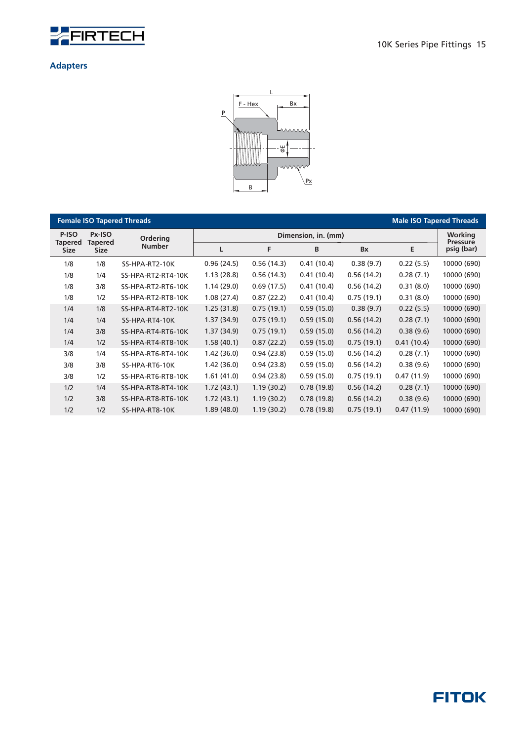## Adapters

| Female ISO Tapered Threads | | | | | | | | Male ISO Tapered Threads |
|---|---|---|---|---|---|---|---|---|
| P-ISO Tapered Size | Px-ISO Tapered Size | Ordering Number | Dimension, in. (mm) | | | | | Working Pressure psig (bar) |
| | | | L | F | B | Bx | E | |
| 1/8 | 1/8 | SS-HPA-RT2-10K | 0.96 (24.5) | 0.56 (14.3) | 0.41 (10.4) | 0.38 (9.7) | 0.22 (5.5) | 10000 (690) |
| 1/8 | 1/4 | SS-HPA-RT2-RT4-10K | 1.13 (28.8) | 0.56 (14.3) | 0.41 (10.4) | 0.56 (14.2) | 0.28 (7.1) | 10000 (690) |
| 1/8 | 3/8 | SS-HPA-RT2-RT6-10K | 1.14 (29.0) | 0.69 (17.5) | 0.41 (10.4) | 0.56 (14.2) | 0.31 (8.0) | 10000 (690) |
| 1/8 | 1/2 | SS-HPA-RT2-RT8-10K | 1.08 (27.4) | 0.87 (22.2) | 0.41 (10.4) | 0.75 (19.1) | 0.31 (8.0) | 10000 (690) |
| 1/4 | 1/8 | SS-HPA-RT4-RT2-10K | 1.25 (31.8) | 0.75 (19.1) | 0.59 (15.0) | 0.38 (9.7) | 0.22 (5.5) | 10000 (690) |
| 1/4 | 1/4 | SS-HPA-RT4-10K | 1.37 (34.9) | 0.75 (19.1) | 0.59 (15.0) | 0.56 (14.2) | 0.28 (7.1) | 10000 (690) |
| 1/4 | 3/8 | SS-HPA-RT4-RT6-10K | 1.37 (34.9) | 0.75 (19.1) | 0.59 (15.0) | 0.56 (14.2) | 0.38 (9.6) | 10000 (690) |
| 1/4 | 1/2 | SS-HPA-RT4-RT8-10K | 1.58 (40.1) | 0.87 (22.2) | 0.59 (15.0) | 0.75 (19.1) | 0.41 (10.4) | 10000 (690) |
| 3/8 | 1/4 | SS-HPA-RT6-RT4-10K | 1.42 (36.0) | 0.94 (23.8) | 0.59 (15.0) | 0.56 (14.2) | 0.28 (7.1) | 10000 (690) |
| 3/8 | 3/8 | SS-HPA-RT6-10K | 1.42 (36.0) | 0.94 (23.8) | 0.59 (15.0) | 0.56 (14.2) | 0.38 (9.6) | 10000 (690) |
| 3/8 | 1/2 | SS-HPA-RT6-RT8-10K | 1.61 (41.0) | 0.94 (23.8) | 0.59 (15.0) | 0.75 (19.1) | 0.47 (11.9) | 10000 (690) |
| 1/2 | 1/4 | SS-HPA-RT8-RT4-10K | 1.72 (43.1) | 1.19 (30.2) | 0.78 (19.8) | 0.56 (14.2) | 0.28 (7.1) | 10000 (690) |
| 1/2 | 3/8 | SS-HPA-RT8-RT6-10K | 1.72 (43.1) | 1.19 (30.2) | 0.78 (19.8) | 0.56 (14.2) | 0.38 (9.6) | 10000 (690) |
| 1/2 | 1/2 | SS-HPA-RT8-10K | 1.89 (48.0) | 1.19 (30.2) | 0.78 (19.8) | 0.75 (19.1) | 0.47 (11.9) | 10000 (690) |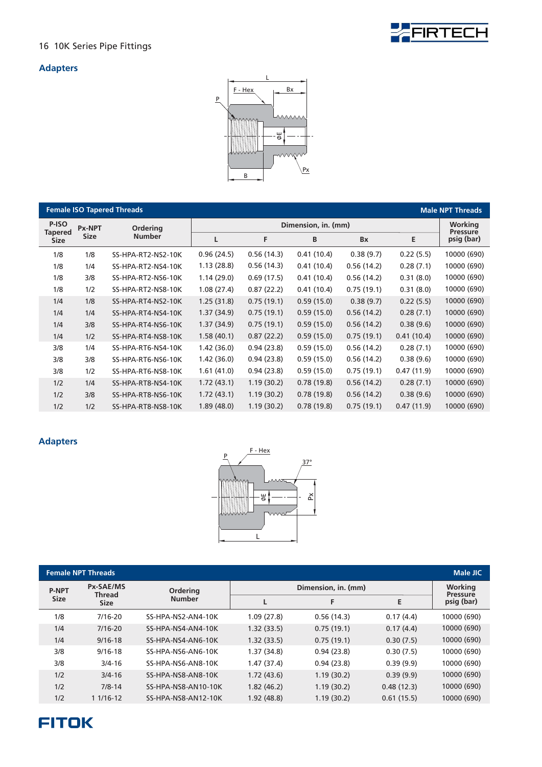## Adapters

| Female ISO Tapered Threads | | | | | | | | Male NPT Threads |
|---|---|---|---|---|---|---|---|---|
| P-ISO Tapered Size | Px-NPT Size | Ordering Number | Dimension, in. (mm) | | | | | Working Pressure psig (bar) |
| | | | L | F | B | Bx | E | |
| 1/8 | 1/8 | SS-HPA-RT2-NS2-10K | 0.96 (24.5) | 0.56 (14.3) | 0.41 (10.4) | 0.38 (9.7) | 0.22 (5.5) | 10000 (690) |
| 1/8 | 1/4 | SS-HPA-RT2-NS4-10K | 1.13 (28.8) | 0.56 (14.3) | 0.41 (10.4) | 0.56 (14.2) | 0.28 (7.1) | 10000 (690) |
| 1/8 | 3/8 | SS-HPA-RT2-NS6-10K | 1.14 (29.0) | 0.69 (17.5) | 0.41 (10.4) | 0.56 (14.2) | 0.31 (8.0) | 10000 (690) |
| 1/8 | 1/2 | SS-HPA-RT2-NS8-10K | 1.08 (27.4) | 0.87 (22.2) | 0.41 (10.4) | 0.75 (19.1) | 0.31 (8.0) | 10000 (690) |
| 1/4 | 1/8 | SS-HPA-RT4-NS2-10K | 1.25 (31.8) | 0.75 (19.1) | 0.59 (15.0) | 0.38 (9.7) | 0.22 (5.5) | 10000 (690) |
| 1/4 | 1/4 | SS-HPA-RT4-NS4-10K | 1.37 (34.9) | 0.75 (19.1) | 0.59 (15.0) | 0.56 (14.2) | 0.28 (7.1) | 10000 (690) |
| 1/4 | 3/8 | SS-HPA-RT4-NS6-10K | 1.37 (34.9) | 0.75 (19.1) | 0.59 (15.0) | 0.56 (14.2) | 0.38 (9.6) | 10000 (690) |
| 1/4 | 1/2 | SS-HPA-RT4-NS8-10K | 1.58 (40.1) | 0.87 (22.2) | 0.59 (15.0) | 0.75 (19.1) | 0.41 (10.4) | 10000 (690) |
| 3/8 | 1/4 | SS-HPA-RT6-NS4-10K | 1.42 (36.0) | 0.94 (23.8) | 0.59 (15.0) | 0.56 (14.2) | 0.28 (7.1) | 10000 (690) |
| 3/8 | 3/8 | SS-HPA-RT6-NS6-10K | 1.42 (36.0) | 0.94 (23.8) | 0.59 (15.0) | 0.56 (14.2) | 0.38 (9.6) | 10000 (690) |
| 3/8 | 1/2 | SS-HPA-RT6-NS8-10K | 1.61 (41.0) | 0.94 (23.8) | 0.59 (15.0) | 0.75 (19.1) | 0.47 (11.9) | 10000 (690) |
| 1/2 | 1/4 | SS-HPA-RT8-NS4-10K | 1.72 (43.1) | 1.19 (30.2) | 0.78 (19.8) | 0.56 (14.2) | 0.28 (7.1) | 10000 (690) |
| 1/2 | 3/8 | SS-HPA-RT8-NS6-10K | 1.72 (43.1) | 1.19 (30.2) | 0.78 (19.8) | 0.56 (14.2) | 0.38 (9.6) | 10000 (690) |
| 1/2 | 1/2 | SS-HPA-RT8-NS8-10K | 1.89 (48.0) | 1.19 (30.2) | 0.78 (19.8) | 0.75 (19.1) | 0.47 (11.9) | 10000 (690) |

## Adapters

| Female NPT Threads | | | | | | Male JIC |
|---|---|---|---|---|---|---|
| P-NPT Size | Px-SAE/MS Thread Size | Ordering Number | Dimension, in. (mm) | | | Working Pressure psig (bar) |
| | | | L | F | E | |
| 1/8 | 7/16-20 | SS-HPA-NS2-AN4-10K | 1.09 (27.8) | 0.56 (14.3) | 0.17 (4.4) | 10000 (690) |
| 1/4 | 7/16-20 | SS-HPA-NS4-AN4-10K | 1.32 (33.5) | 0.75 (19.1) | 0.17 (4.4) | 10000 (690) |
| 1/4 | 9/16-18 | SS-HPA-NS4-AN6-10K | 1.32 (33.5) | 0.75 (19.1) | 0.30 (7.5) | 10000 (690) |
| 3/8 | 9/16-18 | SS-HPA-NS6-AN6-10K | 1.37 (34.8) | 0.94 (23.8) | 0.30 (7.5) | 10000 (690) |
| 3/8 | 3/4-16 | SS-HPA-NS6-AN8-10K | 1.47 (37.4) | 0.94 (23.8) | 0.39 (9.9) | 10000 (690) |
| 1/2 | 3/4-16 | SS-HPA-NS8-AN8-10K | 1.72 (43.6) | 1.19 (30.2) | 0.39 (9.9) | 10000 (690) |
| 1/2 | 7/8-14 | SS-HPA-NS8-AN10-10K | 1.82 (46.2) | 1.19 (30.2) | 0.48 (12.3) | 10000 (690) |
| 1/2 | 1 1/16-12 | SS-HPA-NS8-AN12-10K | 1.92 (48.8) | 1.19 (30.2) | 0.61 (15.5) | 10000 (690) |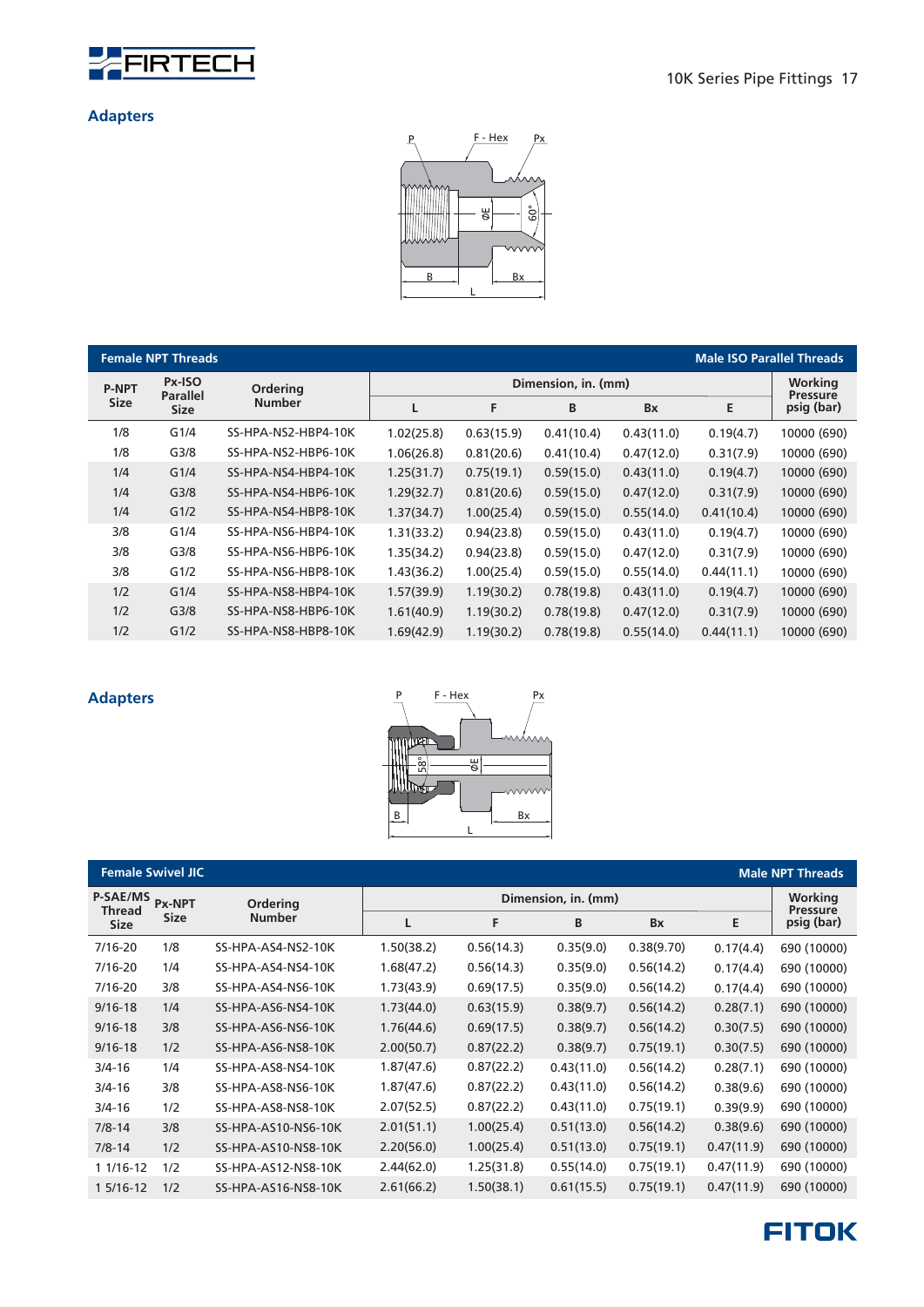## Adapters

| Female NPT Threads | | | | | | | | Male ISO Parallel Threads |
|---|---|---|---|---|---|---|---|---|
| P-NPT Size | Px-ISO Parallel Size | Ordering Number | Dimension, in. (mm) | | | | | Working Pressure psig (bar) |
| | | | L | F | B | Bx | E | |
| 1/8 | G1/4 | SS-HPA-NS2-HBP4-10K | 1.02(25.8) | 0.63(15.9) | 0.41(10.4) | 0.43(11.0) | 0.19(4.7) | 10000 (690) |
| 1/8 | G3/8 | SS-HPA-NS2-HBP6-10K | 1.06(26.8) | 0.81(20.6) | 0.41(10.4) | 0.47(12.0) | 0.31(7.9) | 10000 (690) |
| 1/4 | G1/4 | SS-HPA-NS4-HBP4-10K | 1.25(31.7) | 0.75(19.1) | 0.59(15.0) | 0.43(11.0) | 0.19(4.7) | 10000 (690) |
| 1/4 | G3/8 | SS-HPA-NS4-HBP6-10K | 1.29(32.7) | 0.81(20.6) | 0.59(15.0) | 0.47(12.0) | 0.31(7.9) | 10000 (690) |
| 1/4 | G1/2 | SS-HPA-NS4-HBP8-10K | 1.37(34.7) | 1.00(25.4) | 0.59(15.0) | 0.55(14.0) | 0.41(10.4) | 10000 (690) |
| 3/8 | G1/4 | SS-HPA-NS6-HBP4-10K | 1.31(33.2) | 0.94(23.8) | 0.59(15.0) | 0.43(11.0) | 0.19(4.7) | 10000 (690) |
| 3/8 | G3/8 | SS-HPA-NS6-HBP6-10K | 1.35(34.2) | 0.94(23.8) | 0.59(15.0) | 0.47(12.0) | 0.31(7.9) | 10000 (690) |
| 3/8 | G1/2 | SS-HPA-NS6-HBP8-10K | 1.43(36.2) | 1.00(25.4) | 0.59(15.0) | 0.55(14.0) | 0.44(11.1) | 10000 (690) |
| 1/2 | G1/4 | SS-HPA-NS8-HBP4-10K | 1.57(39.9) | 1.19(30.2) | 0.78(19.8) | 0.43(11.0) | 0.19(4.7) | 10000 (690) |
| 1/2 | G3/8 | SS-HPA-NS8-HBP6-10K | 1.61(40.9) | 1.19(30.2) | 0.78(19.8) | 0.47(12.0) | 0.31(7.9) | 10000 (690) |
| 1/2 | G1/2 | SS-HPA-NS8-HBP8-10K | 1.69(42.9) | 1.19(30.2) | 0.78(19.8) | 0.55(14.0) | 0.44(11.1) | 10000 (690) |

## Adapters

| Female Swivel JIC | | | | | | | | Male NPT Threads |
|---|---|---|---|---|---|---|---|---|
| P-SAE/MS Thread Size | Px-NPT Size | Ordering Number | Dimension, in. (mm) | | | | | Working Pressure psig (bar) |
| | | | L | F | B | Bx | E | |
| 7/16-20 | 1/8 | SS-HPA-AS4-NS2-10K | 1.50(38.2) | 0.56(14.3) | 0.35(9.0) | 0.38(9.70) | 0.17(4.4) | 690 (10000) |
| 7/16-20 | 1/4 | SS-HPA-AS4-NS4-10K | 1.68(47.2) | 0.56(14.3) | 0.35(9.0) | 0.56(14.2) | 0.17(4.4) | 690 (10000) |
| 7/16-20 | 3/8 | SS-HPA-AS4-NS6-10K | 1.73(43.9) | 0.69(17.5) | 0.35(9.0) | 0.56(14.2) | 0.17(4.4) | 690 (10000) |
| 9/16-18 | 1/4 | SS-HPA-AS6-NS4-10K | 1.73(44.0) | 0.63(15.9) | 0.38(9.7) | 0.56(14.2) | 0.28(7.1) | 690 (10000) |
| 9/16-18 | 3/8 | SS-HPA-AS6-NS6-10K | 1.76(44.6) | 0.69(17.5) | 0.38(9.7) | 0.56(14.2) | 0.30(7.5) | 690 (10000) |
| 9/16-18 | 1/2 | SS-HPA-AS6-NS8-10K | 2.00(50.7) | 0.87(22.2) | 0.38(9.7) | 0.75(19.1) | 0.30(7.5) | 690 (10000) |
| 3/4-16 | 1/4 | SS-HPA-AS8-NS4-10K | 1.87(47.6) | 0.87(22.2) | 0.43(11.0) | 0.56(14.2) | 0.28(7.1) | 690 (10000) |
| 3/4-16 | 3/8 | SS-HPA-AS8-NS6-10K | 1.87(47.6) | 0.87(22.2) | 0.43(11.0) | 0.56(14.2) | 0.38(9.6) | 690 (10000) |
| 3/4-16 | 1/2 | SS-HPA-AS8-NS8-10K | 2.07(52.5) | 0.87(22.2) | 0.43(11.0) | 0.75(19.1) | 0.39(9.9) | 690 (10000) |
| 7/8-14 | 3/8 | SS-HPA-AS10-NS6-10K | 2.01(51.1) | 1.00(25.4) | 0.51(13.0) | 0.56(14.2) | 0.38(9.6) | 690 (10000) |
| 7/8-14 | 1/2 | SS-HPA-AS10-NS8-10K | 2.20(56.0) | 1.00(25.4) | 0.51(13.0) | 0.75(19.1) | 0.47(11.9) | 690 (10000) |
| 1 1/16-12 | 1/2 | SS-HPA-AS12-NS8-10K | 2.44(62.0) | 1.25(31.8) | 0.55(14.0) | 0.75(19.1) | 0.47(11.9) | 690 (10000) |
| 1 5/16-12 | 1/2 | SS-HPA-AS16-NS8-10K | 2.61(66.2) | 1.50(38.1) | 0.61(15.5) | 0.75(19.1) | 0.47(11.9) | 690 (10000) |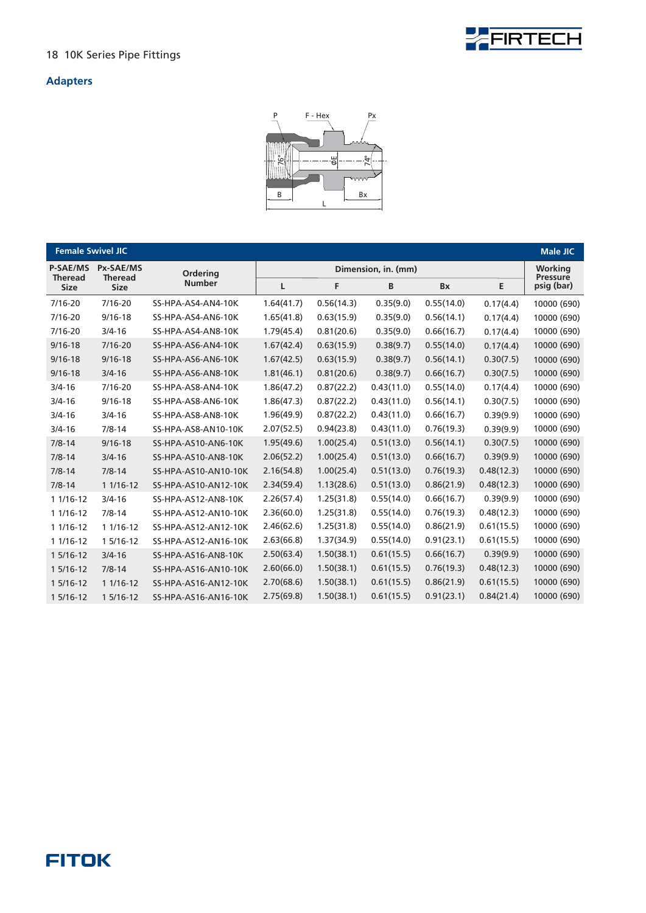## Adapters

| Female Swivel JIC | | | | | | | | Male JIC |
|---|---|---|---|---|---|---|---|---|
| P-SAE/MS Thread Size | Px-SAE/MS Theread Size | Ordering Number | Dimension, in. (mm) | | | | | Working Pressure psig (bar) |
| | | | L | F | B | Bx | E | |
| 7/16-20 | 7/16-20 | SS-HPA-AS4-AN4-10K | 1.64(41.7) | 0.56(14.3) | 0.35(9.0) | 0.55(14.0) | 0.17(4.4) | 10000 (690) |
| 7/16-20 | 9/16-18 | SS-HPA-AS4-AN6-10K | 1.65(41.8) | 0.63(15.9) | 0.35(9.0) | 0.56(14.1) | 0.17(4.4) | 10000 (690) |
| 7/16-20 | 3/4-16 | SS-HPA-AS4-AN8-10K | 1.79(45.4) | 0.81(20.6) | 0.35(9.0) | 0.66(16.7) | 0.17(4.4) | 10000 (690) |
| 9/16-18 | 7/16-20 | SS-HPA-AS6-AN4-10K | 1.67(42.4) | 0.63(15.9) | 0.38(9.7) | 0.55(14.0) | 0.17(4.4) | 10000 (690) |
| 9/16-18 | 9/16-18 | SS-HPA-AS6-AN6-10K | 1.67(42.5) | 0.63(15.9) | 0.38(9.7) | 0.56(14.1) | 0.30(7.5) | 10000 (690) |
| 9/16-18 | 3/4-16 | SS-HPA-AS6-AN8-10K | 1.81(46.1) | 0.81(20.6) | 0.38(9.7) | 0.66(16.7) | 0.30(7.5) | 10000 (690) |
| 3/4-16 | 7/16-20 | SS-HPA-AS8-AN4-10K | 1.86(47.2) | 0.87(22.2) | 0.43(11.0) | 0.55(14.0) | 0.17(4.4) | 10000 (690) |
| 3/4-16 | 9/16-18 | SS-HPA-AS8-AN6-10K | 1.86(47.3) | 0.87(22.2) | 0.43(11.0) | 0.56(14.1) | 0.30(7.5) | 10000 (690) |
| 3/4-16 | 3/4-16 | SS-HPA-AS8-AN8-10K | 1.96(49.9) | 0.87(22.2) | 0.43(11.0) | 0.66(16.7) | 0.39(9.9) | 10000 (690) |
| 3/4-16 | 7/8-14 | SS-HPA-AS8-AN10-10K | 2.07(52.5) | 0.94(23.8) | 0.43(11.0) | 0.76(19.3) | 0.39(9.9) | 10000 (690) |
| 7/8-14 | 9/16-18 | SS-HPA-AS10-AN6-10K | 1.95(49.6) | 1.00(25.4) | 0.51(13.0) | 0.56(14.1) | 0.30(7.5) | 10000 (690) |
| 7/8-14 | 3/4-16 | SS-HPA-AS10-AN8-10K | 2.06(52.2) | 1.00(25.4) | 0.51(13.0) | 0.66(16.7) | 0.39(9.9) | 10000 (690) |
| 7/8-14 | 7/8-14 | SS-HPA-AS10-AN10-10K | 2.16(54.8) | 1.00(25.4) | 0.51(13.0) | 0.76(19.3) | 0.48(12.3) | 10000 (690) |
| 7/8-14 | 1 1/16-12 | SS-HPA-AS10-AN12-10K | 2.34(59.4) | 1.13(28.6) | 0.51(13.0) | 0.86(21.9) | 0.48(12.3) | 10000 (690) |
| 1 1/16-12 | 3/4-16 | SS-HPA-AS12-AN8-10K | 2.26(57.4) | 1.25(31.8) | 0.55(14.0) | 0.66(16.7) | 0.39(9.9) | 10000 (690) |
| 1 1/16-12 | 7/8-14 | SS-HPA-AS12-AN10-10K | 2.36(60.0) | 1.25(31.8) | 0.55(14.0) | 0.76(19.3) | 0.48(12.3) | 10000 (690) |
| 1 1/16-12 | 1 1/16-12 | SS-HPA-AS12-AN12-10K | 2.46(62.6) | 1.25(31.8) | 0.55(14.0) | 0.86(21.9) | 0.61(15.5) | 10000 (690) |
| 1 1/16-12 | 1 5/16-12 | SS-HPA-AS12-AN16-10K | 2.63(66.8) | 1.37(34.9) | 0.55(14.0) | 0.91(23.1) | 0.61(15.5) | 10000 (690) |
| 1 5/16-12 | 3/4-16 | SS-HPA-AS16-AN8-10K | 2.50(63.4) | 1.50(38.1) | 0.61(15.5) | 0.66(16.7) | 0.39(9.9) | 10000 (690) |
| 1 5/16-12 | 7/8-14 | SS-HPA-AS16-AN10-10K | 2.60(66.0) | 1.50(38.1) | 0.61(15.5) | 0.76(19.3) | 0.48(12.3) | 10000 (690) |
| 1 5/16-12 | 1 1/16-12 | SS-HPA-AS16-AN12-10K | 2.70(68.6) | 1.50(38.1) | 0.61(15.5) | 0.86(21.9) | 0.61(15.5) | 10000 (690) |
| 1 5/16-12 | 1 5/16-12 | SS-HPA-AS16-AN16-10K | 2.75(69.8) | 1.50(38.1) | 0.61(15.5) | 0.91(23.1) | 0.84(21.4) | 10000 (690) |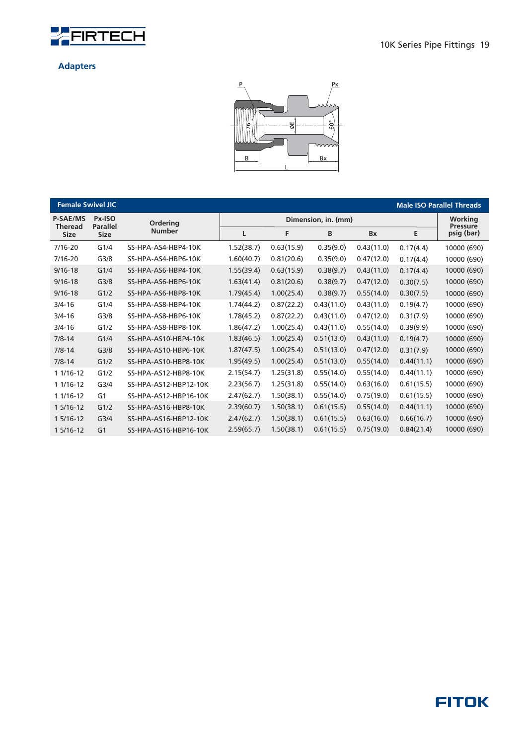## Adapters

| Female Swivel JIC | | | | | | | | Male ISO Parallel Threads |
|---|---|---|---|---|---|---|---|---|
| P-SAE/MS Theread Size | Px-ISO Parallel Size | Ordering Number | Dimension, in. (mm) | | | | | Working Pressure psig (bar) |
| | | | L | F | B | Bx | E | |
| 7/16-20 | G1/4 | SS-HPA-AS4-HBP4-10K | 1.52(38.7) | 0.63(15.9) | 0.35(9.0) | 0.43(11.0) | 0.17(4.4) | 10000 (690) |
| 7/16-20 | G3/8 | SS-HPA-AS4-HBP6-10K | 1.60(40.7) | 0.81(20.6) | 0.35(9.0) | 0.47(12.0) | 0.17(4.4) | 10000 (690) |
| 9/16-18 | G1/4 | SS-HPA-AS6-HBP4-10K | 1.55(39.4) | 0.63(15.9) | 0.38(9.7) | 0.43(11.0) | 0.17(4.4) | 10000 (690) |
| 9/16-18 | G3/8 | SS-HPA-AS6-HBP6-10K | 1.63(41.4) | 0.81(20.6) | 0.38(9.7) | 0.47(12.0) | 0.30(7.5) | 10000 (690) |
| 9/16-18 | G1/2 | SS-HPA-AS6-HBP8-10K | 1.79(45.4) | 1.00(25.4) | 0.38(9.7) | 0.55(14.0) | 0.30(7.5) | 10000 (690) |
| 3/4-16 | G1/4 | SS-HPA-AS8-HBP4-10K | 1.74(44.2) | 0.87(22.2) | 0.43(11.0) | 0.43(11.0) | 0.19(4.7) | 10000 (690) |
| 3/4-16 | G3/8 | SS-HPA-AS8-HBP6-10K | 1.78(45.2) | 0.87(22.2) | 0.43(11.0) | 0.47(12.0) | 0.31(7.9) | 10000 (690) |
| 3/4-16 | G1/2 | SS-HPA-AS8-HBP8-10K | 1.86(47.2) | 1.00(25.4) | 0.43(11.0) | 0.55(14.0) | 0.39(9.9) | 10000 (690) |
| 7/8-14 | G1/4 | SS-HPA-AS10-HBP4-10K | 1.83(46.5) | 1.00(25.4) | 0.51(13.0) | 0.43(11.0) | 0.19(4.7) | 10000 (690) |
| 7/8-14 | G3/8 | SS-HPA-AS10-HBP6-10K | 1.87(47.5) | 1.00(25.4) | 0.51(13.0) | 0.47(12.0) | 0.31(7.9) | 10000 (690) |
| 7/8-14 | G1/2 | SS-HPA-AS10-HBP8-10K | 1.95(49.5) | 1.00(25.4) | 0.51(13.0) | 0.55(14.0) | 0.44(11.1) | 10000 (690) |
| 1 1/16-12 | G1/2 | SS-HPA-AS12-HBP8-10K | 2.15(54.7) | 1.25(31.8) | 0.55(14.0) | 0.55(14.0) | 0.44(11.1) | 10000 (690) |
| 1 1/16-12 | G3/4 | SS-HPA-AS12-HBP12-10K | 2.23(56.7) | 1.25(31.8) | 0.55(14.0) | 0.63(16.0) | 0.61(15.5) | 10000 (690) |
| 1 1/16-12 | G1 | SS-HPA-AS12-HBP16-10K | 2.47(62.7) | 1.50(38.1) | 0.55(14.0) | 0.75(19.0) | 0.61(15.5) | 10000 (690) |
| 1 5/16-12 | G1/2 | SS-HPA-AS16-HBP8-10K | 2.39(60.7) | 1.50(38.1) | 0.61(15.5) | 0.55(14.0) | 0.44(11.1) | 10000 (690) |
| 1 5/16-12 | G3/4 | SS-HPA-AS16-HBP12-10K | 2.47(62.7) | 1.50(38.1) | 0.61(15.5) | 0.63(16.0) | 0.66(16.7) | 10000 (690) |
| 1 5/16-12 | G1 | SS-HPA-AS16-HBP16-10K | 2.59(65.7) | 1.50(38.1) | 0.61(15.5) | 0.75(19.0) | 0.84(21.4) | 10000 (690) |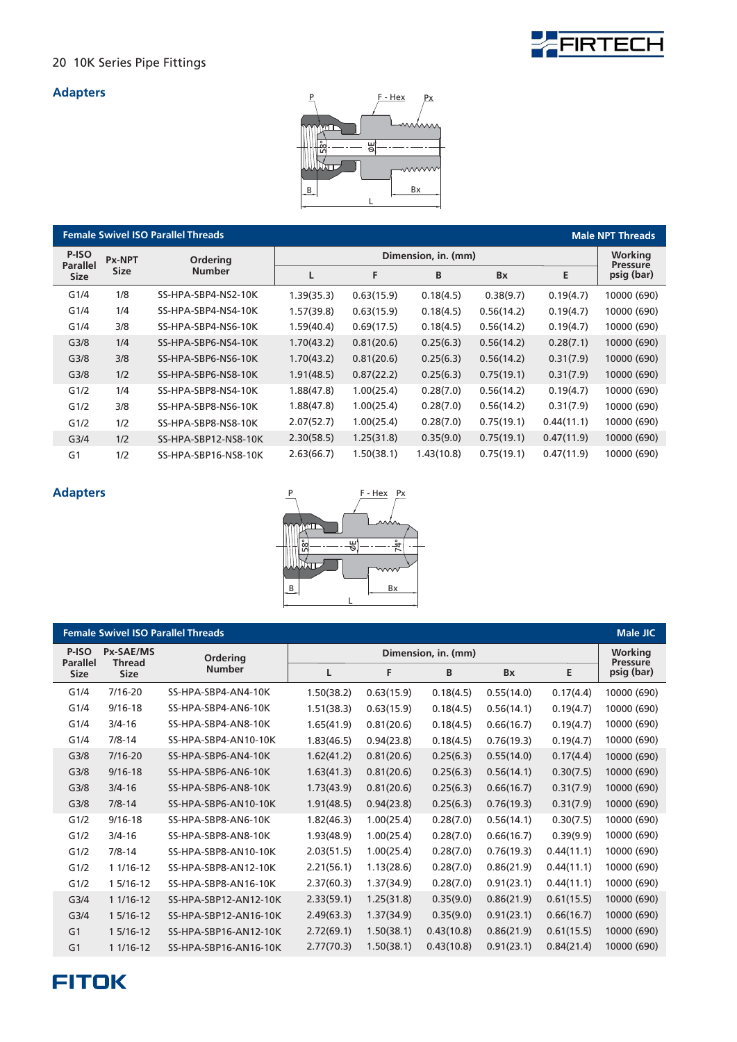## Adapters

| Female Swivel ISO Parallel Threads | | | | | | | | Male NPT Threads |
|---|---|---|---|---|---|---|---|---|
| P-ISO Parallel Size | Px-NPT Size | Ordering Number | Dimension, in. (mm) | | | | | Working Pressure psig (bar) |
| | | | L | F | B | Bx | E | |
| G1/4 | 1/8 | SS-HPA-SBP4-NS2-10K | 1.39(35.3) | 0.63(15.9) | 0.18(4.5) | 0.38(9.7) | 0.19(4.7) | 10000 (690) |
| G1/4 | 1/4 | SS-HPA-SBP4-NS4-10K | 1.57(39.8) | 0.63(15.9) | 0.18(4.5) | 0.56(14.2) | 0.19(4.7) | 10000 (690) |
| G1/4 | 3/8 | SS-HPA-SBP4-NS6-10K | 1.59(40.4) | 0.69(17.5) | 0.18(4.5) | 0.56(14.2) | 0.19(4.7) | 10000 (690) |
| G3/8 | 1/4 | SS-HPA-SBP6-NS4-10K | 1.70(43.2) | 0.81(20.6) | 0.25(6.3) | 0.56(14.2) | 0.28(7.1) | 10000 (690) |
| G3/8 | 3/8 | SS-HPA-SBP6-NS6-10K | 1.70(43.2) | 0.81(20.6) | 0.25(6.3) | 0.56(14.2) | 0.31(7.9) | 10000 (690) |
| G3/8 | 1/2 | SS-HPA-SBP6-NS8-10K | 1.91(48.5) | 0.87(22.2) | 0.25(6.3) | 0.75(19.1) | 0.31(7.9) | 10000 (690) |
| G1/2 | 1/4 | SS-HPA-SBP8-NS4-10K | 1.88(47.8) | 1.00(25.4) | 0.28(7.0) | 0.56(14.2) | 0.19(4.7) | 10000 (690) |
| G1/2 | 3/8 | SS-HPA-SBP8-NS6-10K | 1.88(47.8) | 1.00(25.4) | 0.28(7.0) | 0.56(14.2) | 0.31(7.9) | 10000 (690) |
| G1/2 | 1/2 | SS-HPA-SBP8-NS8-10K | 2.07(52.7) | 1.00(25.4) | 0.28(7.0) | 0.75(19.1) | 0.44(11.1) | 10000 (690) |
| G3/4 | 1/2 | SS-HPA-SBP12-NS8-10K | 2.30(58.5) | 1.25(31.8) | 0.35(9.0) | 0.75(19.1) | 0.47(11.9) | 10000 (690) |
| G1 | 1/2 | SS-HPA-SBP16-NS8-10K | 2.63(66.7) | 1.50(38.1) | 1.43(10.8) | 0.75(19.1) | 0.47(11.9) | 10000 (690) |

## Adapters

| Female Swivel ISO Parallel Threads | | | | | | | | Male JIC |
|---|---|---|---|---|---|---|---|---|
| P-ISO Parallel Size | Px-SAE/MS Thread Size | Ordering Number | Dimension, in. (mm) | | | | | Working Pressure psig (bar) |
| | | | L | F | B | Bx | E | |
| G1/4 | 7/16-20 | SS-HPA-SBP4-AN4-10K | 1.50(38.2) | 0.63(15.9) | 0.18(4.5) | 0.55(14.0) | 0.17(4.4) | 10000 (690) |
| G1/4 | 9/16-18 | SS-HPA-SBP4-AN6-10K | 1.51(38.3) | 0.63(15.9) | 0.18(4.5) | 0.56(14.1) | 0.19(4.7) | 10000 (690) |
| G1/4 | 3/4-16 | SS-HPA-SBP4-AN8-10K | 1.65(41.9) | 0.81(20.6) | 0.18(4.5) | 0.66(16.7) | 0.19(4.7) | 10000 (690) |
| G1/4 | 7/8-14 | SS-HPA-SBP4-AN10-10K | 1.83(46.5) | 0.94(23.8) | 0.18(4.5) | 0.76(19.3) | 0.19(4.7) | 10000 (690) |
| G3/8 | 7/16-20 | SS-HPA-SBP6-AN4-10K | 1.62(41.2) | 0.81(20.6) | 0.25(6.3) | 0.55(14.0) | 0.17(4.4) | 10000 (690) |
| G3/8 | 9/16-18 | SS-HPA-SBP6-AN6-10K | 1.63(41.3) | 0.81(20.6) | 0.25(6.3) | 0.56(14.1) | 0.30(7.5) | 10000 (690) |
| G3/8 | 3/4-16 | SS-HPA-SBP6-AN8-10K | 1.73(43.9) | 0.81(20.6) | 0.25(6.3) | 0.66(16.7) | 0.31(7.9) | 10000 (690) |
| G3/8 | 7/8-14 | SS-HPA-SBP6-AN10-10K | 1.91(48.5) | 0.94(23.8) | 0.25(6.3) | 0.76(19.3) | 0.31(7.9) | 10000 (690) |
| G1/2 | 9/16-18 | SS-HPA-SBP8-AN6-10K | 1.82(46.3) | 1.00(25.4) | 0.28(7.0) | 0.56(14.1) | 0.30(7.5) | 10000 (690) |
| G1/2 | 3/4-16 | SS-HPA-SBP8-AN8-10K | 1.93(48.9) | 1.00(25.4) | 0.28(7.0) | 0.66(16.7) | 0.39(9.9) | 10000 (690) |
| G1/2 | 7/8-14 | SS-HPA-SBP8-AN10-10K | 2.03(51.5) | 1.00(25.4) | 0.28(7.0) | 0.76(19.3) | 0.44(11.1) | 10000 (690) |
| G1/2 | 1 1/16-12 | SS-HPA-SBP8-AN12-10K | 2.21(56.1) | 1.13(28.6) | 0.28(7.0) | 0.86(21.9) | 0.44(11.1) | 10000 (690) |
| G1/2 | 1 5/16-12 | SS-HPA-SBP8-AN16-10K | 2.37(60.3) | 1.37(34.9) | 0.28(7.0) | 0.91(23.1) | 0.44(11.1) | 10000 (690) |
| G3/4 | 1 1/16-12 | SS-HPA-SBP12-AN12-10K | 2.33(59.1) | 1.25(31.8) | 0.35(9.0) | 0.86(21.9) | 0.61(15.5) | 10000 (690) |
| G3/4 | 1 5/16-12 | SS-HPA-SBP12-AN16-10K | 2.49(63.3) | 1.37(34.9) | 0.35(9.0) | 0.91(23.1) | 0.66(16.7) | 10000 (690) |
| G1 | 1 5/16-12 | SS-HPA-SBP16-AN12-10K | 2.72(69.1) | 1.50(38.1) | 0.43(10.8) | 0.86(21.9) | 0.61(15.5) | 10000 (690) |
| G1 | 1 1/16-12 | SS-HPA-SBP16-AN16-10K | 2.77(70.3) | 1.50(38.1) | 0.43(10.8) | 0.91(23.1) | 0.84(21.4) | 10000 (690) |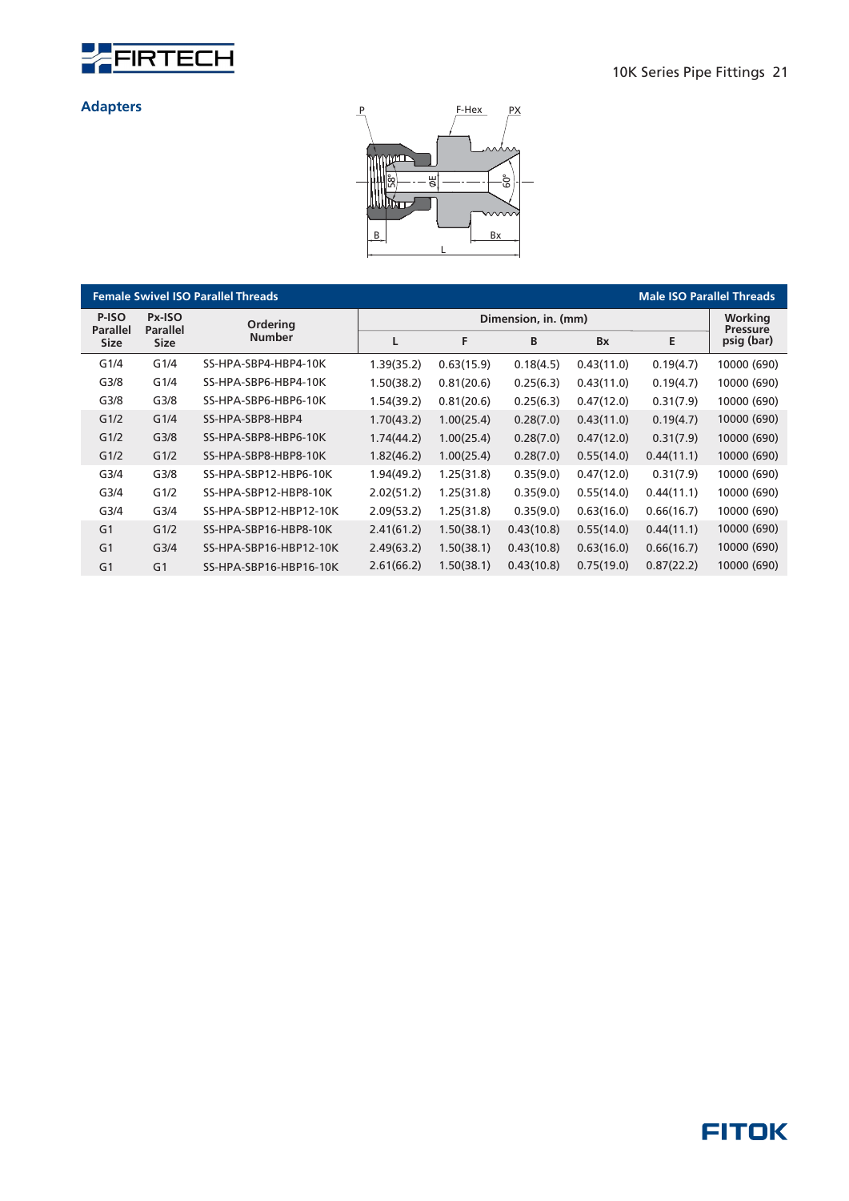## Adapters

| Female Swivel ISO Parallel Threads | | | | | | | Male ISO Parallel Threads | |
|---|---|---|---|---|---|---|---|---|
| P-ISO Parallel Size | Px-ISO Parallel Size | Ordering Number | Dimension, in. (mm) | | | | | Working Pressure psig (bar) |
| | | | L | F | B | Bx | E | |
| G1/4 | G1/4 | SS-HPA-SBP4-HBP4-10K | 1.39(35.2) | 0.63(15.9) | 0.18(4.5) | 0.43(11.0) | 0.19(4.7) | 10000 (690) |
| G3/8 | G1/4 | SS-HPA-SBP6-HBP4-10K | 1.50(38.2) | 0.81(20.6) | 0.25(6.3) | 0.43(11.0) | 0.19(4.7) | 10000 (690) |
| G3/8 | G3/8 | SS-HPA-SBP6-HBP6-10K | 1.54(39.2) | 0.81(20.6) | 0.25(6.3) | 0.47(12.0) | 0.31(7.9) | 10000 (690) |
| G1/2 | G1/4 | SS-HPA-SBP8-HBP4 | 1.70(43.2) | 1.00(25.4) | 0.28(7.0) | 0.43(11.0) | 0.19(4.7) | 10000 (690) |
| G1/2 | G3/8 | SS-HPA-SBP8-HBP6-10K | 1.74(44.2) | 1.00(25.4) | 0.28(7.0) | 0.47(12.0) | 0.31(7.9) | 10000 (690) |
| G1/2 | G1/2 | SS-HPA-SBP8-HBP8-10K | 1.82(46.2) | 1.00(25.4) | 0.28(7.0) | 0.55(14.0) | 0.44(11.1) | 10000 (690) |
| G3/4 | G3/8 | SS-HPA-SBP12-HBP6-10K | 1.94(49.2) | 1.25(31.8) | 0.35(9.0) | 0.47(12.0) | 0.31(7.9) | 10000 (690) |
| G3/4 | G1/2 | SS-HPA-SBP12-HBP8-10K | 2.02(51.2) | 1.25(31.8) | 0.35(9.0) | 0.55(14.0) | 0.44(11.1) | 10000 (690) |
| G3/4 | G3/4 | SS-HPA-SBP12-HBP12-10K | 2.09(53.2) | 1.25(31.8) | 0.35(9.0) | 0.63(16.0) | 0.66(16.7) | 10000 (690) |
| G1 | G1/2 | SS-HPA-SBP16-HBP8-10K | 2.41(61.2) | 1.50(38.1) | 0.43(10.8) | 0.55(14.0) | 0.44(11.1) | 10000 (690) |
| G1 | G3/4 | SS-HPA-SBP16-HBP12-10K | 2.49(63.2) | 1.50(38.1) | 0.43(10.8) | 0.63(16.0) | 0.66(16.7) | 10000 (690) |
| G1 | G1 | SS-HPA-SBP16-HBP16-10K | 2.61(66.2) | 1.50(38.1) | 0.43(10.8) | 0.75(19.0) | 0.87(22.2) | 10000 (690) |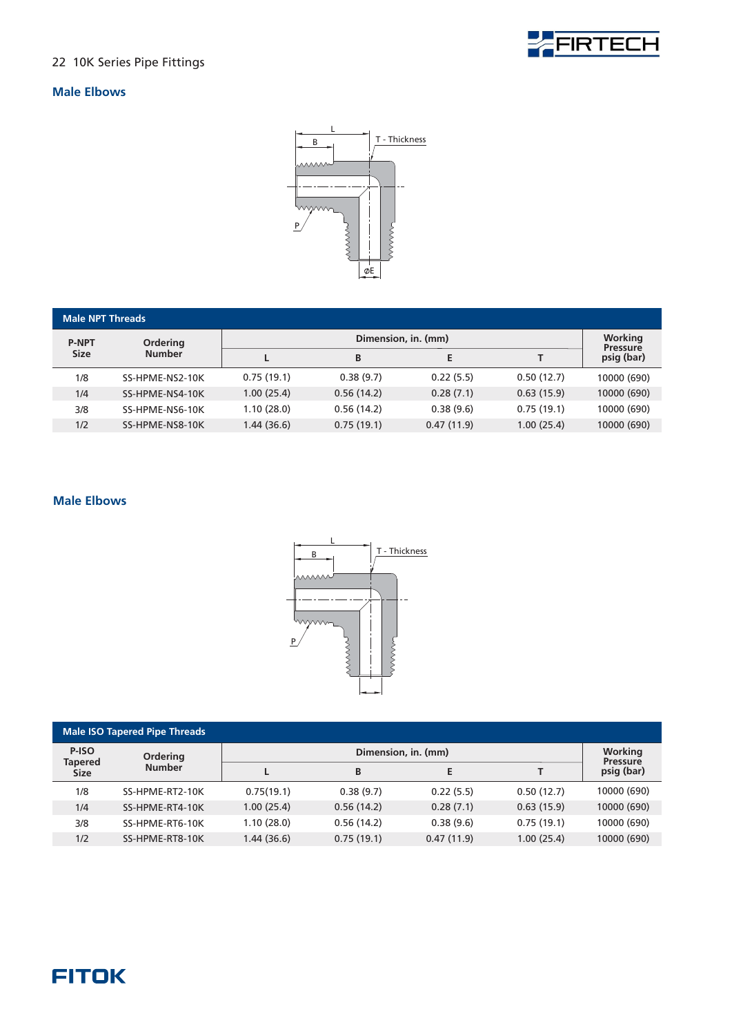## Male Elbows

| P-NPT Size | Ordering Number | Dimension, in. (mm) | | | | Working Pressure psig (bar) |
|---|---|---|---|---|---|---|
| | | L | B | E | T | |
| 1/8 | SS-HPME-NS2-10K | 0.75 (19.1) | 0.38 (9.7) | 0.22 (5.5) | 0.50 (12.7) | 10000 (690) |
| 1/4 | SS-HPME-NS4-10K | 1.00 (25.4) | 0.56 (14.2) | 0.28 (7.1) | 0.63 (15.9) | 10000 (690) |
| 3/8 | SS-HPME-NS6-10K | 1.10 (28.0) | 0.56 (14.2) | 0.38 (9.6) | 0.75 (19.1) | 10000 (690) |
| 1/2 | SS-HPME-NS8-10K | 1.44 (36.6) | 0.75 (19.1) | 0.47 (11.9) | 1.00 (25.4) | 10000 (690) |

Male NPT Threads

## Male Elbows

| P-ISO Tapered Size | Ordering Number | Dimension, in. (mm) | | | | Working Pressure psig (bar) |
|---|---|---|---|---|---|---|
| | | L | B | E | T | |
| 1/8 | SS-HPME-RT2-10K | 0.75(19.1) | 0.38 (9.7) | 0.22 (5.5) | 0.50 (12.7) | 10000 (690) |
| 1/4 | SS-HPME-RT4-10K | 1.00 (25.4) | 0.56 (14.2) | 0.28 (7.1) | 0.63 (15.9) | 10000 (690) |
| 3/8 | SS-HPME-RT6-10K | 1.10 (28.0) | 0.56 (14.2) | 0.38 (9.6) | 0.75 (19.1) | 10000 (690) |
| 1/2 | SS-HPME-RT8-10K | 1.44 (36.6) | 0.75 (19.1) | 0.47 (11.9) | 1.00 (25.4) | 10000 (690) |

Male ISO Tapered Pipe Threads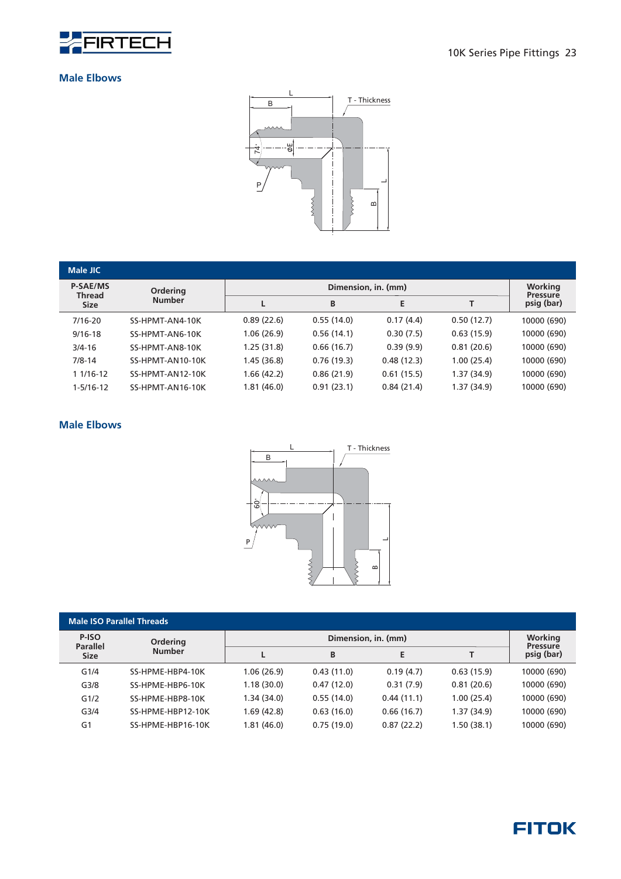## Male Elbows

| Male JIC | | | | | | |
|---|---|---|---|---|---|---|
| P-SAE/MS Thread Size | Ordering Number | Dimension, in. (mm) | | | | Working Pressure psig (bar) |
| | | L | B | E | T | |
| 7/16-20 | SS-HPMT-AN4-10K | 0.89 (22.6) | 0.55 (14.0) | 0.17 (4.4) | 0.50 (12.7) | 10000 (690) |
| 9/16-18 | SS-HPMT-AN6-10K | 1.06 (26.9) | 0.56 (14.1) | 0.30 (7.5) | 0.63 (15.9) | 10000 (690) |
| 3/4-16 | SS-HPMT-AN8-10K | 1.25 (31.8) | 0.66 (16.7) | 0.39 (9.9) | 0.81 (20.6) | 10000 (690) |
| 7/8-14 | SS-HPMT-AN10-10K | 1.45 (36.8) | 0.76 (19.3) | 0.48 (12.3) | 1.00 (25.4) | 10000 (690) |
| 1 1/16-12 | SS-HPMT-AN12-10K | 1.66 (42.2) | 0.86 (21.9) | 0.61 (15.5) | 1.37 (34.9) | 10000 (690) |
| 1-5/16-12 | SS-HPMT-AN16-10K | 1.81 (46.0) | 0.91 (23.1) | 0.84 (21.4) | 1.37 (34.9) | 10000 (690) |

## Male Elbows

| Male ISO Parallel Threads | | | | | | |
|---|---|---|---|---|---|---|
| P-ISO Parallel Size | Ordering Number | Dimension, in. (mm) | | | | Working Pressure psig (bar) |
| | | L | B | E | T | |
| G1/4 | SS-HPME-HBP4-10K | 1.06 (26.9) | 0.43 (11.0) | 0.19 (4.7) | 0.63 (15.9) | 10000 (690) |
| G3/8 | SS-HPME-HBP6-10K | 1.18 (30.0) | 0.47 (12.0) | 0.31 (7.9) | 0.81 (20.6) | 10000 (690) |
| G1/2 | SS-HPME-HBP8-10K | 1.34 (34.0) | 0.55 (14.0) | 0.44 (11.1) | 1.00 (25.4) | 10000 (690) |
| G3/4 | SS-HPME-HBP12-10K | 1.69 (42.8) | 0.63 (16.0) | 0.66 (16.7) | 1.37 (34.9) | 10000 (690) |
| G1 | SS-HPME-HBP16-10K | 1.81 (46.0) | 0.75 (19.0) | 0.87 (22.2) | 1.50 (38.1) | 10000 (690) |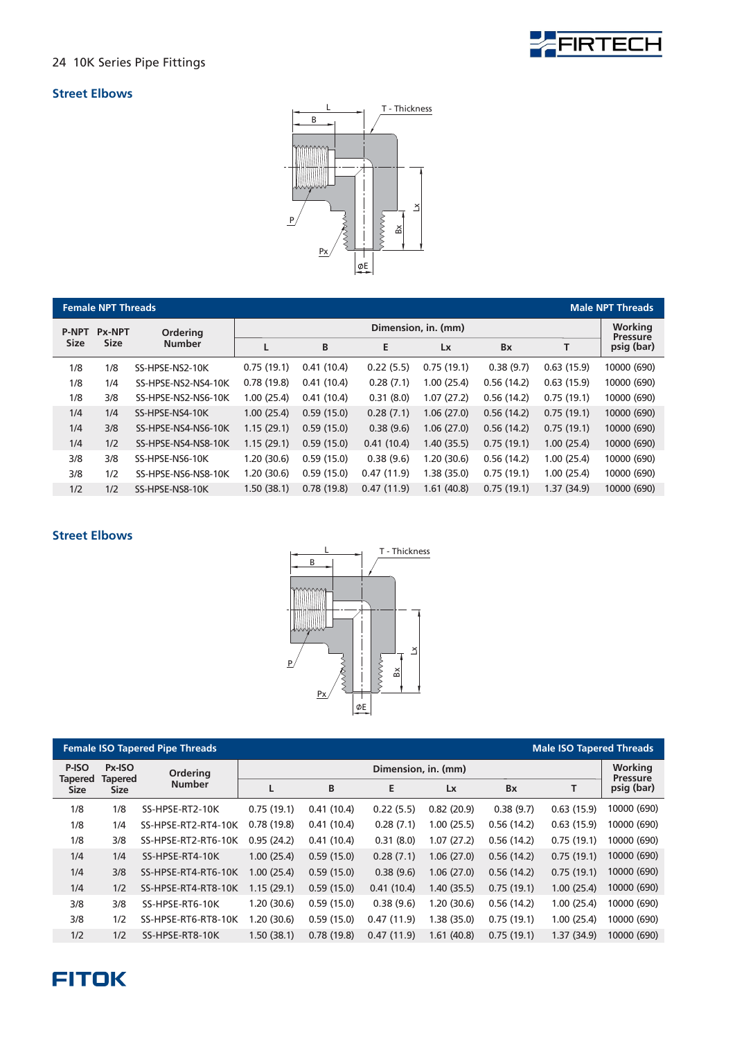## Street Elbows

| P-NPT Size | Px-NPT Size | Ordering Number | Dimension, in. (mm) | | | | | | Working Pressure psig (bar) |
|---|---|---|---|---|---|---|---|---|---|
| Female NPT Threads | | | | | | | | | Male NPT Threads |
| | | | L | B | E | Lx | Bx | T | |
| 1/8 | 1/8 | SS-HPSE-NS2-10K | 0.75 (19.1) | 0.41 (10.4) | 0.22 (5.5) | 0.75 (19.1) | 0.38 (9.7) | 0.63 (15.9) | 10000 (690) |
| 1/8 | 1/4 | SS-HPSE-NS2-NS4-10K | 0.78 (19.8) | 0.41 (10.4) | 0.28 (7.1) | 1.00 (25.4) | 0.56 (14.2) | 0.63 (15.9) | 10000 (690) |
| 1/8 | 3/8 | SS-HPSE-NS2-NS6-10K | 1.00 (25.4) | 0.41 (10.4) | 0.31 (8.0) | 1.07 (27.2) | 0.56 (14.2) | 0.75 (19.1) | 10000 (690) |
| 1/4 | 1/4 | SS-HPSE-NS4-10K | 1.00 (25.4) | 0.59 (15.0) | 0.28 (7.1) | 1.06 (27.0) | 0.56 (14.2) | 0.75 (19.1) | 10000 (690) |
| 1/4 | 3/8 | SS-HPSE-NS4-NS6-10K | 1.15 (29.1) | 0.59 (15.0) | 0.38 (9.6) | 1.06 (27.0) | 0.56 (14.2) | 0.75 (19.1) | 10000 (690) |
| 1/4 | 1/2 | SS-HPSE-NS4-NS8-10K | 1.15 (29.1) | 0.59 (15.0) | 0.41 (10.4) | 1.40 (35.5) | 0.75 (19.1) | 1.00 (25.4) | 10000 (690) |
| 3/8 | 3/8 | SS-HPSE-NS6-10K | 1.20 (30.6) | 0.59 (15.0) | 0.38 (9.6) | 1.20 (30.6) | 0.56 (14.2) | 1.00 (25.4) | 10000 (690) |
| 3/8 | 1/2 | SS-HPSE-NS6-NS8-10K | 1.20 (30.6) | 0.59 (15.0) | 0.47 (11.9) | 1.38 (35.0) | 0.75 (19.1) | 1.00 (25.4) | 10000 (690) |
| 1/2 | 1/2 | SS-HPSE-NS8-10K | 1.50 (38.1) | 0.78 (19.8) | 0.47 (11.9) | 1.61 (40.8) | 0.75 (19.1) | 1.37 (34.9) | 10000 (690) |

## Street Elbows

| P-ISO Tapered Size | Px-ISO Tapered Size | Ordering Number | Dimension, in. (mm) | | | | | | Working Pressure psig (bar) |
|---|---|---|---|---|---|---|---|---|---|
| Female ISO Tapered Pipe Threads | | | | | | | | | Male ISO Tapered Threads |
| | | | L | B | E | Lx | Bx | T | |
| 1/8 | 1/8 | SS-HPSE-RT2-10K | 0.75 (19.1) | 0.41 (10.4) | 0.22 (5.5) | 0.82 (20.9) | 0.38 (9.7) | 0.63 (15.9) | 10000 (690) |
| 1/8 | 1/4 | SS-HPSE-RT2-RT4-10K | 0.78 (19.8) | 0.41 (10.4) | 0.28 (7.1) | 1.00 (25.5) | 0.56 (14.2) | 0.63 (15.9) | 10000 (690) |
| 1/8 | 3/8 | SS-HPSE-RT2-RT6-10K | 0.95 (24.2) | 0.41 (10.4) | 0.31 (8.0) | 1.07 (27.2) | 0.56 (14.2) | 0.75 (19.1) | 10000 (690) |
| 1/4 | 1/4 | SS-HPSE-RT4-10K | 1.00 (25.4) | 0.59 (15.0) | 0.28 (7.1) | 1.06 (27.0) | 0.56 (14.2) | 0.75 (19.1) | 10000 (690) |
| 1/4 | 3/8 | SS-HPSE-RT4-RT6-10K | 1.00 (25.4) | 0.59 (15.0) | 0.38 (9.6) | 1.06 (27.0) | 0.56 (14.2) | 0.75 (19.1) | 10000 (690) |
| 1/4 | 1/2 | SS-HPSE-RT4-RT8-10K | 1.15 (29.1) | 0.59 (15.0) | 0.41 (10.4) | 1.40 (35.5) | 0.75 (19.1) | 1.00 (25.4) | 10000 (690) |
| 3/8 | 3/8 | SS-HPSE-RT6-10K | 1.20 (30.6) | 0.59 (15.0) | 0.38 (9.6) | 1.20 (30.6) | 0.56 (14.2) | 1.00 (25.4) | 10000 (690) |
| 3/8 | 1/2 | SS-HPSE-RT6-RT8-10K | 1.20 (30.6) | 0.59 (15.0) | 0.47 (11.9) | 1.38 (35.0) | 0.75 (19.1) | 1.00 (25.4) | 10000 (690) |
| 1/2 | 1/2 | SS-HPSE-RT8-10K | 1.50 (38.1) | 0.78 (19.8) | 0.47 (11.9) | 1.61 (40.8) | 0.75 (19.1) | 1.37 (34.9) | 10000 (690) |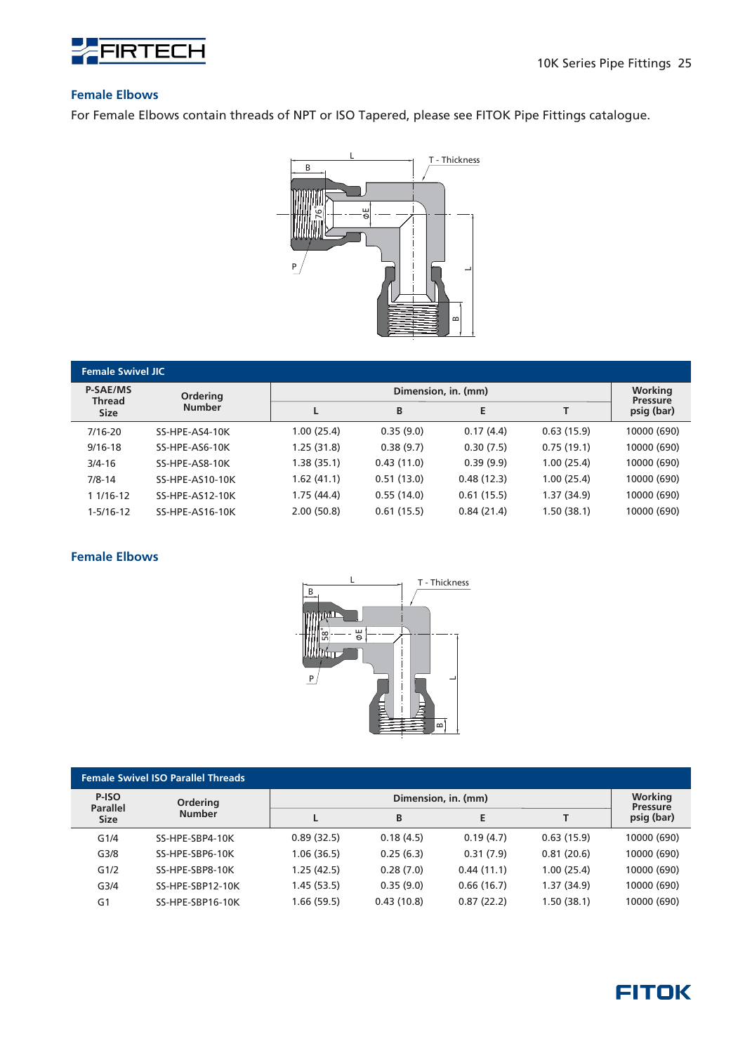## Female Elbows

For Female Elbows contain threads of NPT or ISO Tapered, please see FITOK Pipe Fittings catalogue.

| Female Swivel JIC | | | | | | |
|---|---|---|---|---|---|---|
| P-SAE/MS Thread Size | Ordering Number | Dimension, in. (mm) | | | | Working Pressure psig (bar) |
| | | L | B | E | T | |
| 7/16-20 | SS-HPE-AS4-10K | 1.00 (25.4) | 0.35 (9.0) | 0.17 (4.4) | 0.63 (15.9) | 10000 (690) |
| 9/16-18 | SS-HPE-AS6-10K | 1.25 (31.8) | 0.38 (9.7) | 0.30 (7.5) | 0.75 (19.1) | 10000 (690) |
| 3/4-16 | SS-HPE-AS8-10K | 1.38 (35.1) | 0.43 (11.0) | 0.39 (9.9) | 1.00 (25.4) | 10000 (690) |
| 7/8-14 | SS-HPE-AS10-10K | 1.62 (41.1) | 0.51 (13.0) | 0.48 (12.3) | 1.00 (25.4) | 10000 (690) |
| 1 1/16-12 | SS-HPE-AS12-10K | 1.75 (44.4) | 0.55 (14.0) | 0.61 (15.5) | 1.37 (34.9) | 10000 (690) |
| 1-5/16-12 | SS-HPE-AS16-10K | 2.00 (50.8) | 0.61 (15.5) | 0.84 (21.4) | 1.50 (38.1) | 10000 (690) |

## Female Elbows

| Female Swivel ISO Parallel Threads | | | | | | |
|---|---|---|---|---|---|---|
| P-ISO Parallel Size | Ordering Number | Dimension, in. (mm) | | | | Working Pressure psig (bar) |
| | | L | B | E | T | |
| G1/4 | SS-HPE-SBP4-10K | 0.89 (32.5) | 0.18 (4.5) | 0.19 (4.7) | 0.63 (15.9) | 10000 (690) |
| G3/8 | SS-HPE-SBP6-10K | 1.06 (36.5) | 0.25 (6.3) | 0.31 (7.9) | 0.81 (20.6) | 10000 (690) |
| G1/2 | SS-HPE-SBP8-10K | 1.25 (42.5) | 0.28 (7.0) | 0.44 (11.1) | 1.00 (25.4) | 10000 (690) |
| G3/4 | SS-HPE-SBP12-10K | 1.45 (53.5) | 0.35 (9.0) | 0.66 (16.7) | 1.37 (34.9) | 10000 (690) |
| G1 | SS-HPE-SBP16-10K | 1.66 (59.5) | 0.43 (10.8) | 0.87 (22.2) | 1.50 (38.1) | 10000 (690) |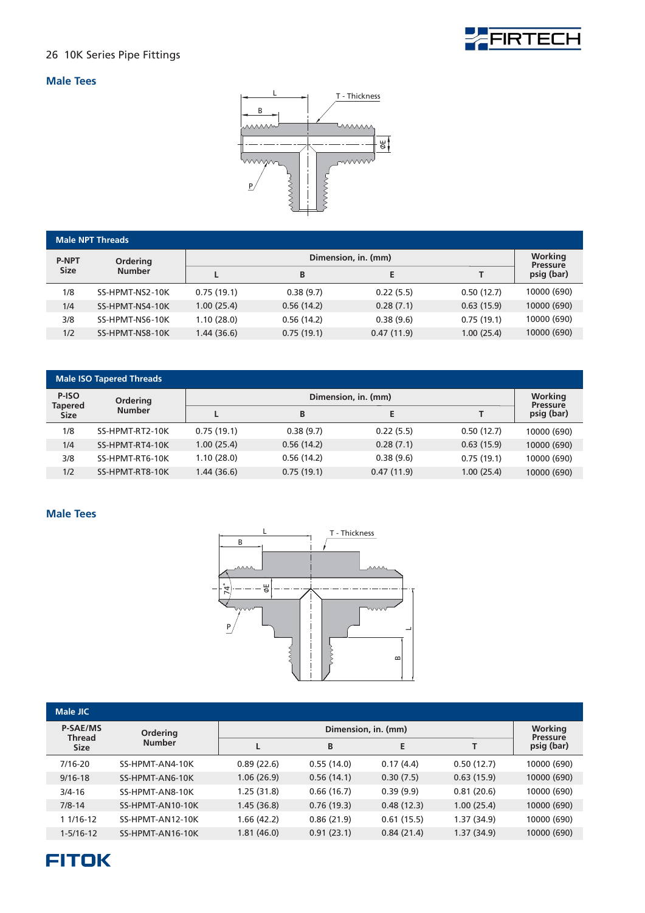## Male Tees

| Male NPT Threads | | | | | | |
|---|---|---|---|---|---|---|
| P-NPT Size | Ordering Number | Dimension, in. (mm) | | | | Working Pressure psig (bar) |
| | | L | B | E | T | |
| 1/8 | SS-HPMT-NS2-10K | 0.75 (19.1) | 0.38 (9.7) | 0.22 (5.5) | 0.50 (12.7) | 10000 (690) |
| 1/4 | SS-HPMT-NS4-10K | 1.00 (25.4) | 0.56 (14.2) | 0.28 (7.1) | 0.63 (15.9) | 10000 (690) |
| 3/8 | SS-HPMT-NS6-10K | 1.10 (28.0) | 0.56 (14.2) | 0.38 (9.6) | 0.75 (19.1) | 10000 (690) |
| 1/2 | SS-HPMT-NS8-10K | 1.44 (36.6) | 0.75 (19.1) | 0.47 (11.9) | 1.00 (25.4) | 10000 (690) |

| Male ISO Tapered Threads | | | | | | |
|---|---|---|---|---|---|---|
| P-ISO Tapered Size | Ordering Number | Dimension, in. (mm) | | | | Working Pressure psig (bar) |
| | | L | B | E | T | |
| 1/8 | SS-HPMT-RT2-10K | 0.75 (19.1) | 0.38 (9.7) | 0.22 (5.5) | 0.50 (12.7) | 10000 (690) |
| 1/4 | SS-HPMT-RT4-10K | 1.00 (25.4) | 0.56 (14.2) | 0.28 (7.1) | 0.63 (15.9) | 10000 (690) |
| 3/8 | SS-HPMT-RT6-10K | 1.10 (28.0) | 0.56 (14.2) | 0.38 (9.6) | 0.75 (19.1) | 10000 (690) |
| 1/2 | SS-HPMT-RT8-10K | 1.44 (36.6) | 0.75 (19.1) | 0.47 (11.9) | 1.00 (25.4) | 10000 (690) |

## Male Tees

| Male JIC | | | | | | |
|---|---|---|---|---|---|---|
| P-SAE/MS Thread Size | Ordering Number | Dimension, in. (mm) | | | | Working Pressure psig (bar) |
| | | L | B | E | T | |
| 7/16-20 | SS-HPMT-AN4-10K | 0.89 (22.6) | 0.55 (14.0) | 0.17 (4.4) | 0.50 (12.7) | 10000 (690) |
| 9/16-18 | SS-HPMT-AN6-10K | 1.06 (26.9) | 0.56 (14.1) | 0.30 (7.5) | 0.63 (15.9) | 10000 (690) |
| 3/4-16 | SS-HPMT-AN8-10K | 1.25 (31.8) | 0.66 (16.7) | 0.39 (9.9) | 0.81 (20.6) | 10000 (690) |
| 7/8-14 | SS-HPMT-AN10-10K | 1.45 (36.8) | 0.76 (19.3) | 0.48 (12.3) | 1.00 (25.4) | 10000 (690) |
| 1 1/16-12 | SS-HPMT-AN12-10K | 1.66 (42.2) | 0.86 (21.9) | 0.61 (15.5) | 1.37 (34.9) | 10000 (690) |
| 1-5/16-12 | SS-HPMT-AN16-10K | 1.81 (46.0) | 0.91 (23.1) | 0.84 (21.4) | 1.37 (34.9) | 10000 (690) |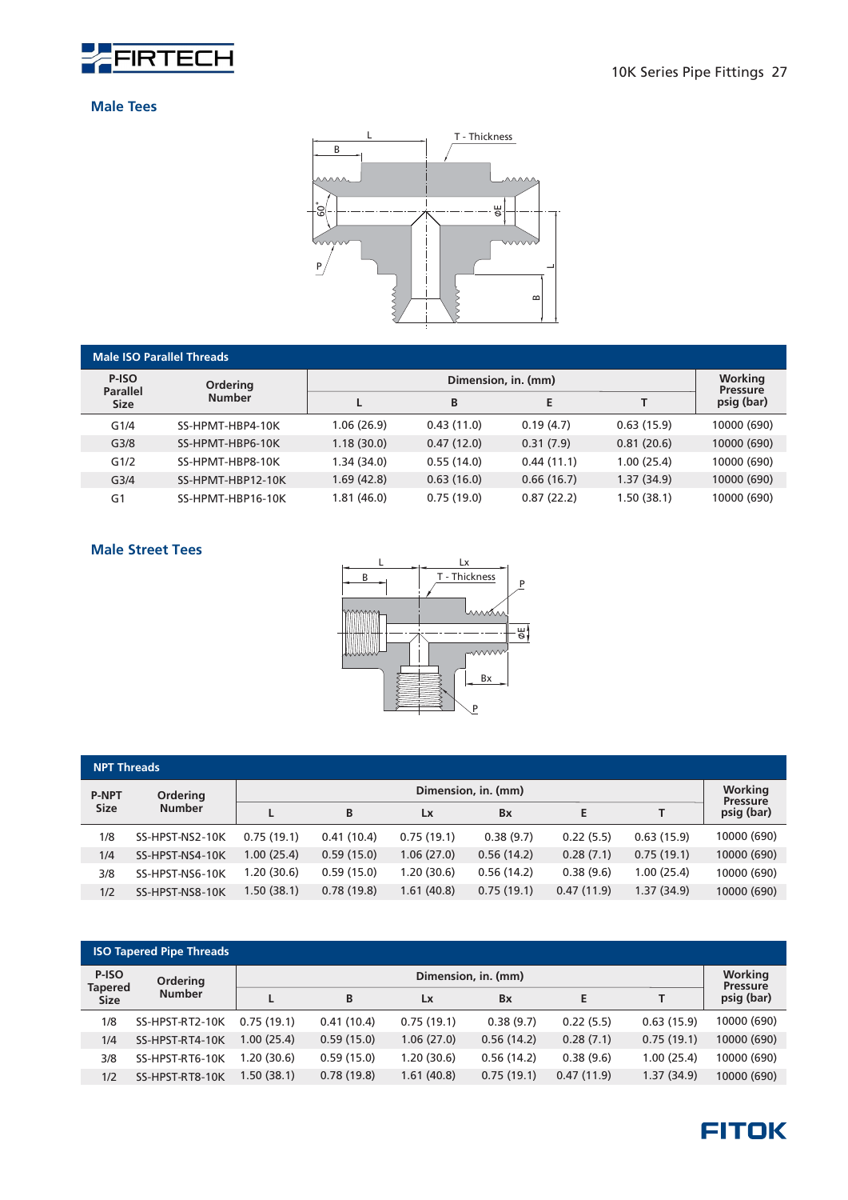## Male Tees

| P-ISO Parallel Size | Ordering Number | Dimension, in. (mm) | | | | Working Pressure psig (bar) |
|---|---|---|---|---|---|---|
| | | L | B | E | T | |
| **Male ISO Parallel Threads** | | | | | | |
| G1/4 | SS-HPMT-HBP4-10K | 1.06 (26.9) | 0.43 (11.0) | 0.19 (4.7) | 0.63 (15.9) | 10000 (690) |
| G3/8 | SS-HPMT-HBP6-10K | 1.18 (30.0) | 0.47 (12.0) | 0.31 (7.9) | 0.81 (20.6) | 10000 (690) |
| G1/2 | SS-HPMT-HBP8-10K | 1.34 (34.0) | 0.55 (14.0) | 0.44 (11.1) | 1.00 (25.4) | 10000 (690) |
| G3/4 | SS-HPMT-HBP12-10K | 1.69 (42.8) | 0.63 (16.0) | 0.66 (16.7) | 1.37 (34.9) | 10000 (690) |
| G1 | SS-HPMT-HBP16-10K | 1.81 (46.0) | 0.75 (19.0) | 0.87 (22.2) | 1.50 (38.1) | 10000 (690) |

## Male Street Tees

| P-NPT Size | Ordering Number | Dimension, in. (mm) | | | | | | Working Pressure psig (bar) |
|---|---|---|---|---|---|---|---|---|
| | | L | B | Lx | Bx | E | T | |
| **NPT Threads** | | | | | | | | |
| 1/8 | SS-HPST-NS2-10K | 0.75 (19.1) | 0.41 (10.4) | 0.75 (19.1) | 0.38 (9.7) | 0.22 (5.5) | 0.63 (15.9) | 10000 (690) |
| 1/4 | SS-HPST-NS4-10K | 1.00 (25.4) | 0.59 (15.0) | 1.06 (27.0) | 0.56 (14.2) | 0.28 (7.1) | 0.75 (19.1) | 10000 (690) |
| 3/8 | SS-HPST-NS6-10K | 1.20 (30.6) | 0.59 (15.0) | 1.20 (30.6) | 0.56 (14.2) | 0.38 (9.6) | 1.00 (25.4) | 10000 (690) |
| 1/2 | SS-HPST-NS8-10K | 1.50 (38.1) | 0.78 (19.8) | 1.61 (40.8) | 0.75 (19.1) | 0.47 (11.9) | 1.37 (34.9) | 10000 (690) |

| P-ISO Tapered Size | Ordering Number | Dimension, in. (mm) | | | | | | Working Pressure psig (bar) |
|---|---|---|---|---|---|---|---|---|
| | | L | B | Lx | Bx | E | T | |
| **ISO Tapered Pipe Threads** | | | | | | | | |
| 1/8 | SS-HPST-RT2-10K | 0.75 (19.1) | 0.41 (10.4) | 0.75 (19.1) | 0.38 (9.7) | 0.22 (5.5) | 0.63 (15.9) | 10000 (690) |
| 1/4 | SS-HPST-RT4-10K | 1.00 (25.4) | 0.59 (15.0) | 1.06 (27.0) | 0.56 (14.2) | 0.28 (7.1) | 0.75 (19.1) | 10000 (690) |
| 3/8 | SS-HPST-RT6-10K | 1.20 (30.6) | 0.59 (15.0) | 1.20 (30.6) | 0.56 (14.2) | 0.38 (9.6) | 1.00 (25.4) | 10000 (690) |
| 1/2 | SS-HPST-RT8-10K | 1.50 (38.1) | 0.78 (19.8) | 1.61 (40.8) | 0.75 (19.1) | 0.47 (11.9) | 1.37 (34.9) | 10000 (690) |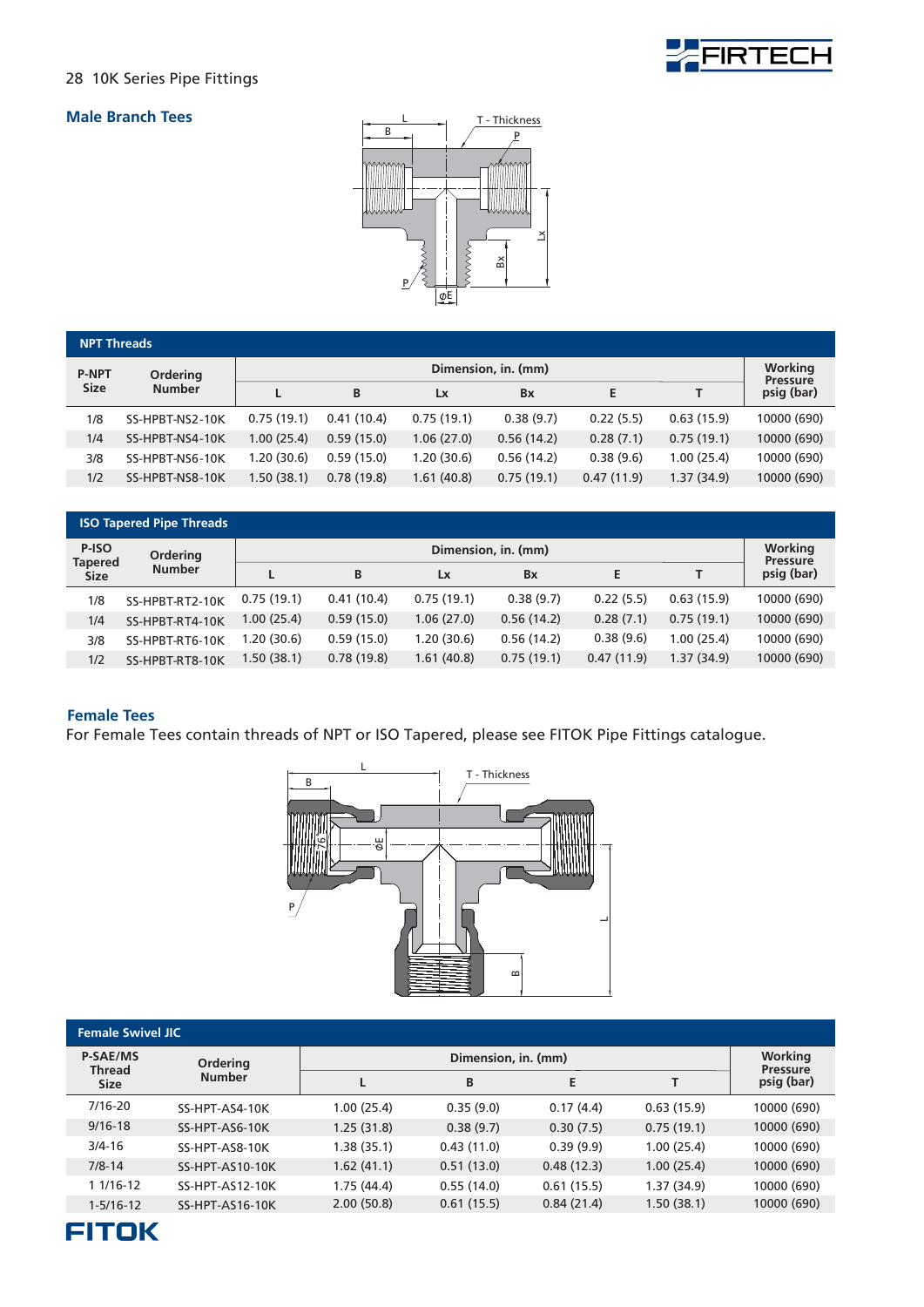## Male Branch Tees

| P-NPT Size | Ordering Number | Dimension, in. (mm) | | | | | | Working Pressure psig (bar) |
|---|---|---|---|---|---|---|---|---|
| | | L | B | Lx | Bx | E | T | |
| 1/8 | SS-HPBT-NS2-10K | 0.75 (19.1) | 0.41 (10.4) | 0.75 (19.1) | 0.38 (9.7) | 0.22 (5.5) | 0.63 (15.9) | 10000 (690) |
| 1/4 | SS-HPBT-NS4-10K | 1.00 (25.4) | 0.59 (15.0) | 1.06 (27.0) | 0.56 (14.2) | 0.28 (7.1) | 0.75 (19.1) | 10000 (690) |
| 3/8 | SS-HPBT-NS6-10K | 1.20 (30.6) | 0.59 (15.0) | 1.20 (30.6) | 0.56 (14.2) | 0.38 (9.6) | 1.00 (25.4) | 10000 (690) |
| 1/2 | SS-HPBT-NS8-10K | 1.50 (38.1) | 0.78 (19.8) | 1.61 (40.8) | 0.75 (19.1) | 0.47 (11.9) | 1.37 (34.9) | 10000 (690) |

NPT Threads

| P-ISO Tapered Size | Ordering Number | Dimension, in. (mm) | | | | | | Working Pressure psig (bar) |
|---|---|---|---|---|---|---|---|---|
| | | L | B | Lx | Bx | E | T | |
| 1/8 | SS-HPBT-RT2-10K | 0.75 (19.1) | 0.41 (10.4) | 0.75 (19.1) | 0.38 (9.7) | 0.22 (5.5) | 0.63 (15.9) | 10000 (690) |
| 1/4 | SS-HPBT-RT4-10K | 1.00 (25.4) | 0.59 (15.0) | 1.06 (27.0) | 0.56 (14.2) | 0.28 (7.1) | 0.75 (19.1) | 10000 (690) |
| 3/8 | SS-HPBT-RT6-10K | 1.20 (30.6) | 0.59 (15.0) | 1.20 (30.6) | 0.56 (14.2) | 0.38 (9.6) | 1.00 (25.4) | 10000 (690) |
| 1/2 | SS-HPBT-RT8-10K | 1.50 (38.1) | 0.78 (19.8) | 1.61 (40.8) | 0.75 (19.1) | 0.47 (11.9) | 1.37 (34.9) | 10000 (690) |

ISO Tapered Pipe Threads

## Female Tees

For Female Tees contain threads of NPT or ISO Tapered, please see FITOK Pipe Fittings catalogue.

| P-SAE/MS Thread Size | Ordering Number | Dimension, in. (mm) | | | | Working Pressure psig (bar) |
|---|---|---|---|---|---|---|
| | | L | B | E | T | |
| 7/16-20 | SS-HPT-AS4-10K | 1.00 (25.4) | 0.35 (9.0) | 0.17 (4.4) | 0.63 (15.9) | 10000 (690) |
| 9/16-18 | SS-HPT-AS6-10K | 1.25 (31.8) | 0.38 (9.7) | 0.30 (7.5) | 0.75 (19.1) | 10000 (690) |
| 3/4-16 | SS-HPT-AS8-10K | 1.38 (35.1) | 0.43 (11.0) | 0.39 (9.9) | 1.00 (25.4) | 10000 (690) |
| 7/8-14 | SS-HPT-AS10-10K | 1.62 (41.1) | 0.51 (13.0) | 0.48 (12.3) | 1.00 (25.4) | 10000 (690) |
| 1 1/16-12 | SS-HPT-AS12-10K | 1.75 (44.4) | 0.55 (14.0) | 0.61 (15.5) | 1.37 (34.9) | 10000 (690) |
| 1-5/16-12 | SS-HPT-AS16-10K | 2.00 (50.8) | 0.61 (15.5) | 0.84 (21.4) | 1.50 (38.1) | 10000 (690) |

Female Swivel JIC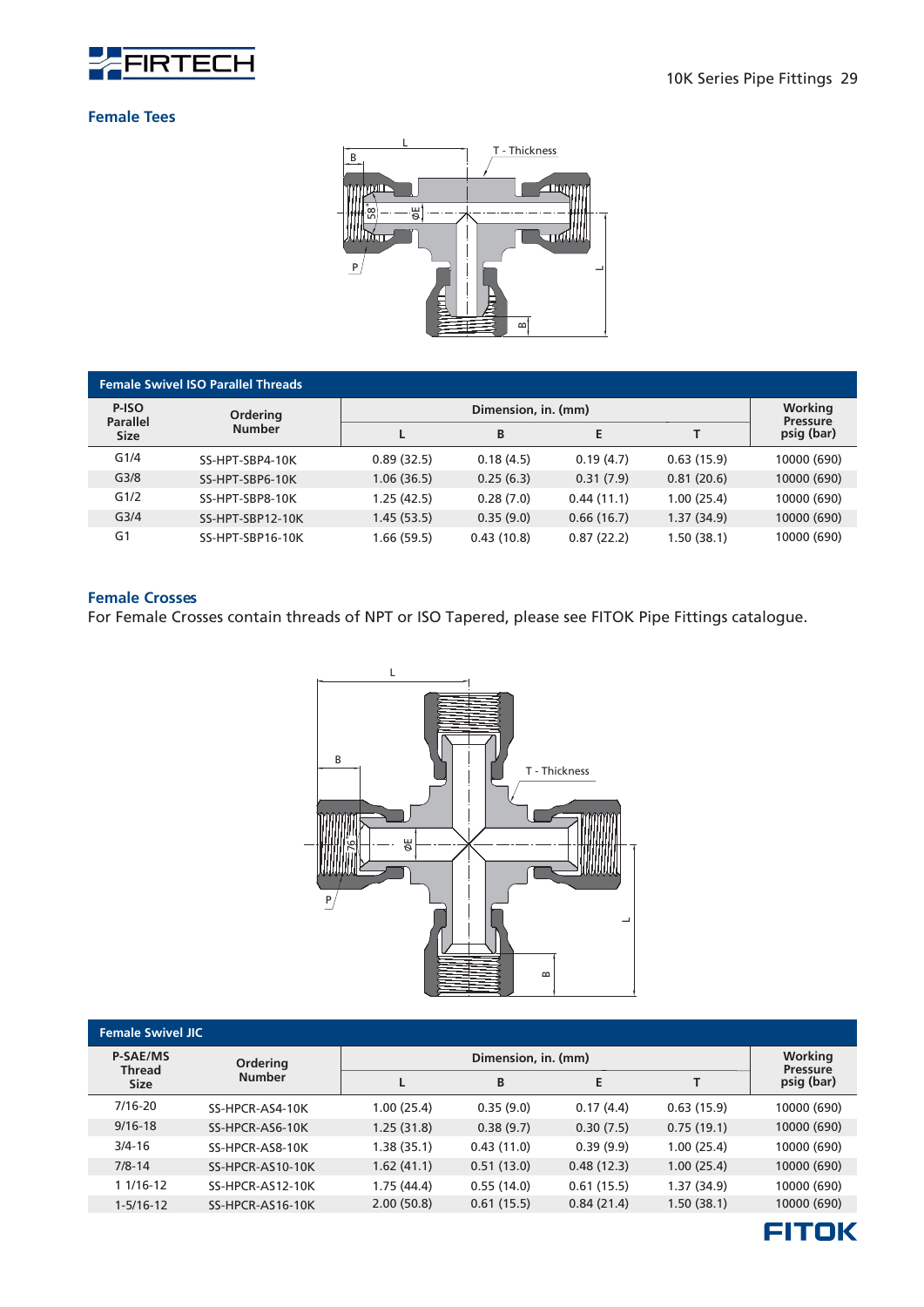## Female Tees

| P-ISO Parallel Size | Ordering Number | Dimension, in. (mm) | | | | Working Pressure psig (bar) |
|---|---|---|---|---|---|---|
| | | L | B | E | T | |
| G1/4 | SS-HPT-SBP4-10K | 0.89 (32.5) | 0.18 (4.5) | 0.19 (4.7) | 0.63 (15.9) | 10000 (690) |
| G3/8 | SS-HPT-SBP6-10K | 1.06 (36.5) | 0.25 (6.3) | 0.31 (7.9) | 0.81 (20.6) | 10000 (690) |
| G1/2 | SS-HPT-SBP8-10K | 1.25 (42.5) | 0.28 (7.0) | 0.44 (11.1) | 1.00 (25.4) | 10000 (690) |
| G3/4 | SS-HPT-SBP12-10K | 1.45 (53.5) | 0.35 (9.0) | 0.66 (16.7) | 1.37 (34.9) | 10000 (690) |
| G1 | SS-HPT-SBP16-10K | 1.66 (59.5) | 0.43 (10.8) | 0.87 (22.2) | 1.50 (38.1) | 10000 (690) |

Female Swivel ISO Parallel Threads

## Female Crosses

For Female Crosses contain threads of NPT or ISO Tapered, please see FITOK Pipe Fittings catalogue.

| P-SAE/MS Thread Size | Ordering Number | Dimension, in. (mm) | | | | Working Pressure psig (bar) |
|---|---|---|---|---|---|---|
| | | L | B | E | T | |
| 7/16-20 | SS-HPCR-AS4-10K | 1.00 (25.4) | 0.35 (9.0) | 0.17 (4.4) | 0.63 (15.9) | 10000 (690) |
| 9/16-18 | SS-HPCR-AS6-10K | 1.25 (31.8) | 0.38 (9.7) | 0.30 (7.5) | 0.75 (19.1) | 10000 (690) |
| 3/4-16 | SS-HPCR-AS8-10K | 1.38 (35.1) | 0.43 (11.0) | 0.39 (9.9) | 1.00 (25.4) | 10000 (690) |
| 7/8-14 | SS-HPCR-AS10-10K | 1.62 (41.1) | 0.51 (13.0) | 0.48 (12.3) | 1.00 (25.4) | 10000 (690) |
| 1 1/16-12 | SS-HPCR-AS12-10K | 1.75 (44.4) | 0.55 (14.0) | 0.61 (15.5) | 1.37 (34.9) | 10000 (690) |
| 1-5/16-12 | SS-HPCR-AS16-10K | 2.00 (50.8) | 0.61 (15.5) | 0.84 (21.4) | 1.50 (38.1) | 10000 (690) |

Female Swivel JIC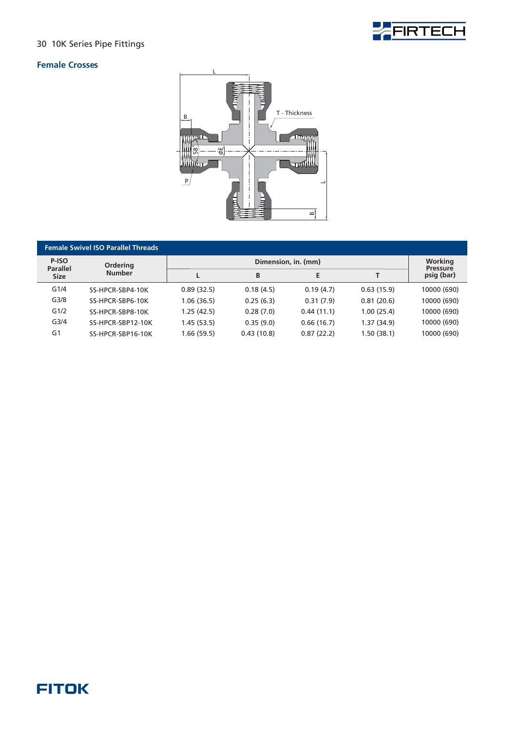## Female Crosses

| Female Swivel ISO Parallel Threads | | | | | | |
|---|---|---|---|---|---|---|
| P-ISO Parallel Size | Ordering Number | Dimension, in. (mm) | | | | Working Pressure psig (bar) |
| | | L | B | E | T | |
| G1/4 | SS-HPCR-SBP4-10K | 0.89 (32.5) | 0.18 (4.5) | 0.19 (4.7) | 0.63 (15.9) | 10000 (690) |
| G3/8 | SS-HPCR-SBP6-10K | 1.06 (36.5) | 0.25 (6.3) | 0.31 (7.9) | 0.81 (20.6) | 10000 (690) |
| G1/2 | SS-HPCR-SBP8-10K | 1.25 (42.5) | 0.28 (7.0) | 0.44 (11.1) | 1.00 (25.4) | 10000 (690) |
| G3/4 | SS-HPCR-SBP12-10K | 1.45 (53.5) | 0.35 (9.0) | 0.66 (16.7) | 1.37 (34.9) | 10000 (690) |
| G1 | SS-HPCR-SBP16-10K | 1.66 (59.5) | 0.43 (10.8) | 0.87 (22.2) | 1.50 (38.1) | 10000 (690) |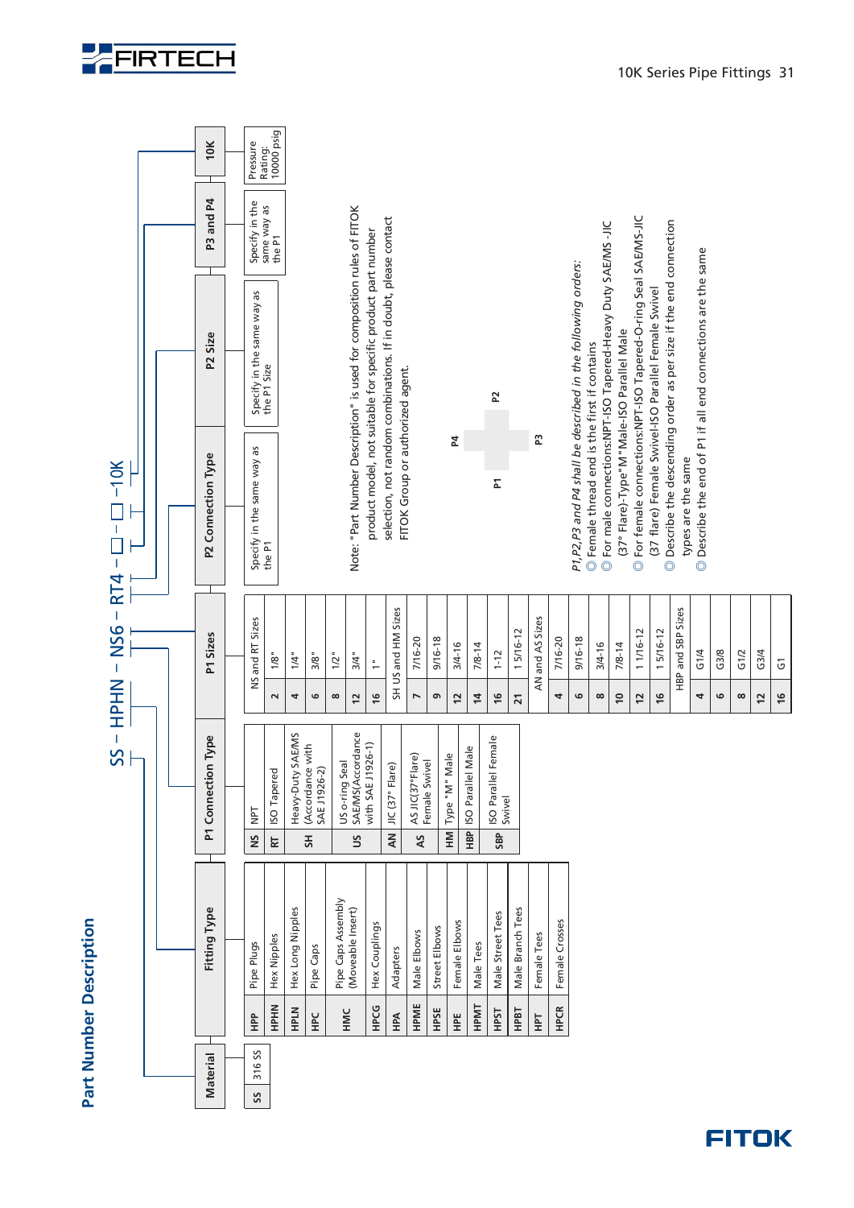## Part Number Description

**SS – HPHN – NS6 – RT4 – □ – □ –10K**

| Material | |
|---|---|
| SS | 316 SS |

| Fitting Type | |
|---|---|
| HPP | Pipe Plugs |
| HPHN | Hex Nipples |
| HPLN | Hex Long Nipples |
| HPC | Pipe Caps |
| HMC | Pipe Caps Assembly (Moveable Insert) |
| HPCG | Hex Couplings |
| HPA | Adapters |
| HPME | Male Elbows |
| HPSE | Street Elbows |
| HPE | Female Elbows |
| HPMT | Male Tees |
| HPST | Male Street Tees |
| HPBT | Male Branch Tees |
| HPT | Female Tees |
| HPCR | Female Crosses |

| P1 Connection Type | |
|---|---|
| NS | NPT |
| RT | ISO Tapered |
| SH | Heavy-Duty SAE/MS (Accordance with SAE J1926-2) |
| US | US o-ring Seal SAE/MS(Accordance with SAE J1926-1) |
| AN | JIC (37° Flare) |
| AS | AS JIC(37°Flare) Female Swivel |
| HM | Type "M" Male |
| HBP | ISO Parallel Male |
| SBP | ISO Parallel Female Swivel |

**P1 Sizes**

| NS and RT Sizes | |
|---|---|
| 2 | 1/8" |
| 4 | 1/4" |
| 6 | 3/8" |
| 8 | 1/2" |
| 12 | 3/4" |
| 16 | 1" |

| SH US and HM Sizes | |
|---|---|
| 7 | 7/16-20 |
| 9 | 9/16-18 |
| 12 | 3/4-16 |
| 14 | 7/8-14 |
| 16 | 1-12 |
| 21 | 1 5/16-12 |

| AN and AS Sizes | |
|---|---|
| 4 | 7/16-20 |
| 6 | 9/16-18 |
| 8 | 3/4-16 |
| 10 | 7/8-14 |
| 12 | 1 1/16-12 |
| 16 | 1 5/16-12 |

| HBP and SBP Sizes | |
|---|---|
| 4 | G1/4 |
| 6 | G3/8 |
| 8 | G1/2 |
| 12 | G3/4 |
| 16 | G1 |

**P2 Connection Type:** Specify in the same way as the P1

**P2 Size:** Specify in the same way as the P1 Size

**P3 and P4:** Specify in the same way as the P1

**10K:** Pressure Rating: 10000 psig

Note: "Part Number Description" is used for composition rules of FITOK product model, not suitable for specific product part number selection, not random combinations. If in doubt, please contact FITOK Group or authorized agent.

P1 | P2 | P3 | P4

*P1,P2,P3 and P4 shall be described in the following orders:*

- ◎ Female thread end is the first if contains
- ◎ For male connections:NPT-ISO Tapered-Heavy Duty SAE/MS -JIC (37° Flare)-Type"M"Male-ISO Parallel Male
- ◎ For female connections:NPT-ISO Tapered-O-ring Seal SAE/MS-JIC (37 flare) Female Swivel-ISO Parallel Female Swivel
- ◎ Describe the descending order as per size if the end connection types are the same
- ◎ Describe the end of P1 if all end connections are the same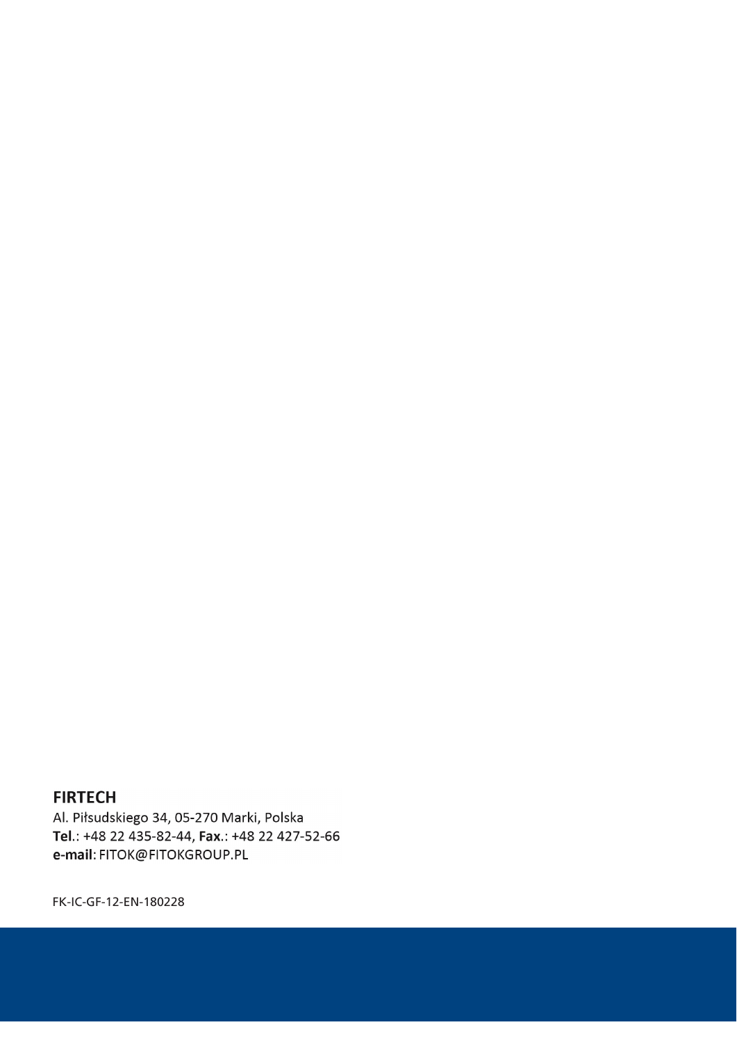**FIRTECH**

Al. Piłsudskiego 34, 05-270 Marki, Polska

**Tel**.: +48 22 435-82-44, **Fax**.: +48 22 427-52-66

**e-mail**: FITOK@FITOKGROUP.PL

FK-IC-GF-12-EN-180228